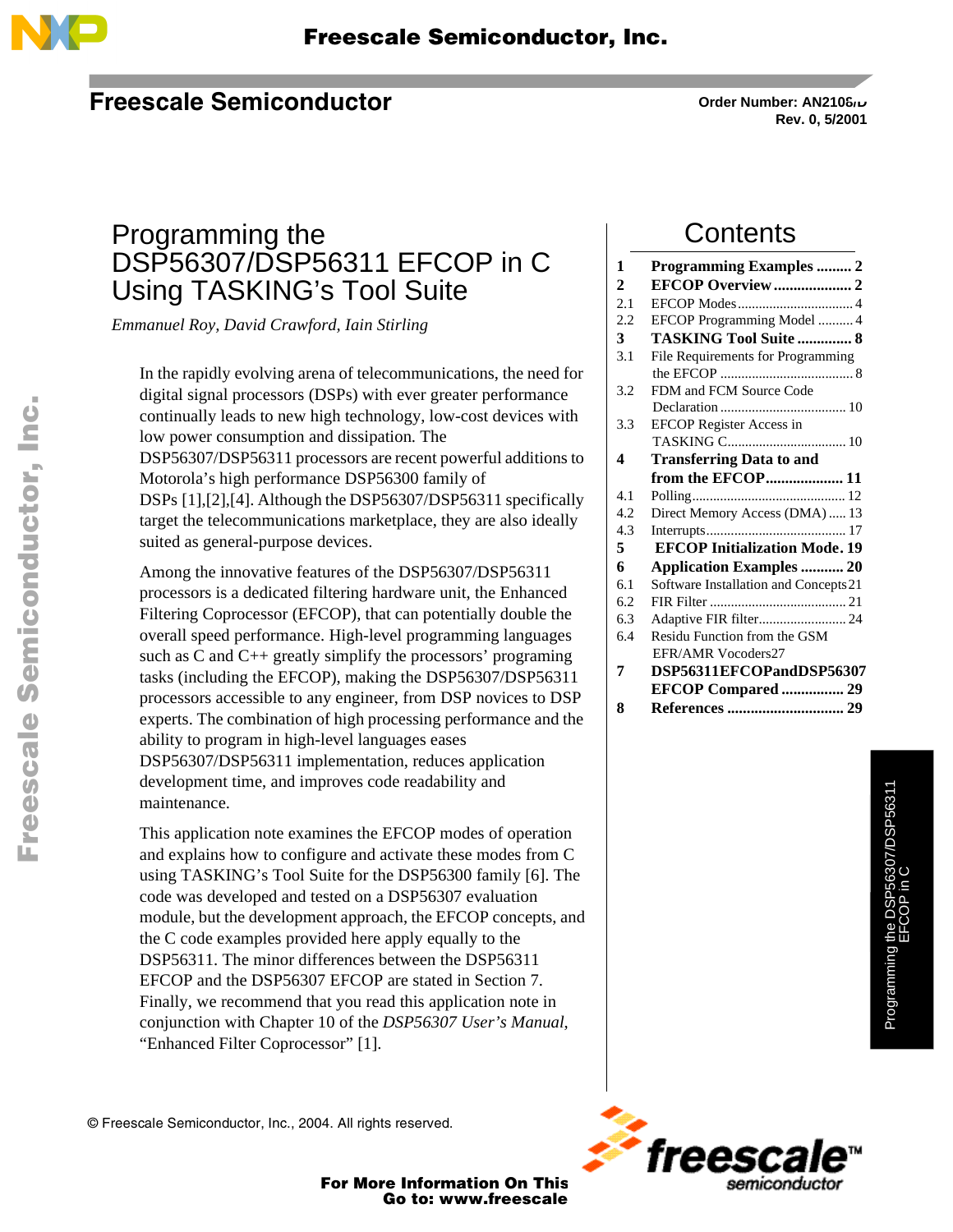Freescale Semiconductor

Order Number: AN2106/D
Rev. 0, 5/2001

# Programming the DSP56307/DSP56311 EFCOP in C Using TASKING's Tool Suite

*Emmanuel Roy, David Crawford, Iain Stirling*

In the rapidly evolving arena of telecommunications, the need for digital signal processors (DSPs) with ever greater performance continually leads to new high technology, low-cost devices with low power consumption and dissipation. The DSP56307/DSP56311 processors are recent powerful additions to Motorola's high performance DSP56300 family of DSPs [1],[2],[4]. Although the DSP56307/DSP56311 specifically target the telecommunications marketplace, they are also ideally suited as general-purpose devices.

Among the innovative features of the DSP56307/DSP56311 processors is a dedicated filtering hardware unit, the Enhanced Filtering Coprocessor (EFCOP), that can potentially double the overall speed performance. High-level programming languages such as C and C++ greatly simplify the processors' programing tasks (including the EFCOP), making the DSP56307/DSP56311 processors accessible to any engineer, from DSP novices to DSP experts. The combination of high processing performance and the ability to program in high-level languages eases DSP56307/DSP56311 implementation, reduces application development time, and improves code readability and maintenance.

This application note examines the EFCOP modes of operation and explains how to configure and activate these modes from C using TASKING's Tool Suite for the DSP56300 family [6]. The code was developed and tested on a DSP56307 evaluation module, but the development approach, the EFCOP concepts, and the C code examples provided here apply equally to the DSP56311. The minor differences between the DSP56311 EFCOP and the DSP56307 EFCOP are stated in Section 7. Finally, we recommend that you read this application note in conjunction with Chapter 10 of the *DSP56307 User's Manual*, "Enhanced Filter Coprocessor" [1].

## Contents

| | | |
|---|---|---|
| **1** | **Programming Examples** | **2** |
| **2** | **EFCOP Overview** | **2** |
| 2.1 | EFCOP Modes | 4 |
| 2.2 | EFCOP Programming Model | 4 |
| **3** | **TASKING Tool Suite** | **8** |
| 3.1 | File Requirements for Programming the EFCOP | 8 |
| 3.2 | FDM and FCM Source Code Declaration | 10 |
| 3.3 | EFCOP Register Access in TASKING C | 10 |
| **4** | **Transferring Data to and from the EFCOP** | **11** |
| 4.1 | Polling | 12 |
| 4.2 | Direct Memory Access (DMA) | 13 |
| 4.3 | Interrupts | 17 |
| **5** | **EFCOP Initialization Mode** | **19** |
| **6** | **Application Examples** | **20** |
| 6.1 | Software Installation and Concepts | 21 |
| 6.2 | FIR Filter | 21 |
| 6.3 | Adaptive FIR filter | 24 |
| 6.4 | Residu Function from the GSM EFR/AMR Vocoders | 27 |
| **7** | **DSP56311EFCOPandDSP56307 EFCOP Compared** | **29** |
| **8** | **References** | **29** |

© Freescale Semiconductor, Inc., 2004. All rights reserved.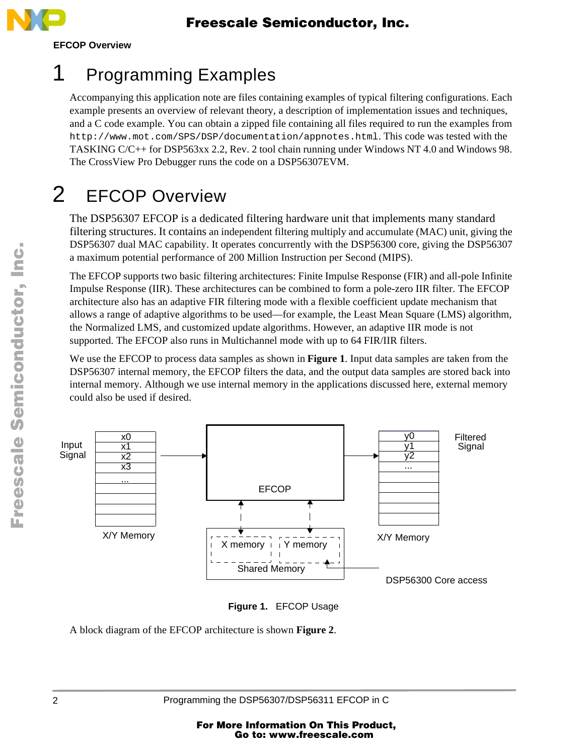# 1 Programming Examples

Accompanying this application note are files containing examples of typical filtering configurations. Each example presents an overview of relevant theory, a description of implementation issues and techniques, and a C code example. You can obtain a zipped file containing all files required to run the examples from `http://www.mot.com/SPS/DSP/documentation/appnotes.html`. This code was tested with the TASKING C/C++ for DSP563xx 2.2, Rev. 2 tool chain running under Windows NT 4.0 and Windows 98. The CrossView Pro Debugger runs the code on a DSP56307EVM.

# 2 EFCOP Overview

The DSP56307 EFCOP is a dedicated filtering hardware unit that implements many standard filtering structures. It contains an independent filtering multiply and accumulate (MAC) unit, giving the DSP56307 dual MAC capability. It operates concurrently with the DSP56300 core, giving the DSP56307 a maximum potential performance of 200 Million Instruction per Second (MIPS).

The EFCOP supports two basic filtering architectures: Finite Impulse Response (FIR) and all-pole Infinite Impulse Response (IIR). These architectures can be combined to form a pole-zero IIR filter. The EFCOP architecture also has an adaptive FIR filtering mode with a flexible coefficient update mechanism that allows a range of adaptive algorithms to be used—for example, the Least Mean Square (LMS) algorithm, the Normalized LMS, and customized update algorithms. However, an adaptive IIR mode is not supported. The EFCOP also runs in Multichannel mode with up to 64 FIR/IIR filters.

We use the EFCOP to process data samples as shown in **Figure 1**. Input data samples are taken from the DSP56307 internal memory, the EFCOP filters the data, and the output data samples are stored back into internal memory. Although we use internal memory in the applications discussed here, external memory could also be used if desired.

Input Signal: x0, x1, x2, x3, ... (X/Y Memory) → EFCOP → Filtered Signal: y0, y1, y2, ... (X/Y Memory)

EFCOP ↔ Shared Memory (X memory, Y memory) ← DSP56300 Core access

**Figure 1.** EFCOP Usage

A block diagram of the EFCOP architecture is shown **Figure 2**.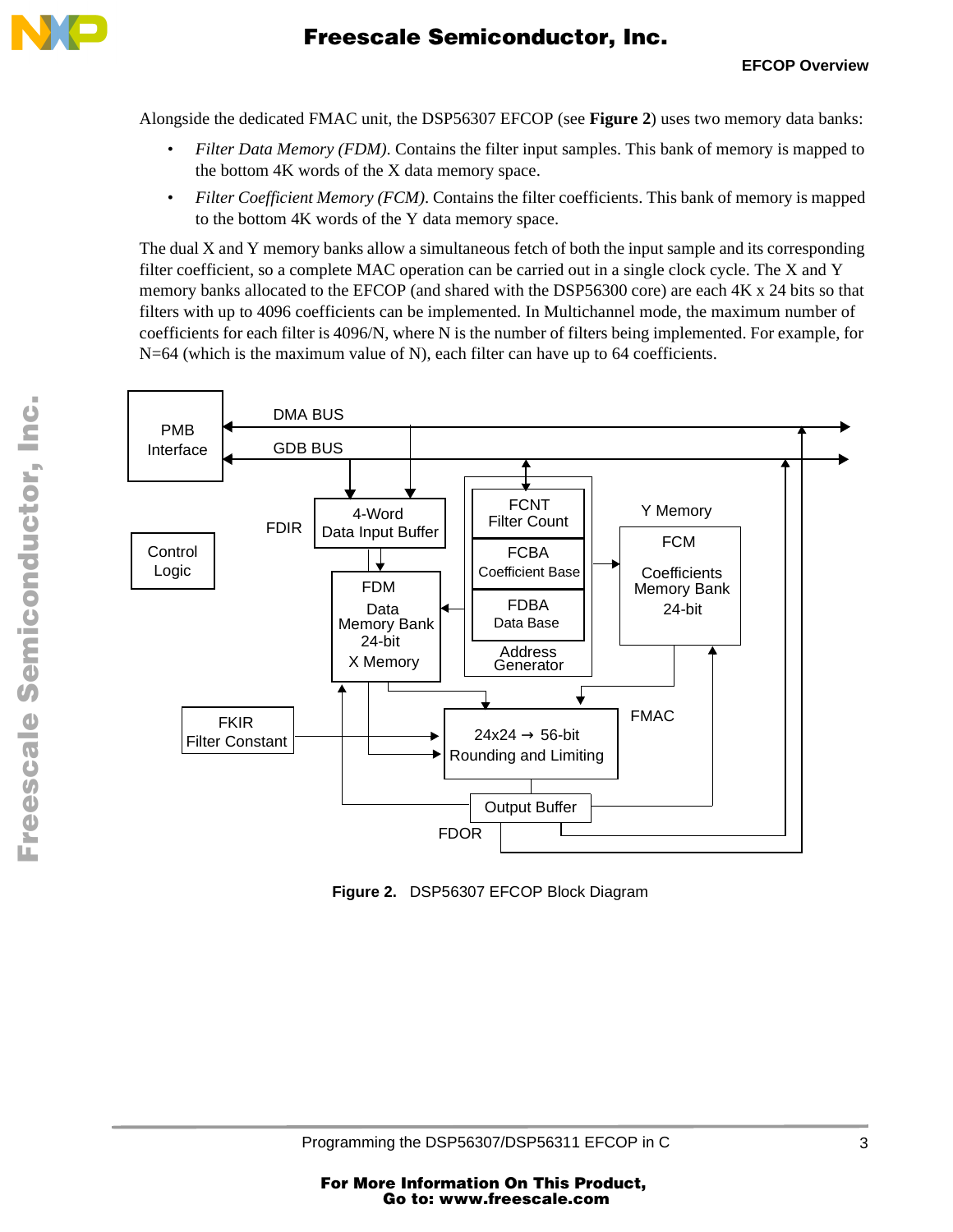Alongside the dedicated FMAC unit, the DSP56307 EFCOP (see **Figure 2**) uses two memory data banks:

- *Filter Data Memory (FDM)*. Contains the filter input samples. This bank of memory is mapped to the bottom 4K words of the X data memory space.
- *Filter Coefficient Memory (FCM)*. Contains the filter coefficients. This bank of memory is mapped to the bottom 4K words of the Y data memory space.

The dual X and Y memory banks allow a simultaneous fetch of both the input sample and its corresponding filter coefficient, so a complete MAC operation can be carried out in a single clock cycle. The X and Y memory banks allocated to the EFCOP (and shared with the DSP56300 core) are each 4K x 24 bits so that filters with up to 4096 coefficients can be implemented. In Multichannel mode, the maximum number of coefficients for each filter is 4096/N, where N is the number of filters being implemented. For example, for N=64 (which is the maximum value of N), each filter can have up to 64 coefficients.

**Figure 2.** DSP56307 EFCOP Block Diagram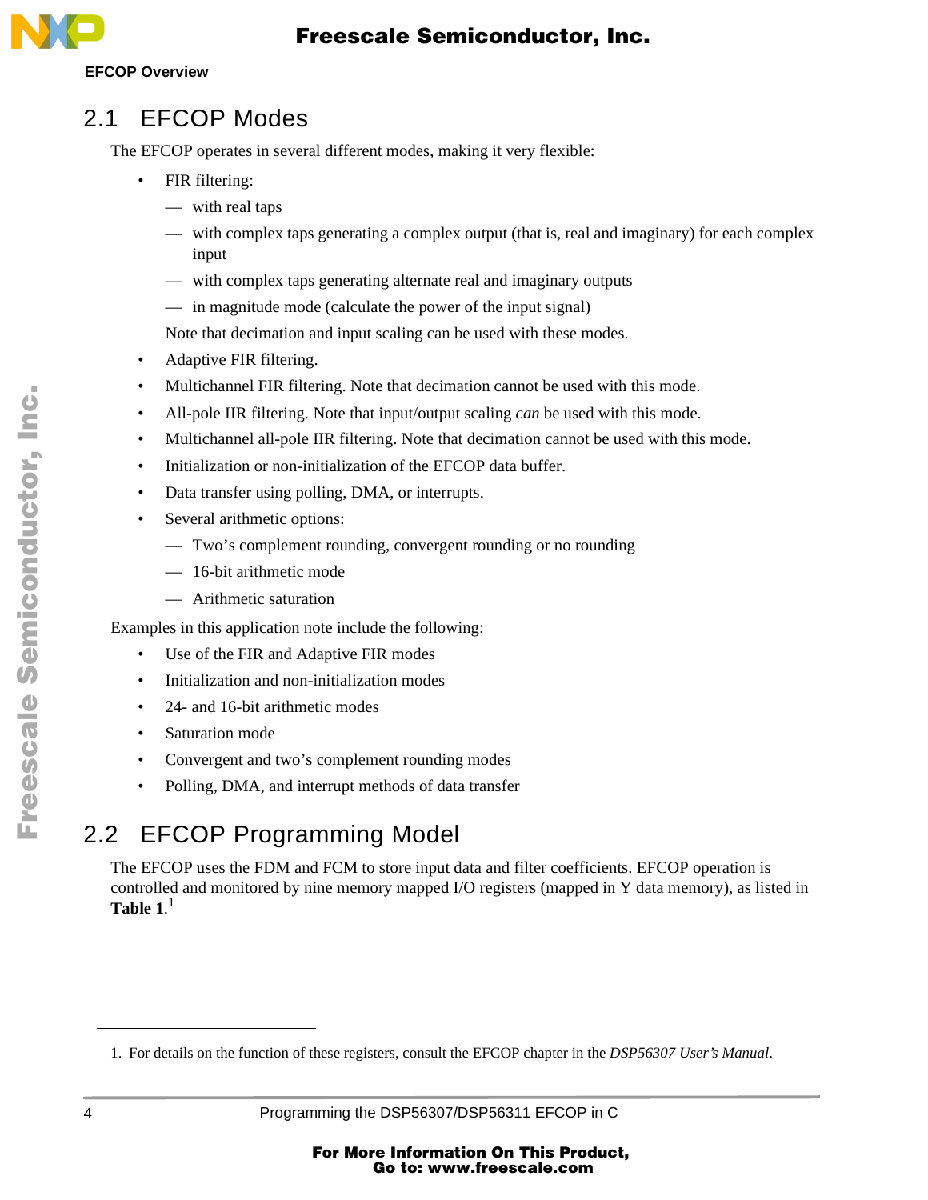## 2.1 EFCOP Modes

The EFCOP operates in several different modes, making it very flexible:

- FIR filtering:
  - with real taps
  - with complex taps generating a complex output (that is, real and imaginary) for each complex input
  - with complex taps generating alternate real and imaginary outputs
  - in magnitude mode (calculate the power of the input signal)

  Note that decimation and input scaling can be used with these modes.
- Adaptive FIR filtering.
- Multichannel FIR filtering. Note that decimation cannot be used with this mode.
- All-pole IIR filtering. Note that input/output scaling *can* be used with this mode.
- Multichannel all-pole IIR filtering. Note that decimation cannot be used with this mode.
- Initialization or non-initialization of the EFCOP data buffer.
- Data transfer using polling, DMA, or interrupts.
- Several arithmetic options:
  - Two's complement rounding, convergent rounding or no rounding
  - 16-bit arithmetic mode
  - Arithmetic saturation

Examples in this application note include the following:

- Use of the FIR and Adaptive FIR modes
- Initialization and non-initialization modes
- 24- and 16-bit arithmetic modes
- Saturation mode
- Convergent and two's complement rounding modes
- Polling, DMA, and interrupt methods of data transfer

## 2.2 EFCOP Programming Model

The EFCOP uses the FDM and FCM to store input data and filter coefficients. EFCOP operation is controlled and monitored by nine memory mapped I/O registers (mapped in Y data memory), as listed in **Table 1**.[1]

---

1. For details on the function of these registers, consult the EFCOP chapter in the *DSP56307 User's Manual*.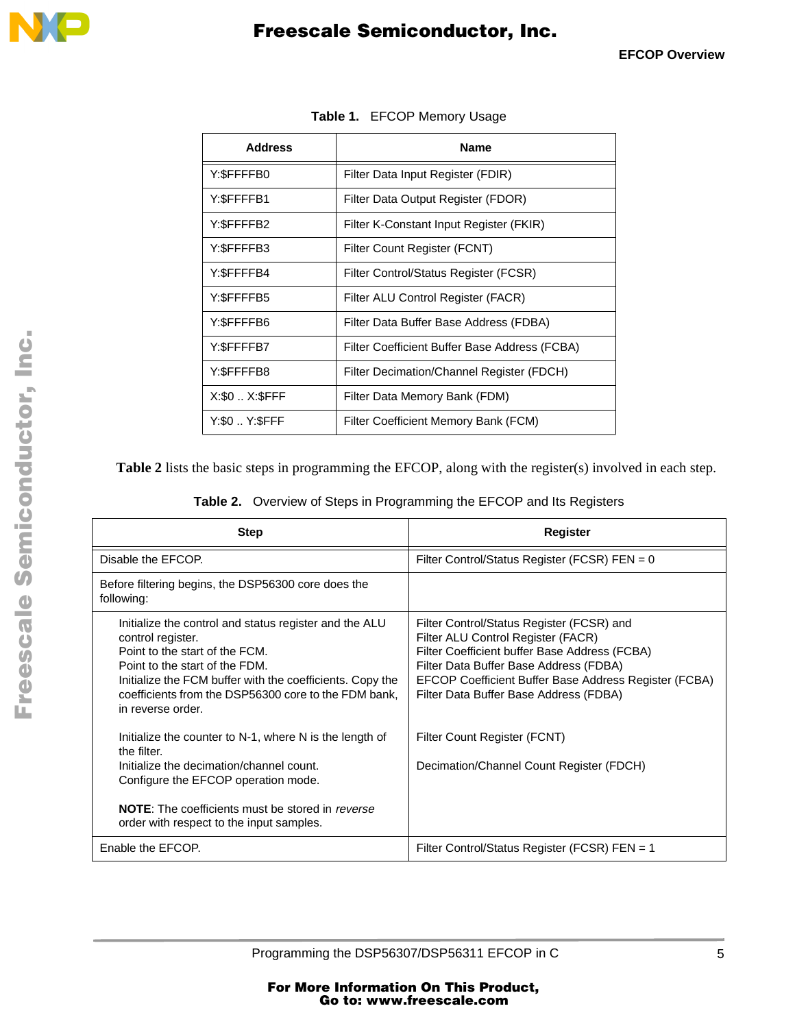**Table 1.** EFCOP Memory Usage

| Address | Name |
|---|---|
| Y:$FFFFB0 | Filter Data Input Register (FDIR) |
| Y:$FFFFB1 | Filter Data Output Register (FDOR) |
| Y:$FFFFB2 | Filter K-Constant Input Register (FKIR) |
| Y:$FFFFB3 | Filter Count Register (FCNT) |
| Y:$FFFFB4 | Filter Control/Status Register (FCSR) |
| Y:$FFFFB5 | Filter ALU Control Register (FACR) |
| Y:$FFFFB6 | Filter Data Buffer Base Address (FDBA) |
| Y:$FFFFB7 | Filter Coefficient Buffer Base Address (FCBA) |
| Y:$FFFFB8 | Filter Decimation/Channel Register (FDCH) |
| X:$0 .. X:$FFF | Filter Data Memory Bank (FDM) |
| Y:$0 .. Y:$FFF | Filter Coefficient Memory Bank (FCM) |

**Table 2** lists the basic steps in programming the EFCOP, along with the register(s) involved in each step.

**Table 2.** Overview of Steps in Programming the EFCOP and Its Registers

| Step | Register |
|---|---|
| Disable the EFCOP. | Filter Control/Status Register (FCSR) FEN = 0 |
| Before filtering begins, the DSP56300 core does the following: | |
| Initialize the control and status register and the ALU control register.<br>Point to the start of the FCM.<br>Point to the start of the FDM.<br>Initialize the FCM buffer with the coefficients. Copy the coefficients from the DSP56300 core to the FDM bank, in reverse order.<br><br>Initialize the counter to N-1, where N is the length of the filter.<br>Initialize the decimation/channel count.<br>Configure the EFCOP operation mode.<br><br>**NOTE**: The coefficients must be stored in *reverse* order with respect to the input samples. | Filter Control/Status Register (FCSR) and<br>Filter ALU Control Register (FACR)<br>Filter Coefficient buffer Base Address (FCBA)<br>Filter Data Buffer Base Address (FDBA)<br>EFCOP Coefficient Buffer Base Address Register (FCBA)<br>Filter Data Buffer Base Address (FDBA)<br><br>Filter Count Register (FCNT)<br><br>Decimation/Channel Count Register (FDCH) |
| Enable the EFCOP. | Filter Control/Status Register (FCSR) FEN = 1 |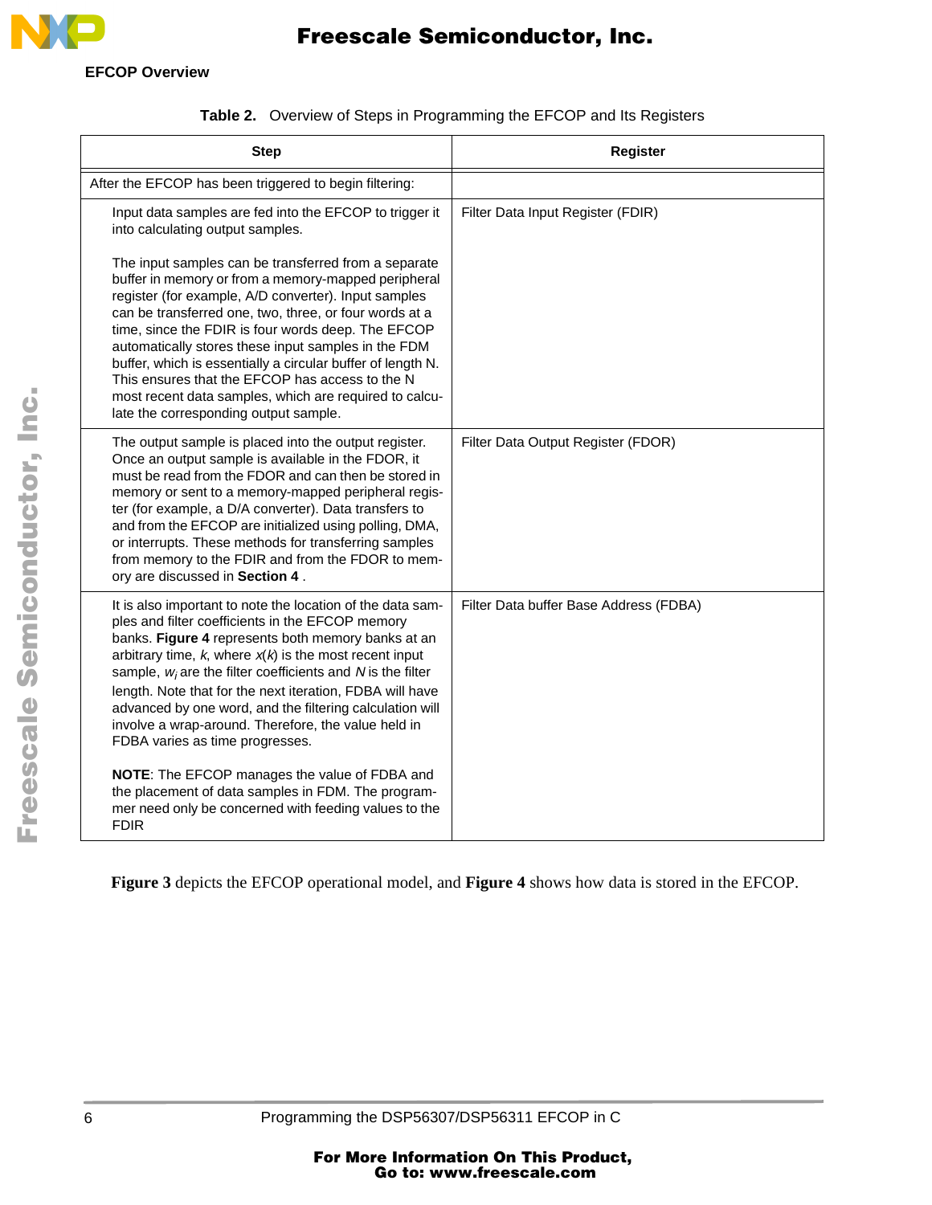**Table 2.** Overview of Steps in Programming the EFCOP and Its Registers

| Step | Register |
|---|---|
| After the EFCOP has been triggered to begin filtering: | |
| Input data samples are fed into the EFCOP to trigger it into calculating output samples.<br><br>The input samples can be transferred from a separate buffer in memory or from a memory-mapped peripheral register (for example, A/D converter). Input samples can be transferred one, two, three, or four words at a time, since the FDIR is four words deep. The EFCOP automatically stores these input samples in the FDM buffer, which is essentially a circular buffer of length N. This ensures that the EFCOP has access to the N most recent data samples, which are required to calculate the corresponding output sample. | Filter Data Input Register (FDIR) |
| The output sample is placed into the output register. Once an output sample is available in the FDOR, it must be read from the FDOR and can then be stored in memory or sent to a memory-mapped peripheral register (for example, a D/A converter). Data transfers to and from the EFCOP are initialized using polling, DMA, or interrupts. These methods for transferring samples from memory to the FDIR and from the FDOR to memory are discussed in **Section 4** . | Filter Data Output Register (FDOR) |
| It is also important to note the location of the data samples and filter coefficients in the EFCOP memory banks. **Figure 4** represents both memory banks at an arbitrary time, *k*, where $x(k)$ is the most recent input sample, $w_i$ are the filter coefficients and $N$ is the filter length. Note that for the next iteration, FDBA will have advanced by one word, and the filtering calculation will involve a wrap-around. Therefore, the value held in FDBA varies as time progresses.<br><br>**NOTE**: The EFCOP manages the value of FDBA and the placement of data samples in FDM. The programmer need only be concerned with feeding values to the FDIR | Filter Data buffer Base Address (FDBA) |

**Figure 3** depicts the EFCOP operational model, and **Figure 4** shows how data is stored in the EFCOP.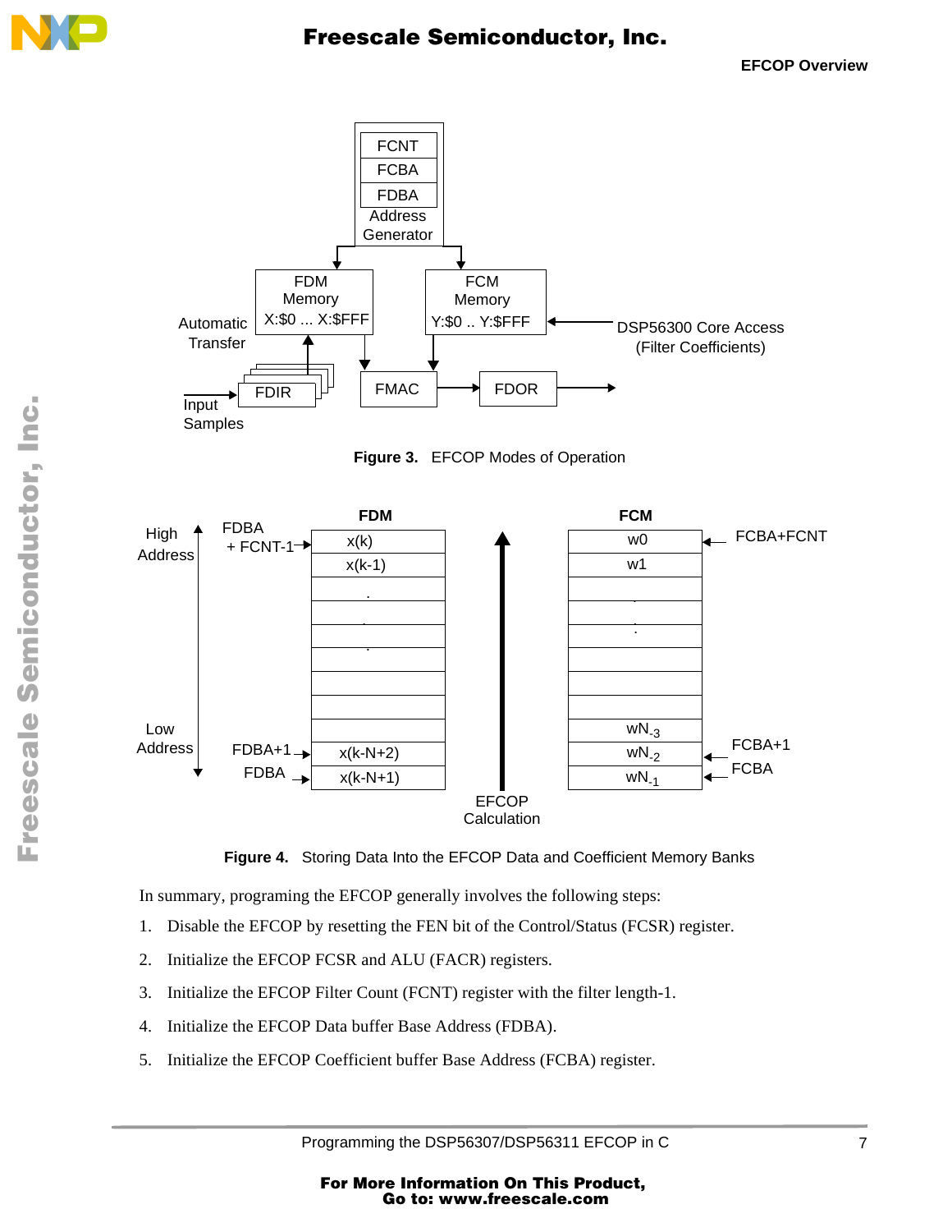Figure 3. EFCOP Modes of Operation

Figure 4. Storing Data Into the EFCOP Data and Coefficient Memory Banks

In summary, programing the EFCOP generally involves the following steps:

1. Disable the EFCOP by resetting the FEN bit of the Control/Status (FCSR) register.
2. Initialize the EFCOP FCSR and ALU (FACR) registers.
3. Initialize the EFCOP Filter Count (FCNT) register with the filter length-1.
4. Initialize the EFCOP Data buffer Base Address (FDBA).
5. Initialize the EFCOP Coefficient buffer Base Address (FCBA) register.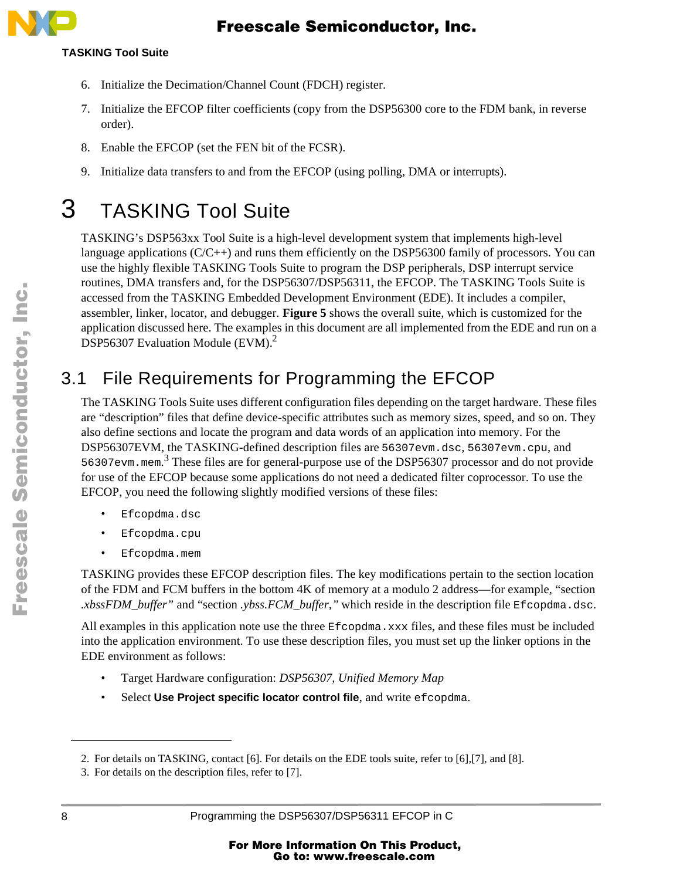6. Initialize the Decimation/Channel Count (FDCH) register.
7. Initialize the EFCOP filter coefficients (copy from the DSP56300 core to the FDM bank, in reverse order).
8. Enable the EFCOP (set the FEN bit of the FCSR).
9. Initialize data transfers to and from the EFCOP (using polling, DMA or interrupts).

# 3 TASKING Tool Suite

TASKING's DSP563xx Tool Suite is a high-level development system that implements high-level language applications (C/C++) and runs them efficiently on the DSP56300 family of processors. You can use the highly flexible TASKING Tools Suite to program the DSP peripherals, DSP interrupt service routines, DMA transfers and, for the DSP56307/DSP56311, the EFCOP. The TASKING Tools Suite is accessed from the TASKING Embedded Development Environment (EDE). It includes a compiler, assembler, linker, locator, and debugger. **Figure 5** shows the overall suite, which is customized for the application discussed here. The examples in this document are all implemented from the EDE and run on a DSP56307 Evaluation Module (EVM).[2]

## 3.1 File Requirements for Programming the EFCOP

The TASKING Tools Suite uses different configuration files depending on the target hardware. These files are "description" files that define device-specific attributes such as memory sizes, speed, and so on. They also define sections and locate the program and data words of an application into memory. For the DSP56307EVM, the TASKING-defined description files are `56307evm.dsc`, `56307evm.cpu`, and `56307evm.mem`.[3] These files are for general-purpose use of the DSP56307 processor and do not provide for use of the EFCOP because some applications do not need a dedicated filter coprocessor. To use the EFCOP, you need the following slightly modified versions of these files:

- `Efcopdma.dsc`
- `Efcopdma.cpu`
- `Efcopdma.mem`

TASKING provides these EFCOP description files. The key modifications pertain to the section location of the FDM and FCM buffers in the bottom 4K of memory at a modulo 2 address—for example, "section *.xbssFDM_buffer*" and "section *.ybss.FCM_buffer*," which reside in the description file `Efcopdma.dsc`.

All examples in this application note use the three `Efcopdma.xxx` files, and these files must be included into the application environment. To use these description files, you must set up the linker options in the EDE environment as follows:

- Target Hardware configuration: *DSP56307, Unified Memory Map*
- Select **Use Project specific locator control file**, and write `efcopdma`.

---

2. For details on TASKING, contact [6]. For details on the EDE tools suite, refer to [6],[7], and [8].
3. For details on the description files, refer to [7].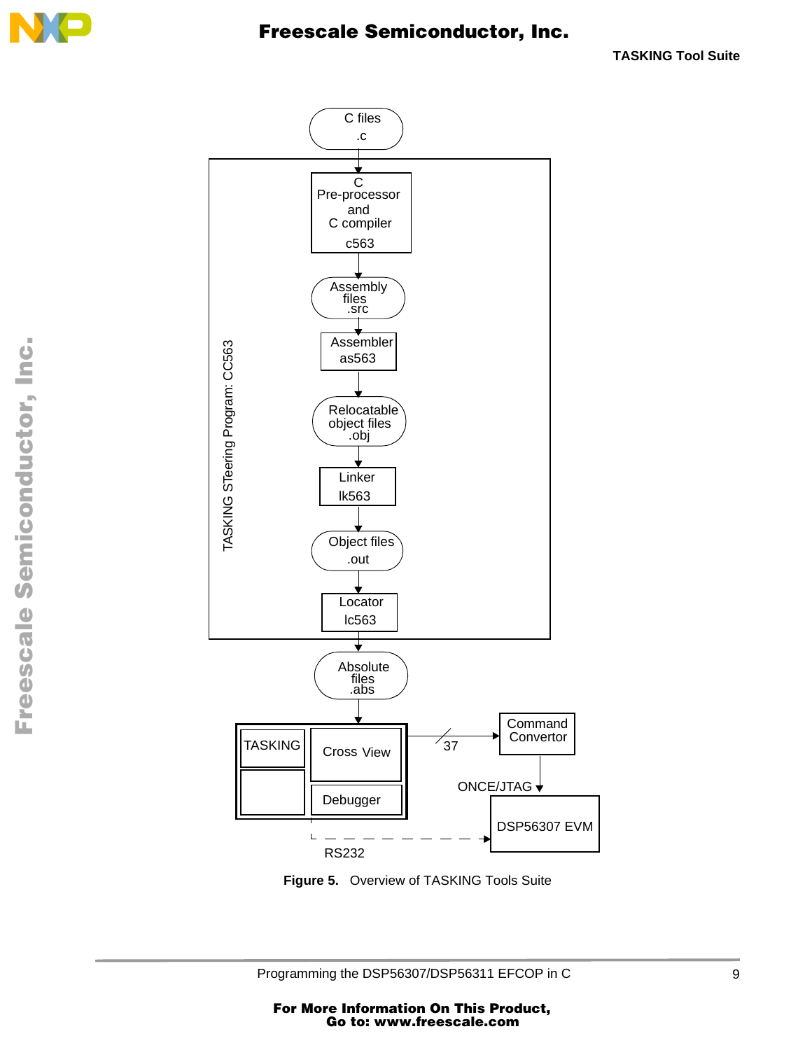Figure 5. Overview of TASKING Tools Suite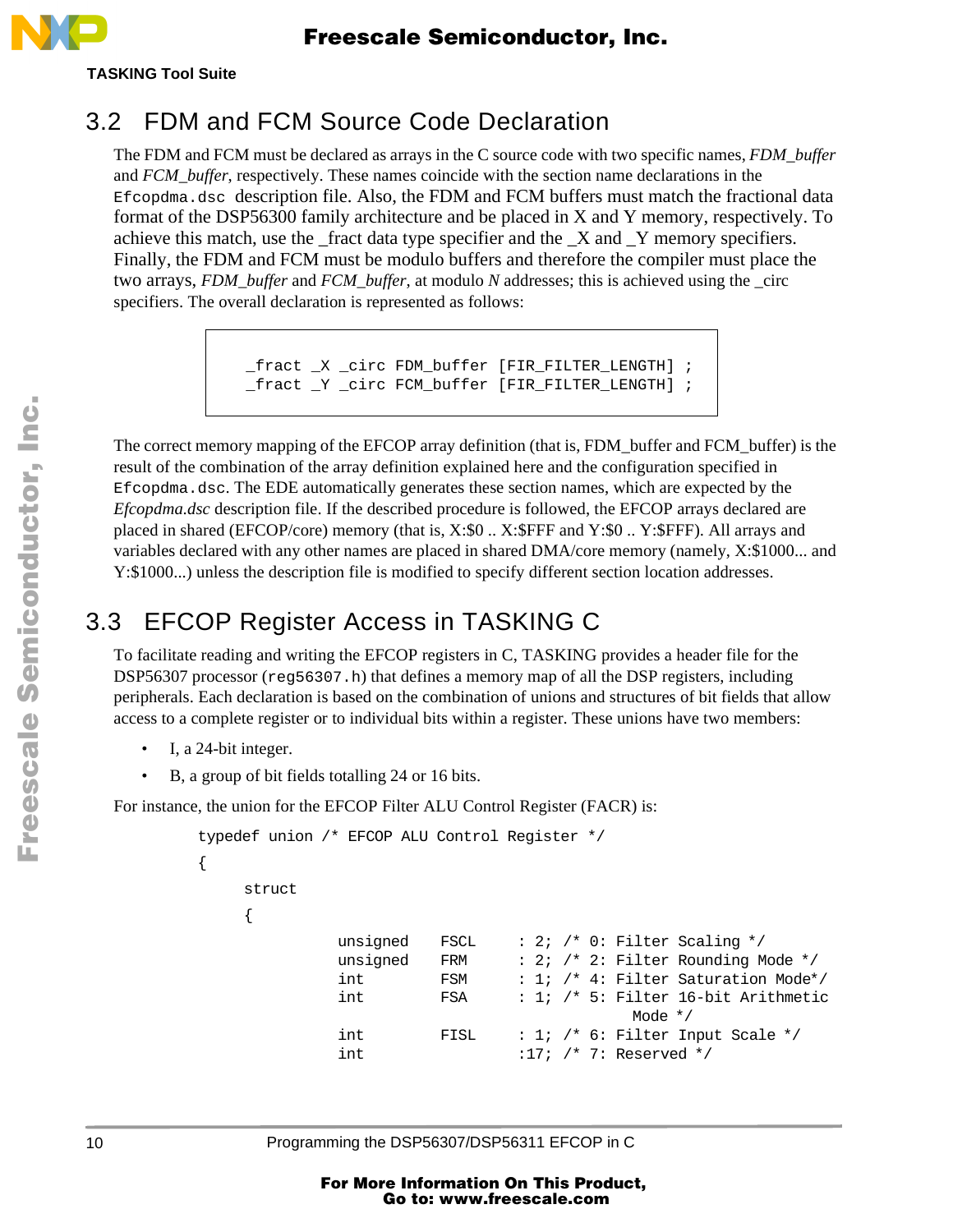## 3.2 FDM and FCM Source Code Declaration

The FDM and FCM must be declared as arrays in the C source code with two specific names, *FDM_buffer* and *FCM_buffer*, respectively. These names coincide with the section name declarations in the `Efcopdma.dsc` description file. Also, the FDM and FCM buffers must match the fractional data format of the DSP56300 family architecture and be placed in X and Y memory, respectively. To achieve this match, use the _fract data type specifier and the _X and _Y memory specifiers. Finally, the FDM and FCM must be modulo buffers and therefore the compiler must place the two arrays, *FDM_buffer* and *FCM_buffer*, at modulo *N* addresses; this is achieved using the _circ specifiers. The overall declaration is represented as follows:

```
_fract _X _circ FDM_buffer [FIR_FILTER_LENGTH] ;
_fract _Y _circ FCM_buffer [FIR_FILTER_LENGTH] ;
```

The correct memory mapping of the EFCOP array definition (that is, FDM_buffer and FCM_buffer) is the result of the combination of the array definition explained here and the configuration specified in `Efcopdma.dsc`. The EDE automatically generates these section names, which are expected by the *Efcopdma.dsc* description file. If the described procedure is followed, the EFCOP arrays declared are placed in shared (EFCOP/core) memory (that is, X:$0 .. X:$FFF and Y:$0 .. Y:$FFF). All arrays and variables declared with any other names are placed in shared DMA/core memory (namely, X:$1000... and Y:$1000...) unless the description file is modified to specify different section location addresses.

## 3.3 EFCOP Register Access in TASKING C

To facilitate reading and writing the EFCOP registers in C, TASKING provides a header file for the DSP56307 processor (`reg56307.h`) that defines a memory map of all the DSP registers, including peripherals. Each declaration is based on the combination of unions and structures of bit fields that allow access to a complete register or to individual bits within a register. These unions have two members:

- I, a 24-bit integer.
- B, a group of bit fields totalling 24 or 16 bits.

For instance, the union for the EFCOP Filter ALU Control Register (FACR) is:

```
typedef union /* EFCOP ALU Control Register */
{
     struct
     {
               unsigned    FSCL     : 2; /* 0: Filter Scaling */
               unsigned    FRM      : 2; /* 2: Filter Rounding Mode */
               int         FSM      : 1; /* 4: Filter Saturation Mode*/
               int         FSA      : 1; /* 5: Filter 16-bit Arithmetic
                                                  Mode */
               int         FISL     : 1; /* 6: Filter Input Scale */
               int                  :17; /* 7: Reserved */
```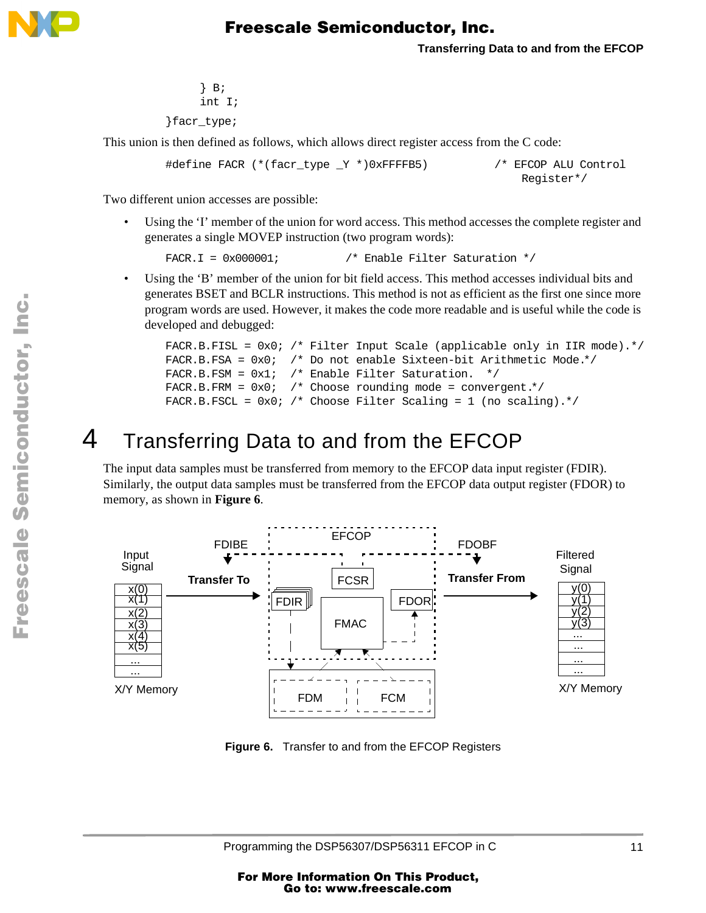```
    } B;
    int I;
}facr_type;
```

This union is then defined as follows, which allows direct register access from the C code:

```
#define FACR (*(facr_type _Y *)0xFFFFB5)          /* EFCOP ALU Control
                                                      Register*/
```

Two different union accesses are possible:

- Using the 'I' member of the union for word access. This method accesses the complete register and generates a single MOVEP instruction (two program words):

```
FACR.I = 0x000001;          /* Enable Filter Saturation */
```

- Using the 'B' member of the union for bit field access. This method accesses individual bits and generates BSET and BCLR instructions. This method is not as efficient as the first one since more program words are used. However, it makes the code more readable and is useful while the code is developed and debugged:

```
FACR.B.FISL = 0x0; /* Filter Input Scale (applicable only in IIR mode).*/
FACR.B.FSA = 0x0;  /* Do not enable Sixteen-bit Arithmetic Mode.*/
FACR.B.FSM = 0x1;  /* Enable Filter Saturation.  */
FACR.B.FRM = 0x0;  /* Choose rounding mode = convergent.*/
FACR.B.FSCL = 0x0; /* Choose Filter Scaling = 1 (no scaling).*/
```

# 4 Transferring Data to and from the EFCOP

The input data samples must be transferred from memory to the EFCOP data input register (FDIR). Similarly, the output data samples must be transferred from the EFCOP data output register (FDOR) to memory, as shown in **Figure 6**.

**Figure 6.** Transfer to and from the EFCOP Registers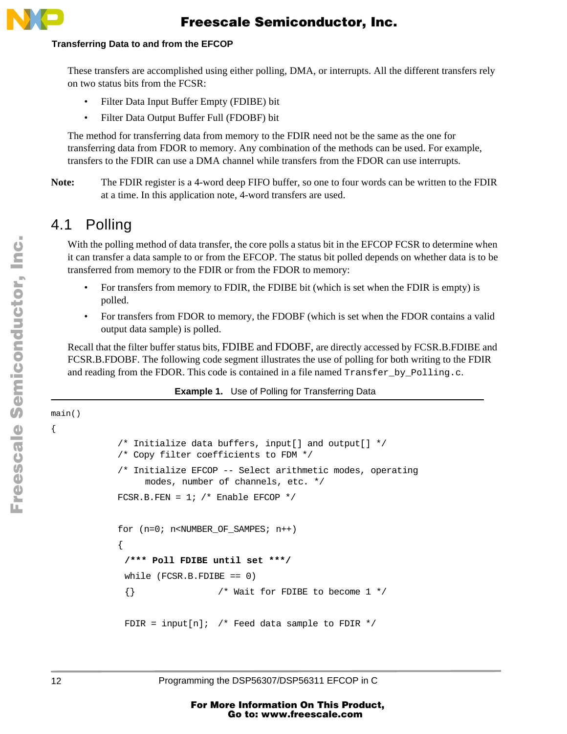These transfers are accomplished using either polling, DMA, or interrupts. All the different transfers rely on two status bits from the FCSR:

- Filter Data Input Buffer Empty (FDIBE) bit
- Filter Data Output Buffer Full (FDOBF) bit

The method for transferring data from memory to the FDIR need not be the same as the one for transferring data from FDOR to memory. Any combination of the methods can be used. For example, transfers to the FDIR can use a DMA channel while transfers from the FDOR can use interrupts.

**Note:** The FDIR register is a 4-word deep FIFO buffer, so one to four words can be written to the FDIR at a time. In this application note, 4-word transfers are used.

## 4.1 Polling

With the polling method of data transfer, the core polls a status bit in the EFCOP FCSR to determine when it can transfer a data sample to or from the EFCOP. The status bit polled depends on whether data is to be transferred from memory to the FDIR or from the FDOR to memory:

- For transfers from memory to FDIR, the FDIBE bit (which is set when the FDIR is empty) is polled.
- For transfers from FDOR to memory, the FDOBF (which is set when the FDOR contains a valid output data sample) is polled.

Recall that the filter buffer status bits, FDIBE and FDOBF, are directly accessed by FCSR.B.FDIBE and FCSR.B.FDOBF. The following code segment illustrates the use of polling for both writing to the FDIR and reading from the FDOR. This code is contained in a file named `Transfer_by_Polling.c`.

**Example 1.** Use of Polling for Transferring Data

```
main()
{
            /* Initialize data buffers, input[] and output[] */
            /* Copy filter coefficients to FDM */
            /* Initialize EFCOP -- Select arithmetic modes, operating
                 modes, number of channels, etc. */
            FCSR.B.FEN = 1; /* Enable EFCOP */

            for (n=0; n<NUMBER_OF_SAMPES; n++)
            {
             /*** Poll FDIBE until set ***/
             while (FCSR.B.FDIBE == 0)
             {}                /* Wait for FDIBE to become 1 */

             FDIR = input[n];  /* Feed data sample to FDIR */
```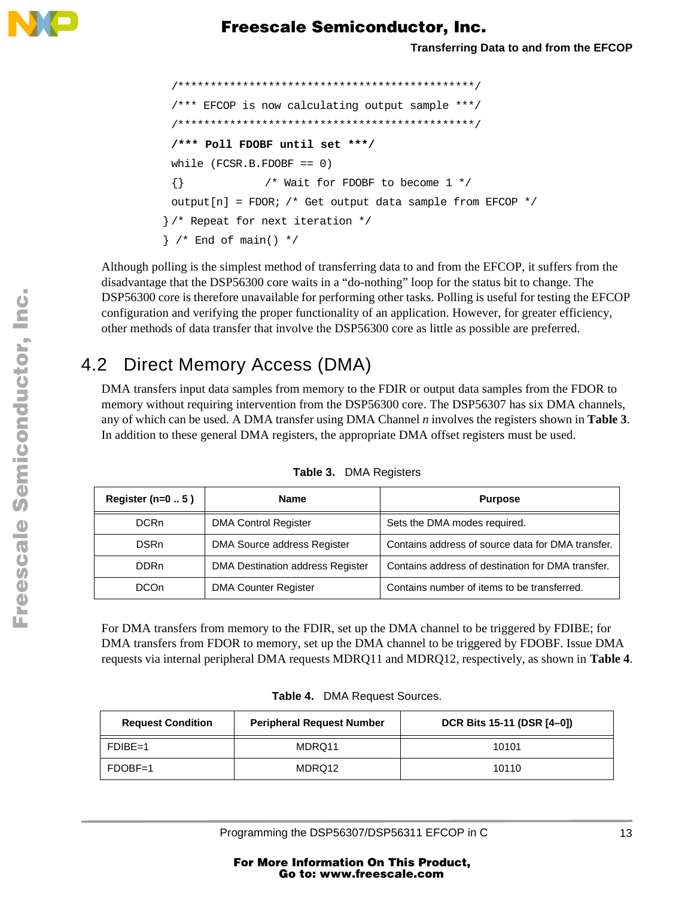```
/***********************************************/
/*** EFCOP is now calculating output sample ***/
/***********************************************/
/*** Poll FDOBF until set ***/
while (FCSR.B.FDOBF == 0)
{}            /* Wait for FDOBF to become 1 */
output[n] = FDOR; /* Get output data sample from EFCOP */
}/* Repeat for next iteration */
} /* End of main() */
```

Although polling is the simplest method of transferring data to and from the EFCOP, it suffers from the disadvantage that the DSP56300 core waits in a "do-nothing" loop for the status bit to change. The DSP56300 core is therefore unavailable for performing other tasks. Polling is useful for testing the EFCOP configuration and verifying the proper functionality of an application. However, for greater efficiency, other methods of data transfer that involve the DSP56300 core as little as possible are preferred.

## 4.2 Direct Memory Access (DMA)

DMA transfers input data samples from memory to the FDIR or output data samples from the FDOR to memory without requiring intervention from the DSP56300 core. The DSP56307 has six DMA channels, any of which can be used. A DMA transfer using DMA Channel *n* involves the registers shown in **Table 3**. In addition to these general DMA registers, the appropriate DMA offset registers must be used.

**Table 3.** DMA Registers

| Register (n=0 .. 5 ) | Name | Purpose |
|---|---|---|
| DCRn | DMA Control Register | Sets the DMA modes required. |
| DSRn | DMA Source address Register | Contains address of source data for DMA transfer. |
| DDRn | DMA Destination address Register | Contains address of destination for DMA transfer. |
| DCOn | DMA Counter Register | Contains number of items to be transferred. |

For DMA transfers from memory to the FDIR, set up the DMA channel to be triggered by FDIBE; for DMA transfers from FDOR to memory, set up the DMA channel to be triggered by FDOBF. Issue DMA requests via internal peripheral DMA requests MDRQ11 and MDRQ12, respectively, as shown in **Table 4**.

**Table 4.** DMA Request Sources.

| Request Condition | Peripheral Request Number | DCR Bits 15-11 (DSR [4–0]) |
|---|---|---|
| FDIBE=1 | MDRQ11 | 10101 |
| FDOBF=1 | MDRQ12 | 10110 |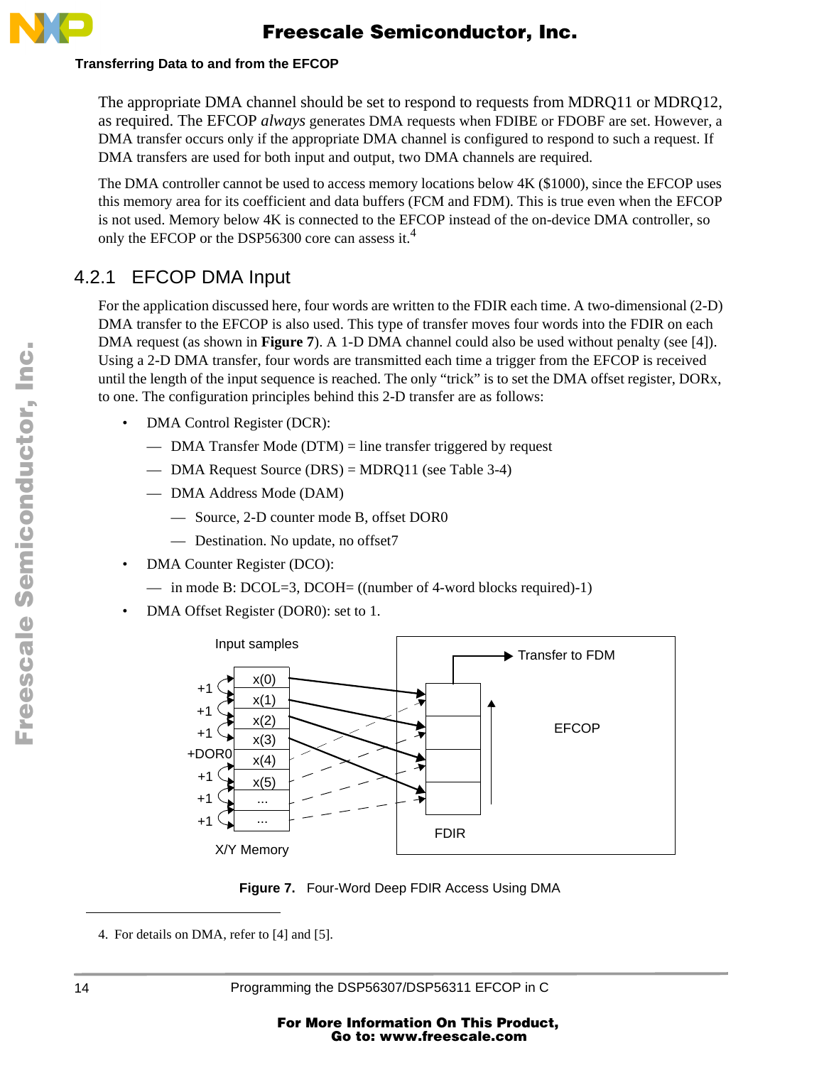The appropriate DMA channel should be set to respond to requests from MDRQ11 or MDRQ12, as required. The EFCOP *always* generates DMA requests when FDIBE or FDOBF are set. However, a DMA transfer occurs only if the appropriate DMA channel is configured to respond to such a request. If DMA transfers are used for both input and output, two DMA channels are required.

The DMA controller cannot be used to access memory locations below 4K ($1000), since the EFCOP uses this memory area for its coefficient and data buffers (FCM and FDM). This is true even when the EFCOP is not used. Memory below 4K is connected to the EFCOP instead of the on-device DMA controller, so only the EFCOP or the DSP56300 core can assess it.[4]

## 4.2.1 EFCOP DMA Input

For the application discussed here, four words are written to the FDIR each time. A two-dimensional (2-D) DMA transfer to the EFCOP is also used. This type of transfer moves four words into the FDIR on each DMA request (as shown in **Figure 7**). A 1-D DMA channel could also be used without penalty (see [4]). Using a 2-D DMA transfer, four words are transmitted each time a trigger from the EFCOP is received until the length of the input sequence is reached. The only "trick" is to set the DMA offset register, DORx, to one. The configuration principles behind this 2-D transfer are as follows:

- DMA Control Register (DCR):
  - DMA Transfer Mode (DTM) = line transfer triggered by request
  - DMA Request Source (DRS) = MDRQ11 (see Table 3-4)
  - DMA Address Mode (DAM)
    - Source, 2-D counter mode B, offset DOR0
    - Destination. No update, no offset7
- DMA Counter Register (DCO):
  - in mode B: DCOL=3, DCOH= ((number of 4-word blocks required)-1)
- DMA Offset Register (DOR0): set to 1.

Figure 7. Four-Word Deep FDIR Access Using DMA

4. For details on DMA, refer to [4] and [5].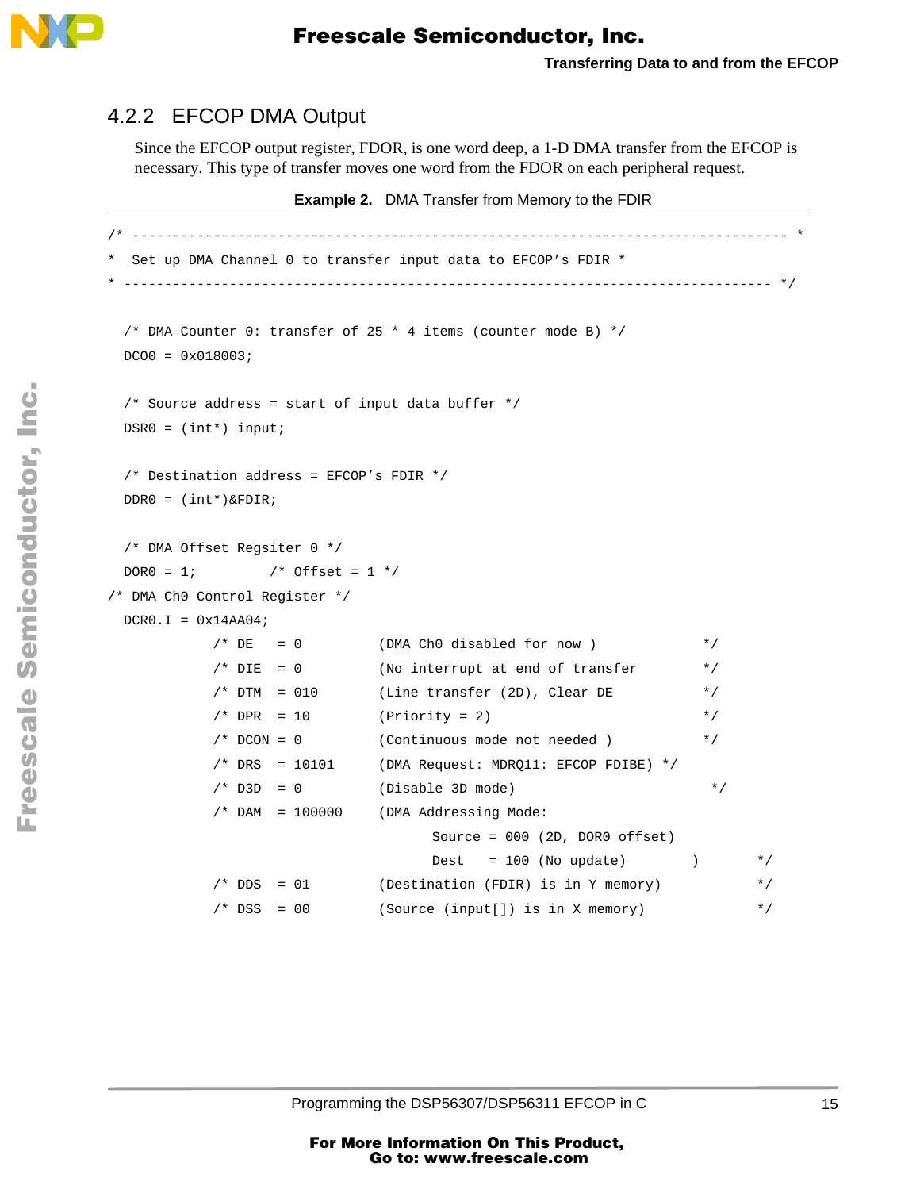### 4.2.2 EFCOP DMA Output

Since the EFCOP output register, FDOR, is one word deep, a 1-D DMA transfer from the EFCOP is necessary. This type of transfer moves one word from the FDOR on each peripheral request.

**Example 2.** DMA Transfer from Memory to the FDIR

```
/* ------------------------------------------------------------------------------- *
*  Set up DMA Channel 0 to transfer input data to EFCOP's FDIR *
* ------------------------------------------------------------------------------ */

  /* DMA Counter 0: transfer of 25 * 4 items (counter mode B) */
  DCO0 = 0x018003;

  /* Source address = start of input data buffer */
  DSR0 = (int*) input;

  /* Destination address = EFCOP's FDIR */
  DDR0 = (int*)&FDIR;

  /* DMA Offset Regsiter 0 */
  DOR0 = 1;         /* Offset = 1 */
/* DMA Ch0 Control Register */
  DCR0.I = 0x14AA04;
           /* DE   = 0         (DMA Ch0 disabled for now )            */
           /* DIE  = 0         (No interrupt at end of transfer       */
           /* DTM  = 010       (Line transfer (2D), Clear DE          */
           /* DPR  = 10        (Priority = 2)                         */
           /* DCON = 0         (Continuous mode not needed )          */
           /* DRS  = 10101     (DMA Request: MDRQ11: EFCOP FDIBE) */
           /* D3D  = 0         (Disable 3D mode)                       */
           /* DAM  = 100000    (DMA Addressing Mode:
                                      Source = 000 (2D, DOR0 offset)
                                      Dest   = 100 (No update)        )       */
           /* DDS  = 01        (Destination (FDIR) is in Y memory)          */
           /* DSS  = 00        (Source (input[]) is in X memory)            */
```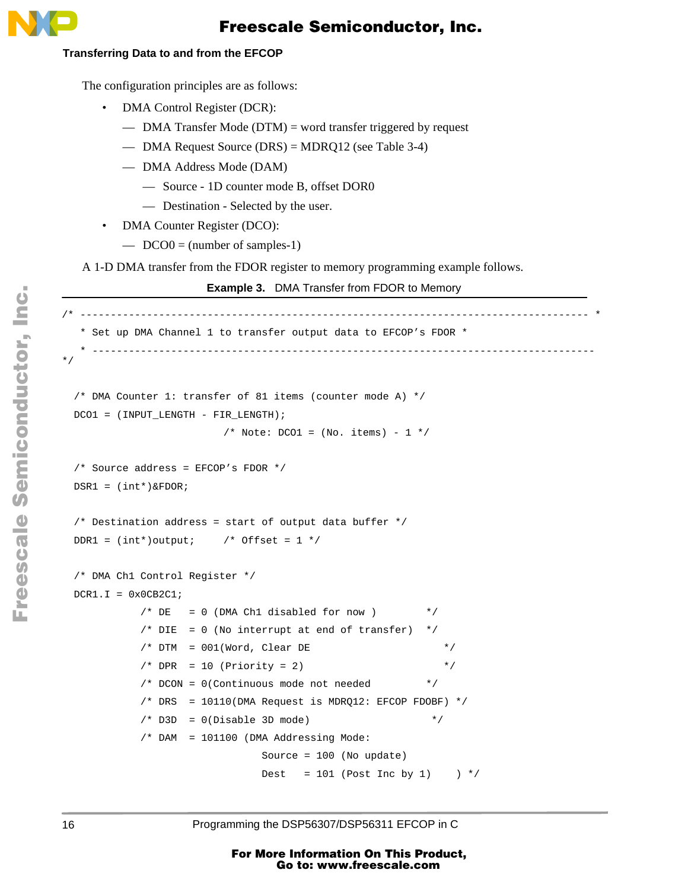## Transferring Data to and from the EFCOP

The configuration principles are as follows:

- DMA Control Register (DCR):
  - DMA Transfer Mode (DTM) = word transfer triggered by request
  - DMA Request Source (DRS) = MDRQ12 (see Table 3-4)
  - DMA Address Mode (DAM)
    - Source - 1D counter mode B, offset DOR0
    - Destination - Selected by the user.
- DMA Counter Register (DCO):
  - DCO0 = (number of samples-1)

A 1-D DMA transfer from the FDOR register to memory programming example follows.

**Example 3.** DMA Transfer from FDOR to Memory

```
/* ------------------------------------------------------------------------------------- *
   * Set up DMA Channel 1 to transfer output data to EFCOP’s FDOR *
   * -----------------------------------------------------------------------------------
*/

  /* DMA Counter 1: transfer of 81 items (counter mode A) */
  DCO1 = (INPUT_LENGTH - FIR_LENGTH);
                         /* Note: DCO1 = (No. items) - 1 */

  /* Source address = EFCOP’s FDOR */
  DSR1 = (int*)&FDOR;

  /* Destination address = start of output data buffer */
  DDR1 = (int*)output;     /* Offset = 1 */

  /* DMA Ch1 Control Register */
  DCR1.I = 0x0CB2C1;
             /* DE   = 0 (DMA Ch1 disabled for now )        */
             /* DIE  = 0 (No interrupt at end of transfer)  */
             /* DTM  = 001(Word, Clear DE                      */
             /* DPR  = 10 (Priority = 2)                       */
             /* DCON = 0(Continuous mode not needed         */
             /* DRS  = 10110(DMA Request is MDRQ12: EFCOP FDOBF) */
             /* D3D  = 0(Disable 3D mode)                    */
             /* DAM  = 101100 (DMA Addressing Mode:
                                Source = 100 (No update)
                                Dest   = 101 (Post Inc by 1)    ) */
```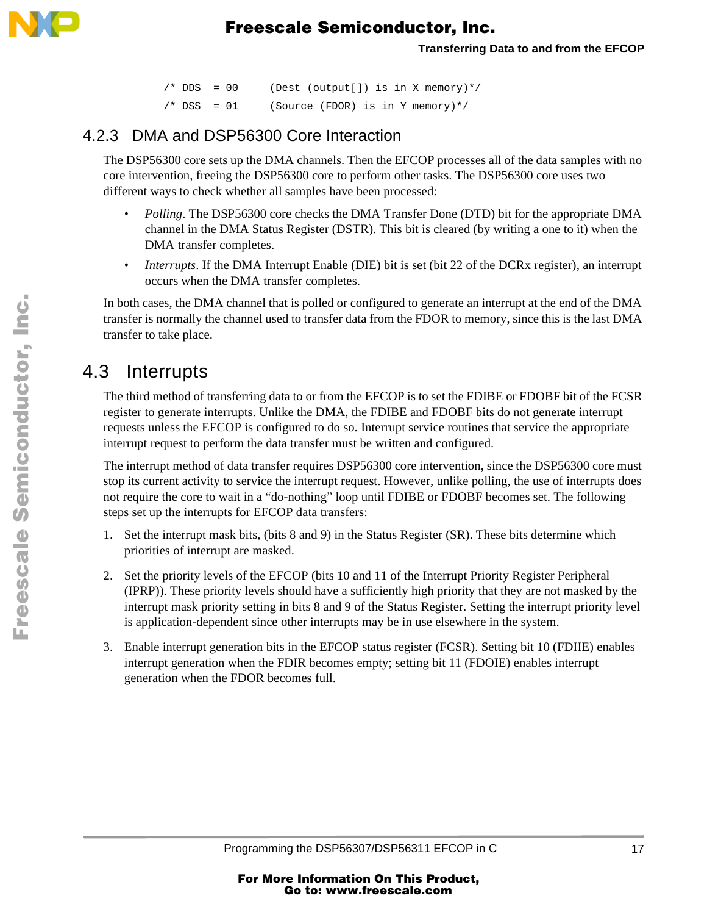```
/* DDS  = 00     (Dest (output[]) is in X memory)*/
/* DSS  = 01     (Source (FDOR) is in Y memory)*/
```

### 4.2.3 DMA and DSP56300 Core Interaction

The DSP56300 core sets up the DMA channels. Then the EFCOP processes all of the data samples with no core intervention, freeing the DSP56300 core to perform other tasks. The DSP56300 core uses two different ways to check whether all samples have been processed:

- *Polling*. The DSP56300 core checks the DMA Transfer Done (DTD) bit for the appropriate DMA channel in the DMA Status Register (DSTR). This bit is cleared (by writing a one to it) when the DMA transfer completes.
- *Interrupts*. If the DMA Interrupt Enable (DIE) bit is set (bit 22 of the DCRx register), an interrupt occurs when the DMA transfer completes.

In both cases, the DMA channel that is polled or configured to generate an interrupt at the end of the DMA transfer is normally the channel used to transfer data from the FDOR to memory, since this is the last DMA transfer to take place.

## 4.3 Interrupts

The third method of transferring data to or from the EFCOP is to set the FDIBE or FDOBF bit of the FCSR register to generate interrupts. Unlike the DMA, the FDIBE and FDOBF bits do not generate interrupt requests unless the EFCOP is configured to do so. Interrupt service routines that service the appropriate interrupt request to perform the data transfer must be written and configured.

The interrupt method of data transfer requires DSP56300 core intervention, since the DSP56300 core must stop its current activity to service the interrupt request. However, unlike polling, the use of interrupts does not require the core to wait in a “do-nothing” loop until FDIBE or FDOBF becomes set. The following steps set up the interrupts for EFCOP data transfers:

1. Set the interrupt mask bits, (bits 8 and 9) in the Status Register (SR). These bits determine which priorities of interrupt are masked.
2. Set the priority levels of the EFCOP (bits 10 and 11 of the Interrupt Priority Register Peripheral (IPRP)). These priority levels should have a sufficiently high priority that they are not masked by the interrupt mask priority setting in bits 8 and 9 of the Status Register. Setting the interrupt priority level is application-dependent since other interrupts may be in use elsewhere in the system.
3. Enable interrupt generation bits in the EFCOP status register (FCSR). Setting bit 10 (FDIIE) enables interrupt generation when the FDIR becomes empty; setting bit 11 (FDOIE) enables interrupt generation when the FDOR becomes full.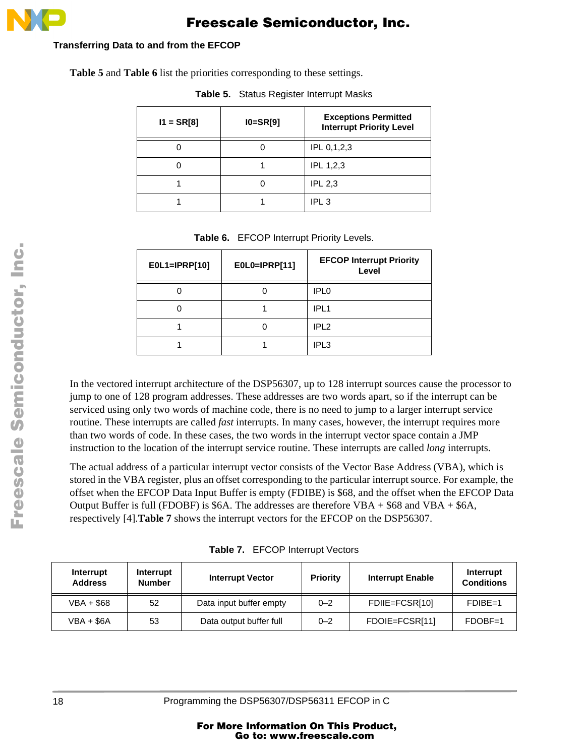Table 5 and Table 6 list the priorities corresponding to these settings.

**Table 5.** Status Register Interrupt Masks

| I1 = SR[8] | I0=SR[9] | Exceptions Permitted Interrupt Priority Level |
|---|---|---|
| 0 | 0 | IPL 0,1,2,3 |
| 0 | 1 | IPL 1,2,3 |
| 1 | 0 | IPL 2,3 |
| 1 | 1 | IPL 3 |

**Table 6.** EFCOP Interrupt Priority Levels.

| E0L1=IPRP[10] | E0L0=IPRP[11] | EFCOP Interrupt Priority Level |
|---|---|---|
| 0 | 0 | IPL0 |
| 0 | 1 | IPL1 |
| 1 | 0 | IPL2 |
| 1 | 1 | IPL3 |

In the vectored interrupt architecture of the DSP56307, up to 128 interrupt sources cause the processor to jump to one of 128 program addresses. These addresses are two words apart, so if the interrupt can be serviced using only two words of machine code, there is no need to jump to a larger interrupt service routine. These interrupts are called *fast* interrupts. In many cases, however, the interrupt requires more than two words of code. In these cases, the two words in the interrupt vector space contain a JMP instruction to the location of the interrupt service routine. These interrupts are called *long* interrupts.

The actual address of a particular interrupt vector consists of the Vector Base Address (VBA), which is stored in the VBA register, plus an offset corresponding to the particular interrupt source. For example, the offset when the EFCOP Data Input Buffer is empty (FDIBE) is $68, and the offset when the EFCOP Data Output Buffer is full (FDOBF) is $6A. The addresses are therefore VBA + $68 and VBA + $6A, respectively [4].**Table 7** shows the interrupt vectors for the EFCOP on the DSP56307.

**Table 7.** EFCOP Interrupt Vectors

| Interrupt Address | Interrupt Number | Interrupt Vector | Priority | Interrupt Enable | Interrupt Conditions |
|---|---|---|---|---|---|
| VBA + $68 | 52 | Data input buffer empty | 0–2 | FDIIE=FCSR[10] | FDIBE=1 |
| VBA + $6A | 53 | Data output buffer full | 0–2 | FDOIE=FCSR[11] | FDOBF=1 |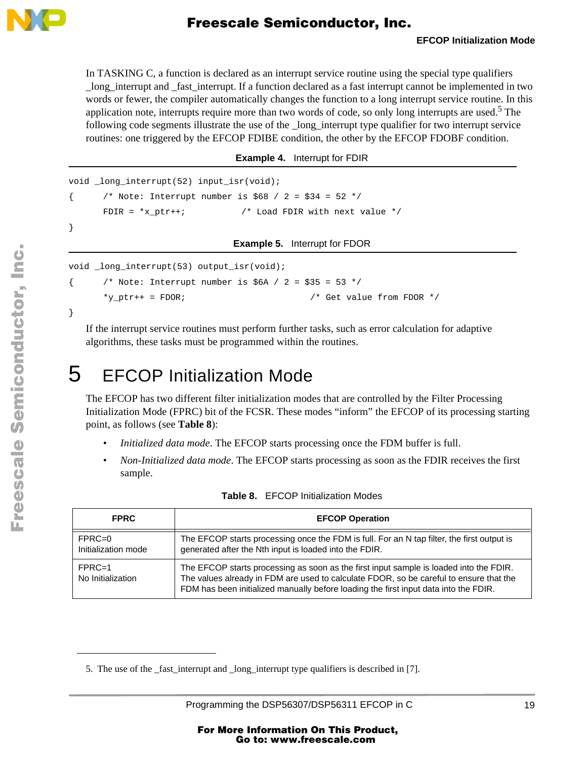In TASKING C, a function is declared as an interrupt service routine using the special type qualifiers _long_interrupt and _fast_interrupt. If a function declared as a fast interrupt cannot be implemented in two words or fewer, the compiler automatically changes the function to a long interrupt service routine. In this application note, interrupts require more than two words of code, so only long interrupts are used.[5] The following code segments illustrate the use of the _long_interrupt type qualifier for two interrupt service routines: one triggered by the EFCOP FDIBE condition, the other by the EFCOP FDOBF condition.

**Example 4.** Interrupt for FDIR

```
void _long_interrupt(52) input_isr(void);
{       /* Note: Interrupt number is $68 / 2 = $34 = 52 */
        FDIR = *x_ptr++;            /* Load FDIR with next value */
}
```

**Example 5.** Interrupt for FDOR

```
void _long_interrupt(53) output_isr(void);
{       /* Note: Interrupt number is $6A / 2 = $35 = 53 */
        *y_ptr++ = FDOR;                          /* Get value from FDOR */
}
```

If the interrupt service routines must perform further tasks, such as error calculation for adaptive algorithms, these tasks must be programmed within the routines.

# 5 EFCOP Initialization Mode

The EFCOP has two different filter initialization modes that are controlled by the Filter Processing Initialization Mode (FPRC) bit of the FCSR. These modes “inform” the EFCOP of its processing starting point, as follows (see **Table 8**):

- *Initialized data mode*. The EFCOP starts processing once the FDM buffer is full.
- *Non-Initialized data mode*. The EFCOP starts processing as soon as the FDIR receives the first sample.

**Table 8.** EFCOP Initialization Modes

| FPRC | EFCOP Operation |
|---|---|
| FPRC=0<br>Initialization mode | The EFCOP starts processing once the FDM is full. For an N tap filter, the first output is generated after the Nth input is loaded into the FDIR. |
| FPRC=1<br>No Initialization | The EFCOP starts processing as soon as the first input sample is loaded into the FDIR. The values already in FDM are used to calculate FDOR, so be careful to ensure that the FDM has been initialized manually before loading the first input data into the FDIR. |

5. The use of the _fast_interrupt and _long_interrupt type qualifiers is described in [7].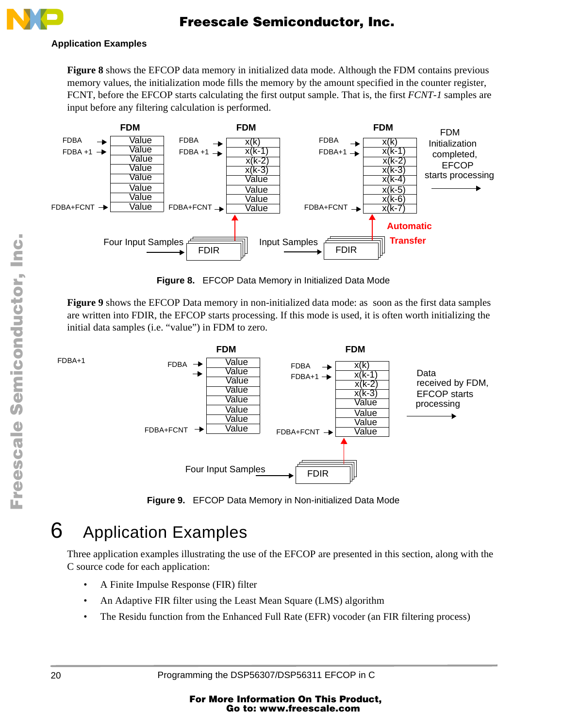**Figure 8** shows the EFCOP data memory in initialized data mode. Although the FDM contains previous memory values, the initialization mode fills the memory by the amount specified in the counter register, FCNT, before the EFCOP starts calculating the first output sample. That is, the first *FCNT-1* samples are input before any filtering calculation is performed.

**Figure 8.** EFCOP Data Memory in Initialized Data Mode

**Figure 9** shows the EFCOP Data memory in non-initialized data mode: as soon as the first data samples are written into FDIR, the EFCOP starts processing. If this mode is used, it is often worth initializing the initial data samples (i.e. "value") in FDM to zero.

**Figure 9.** EFCOP Data Memory in Non-initialized Data Mode

# 6 Application Examples

Three application examples illustrating the use of the EFCOP are presented in this section, along with the C source code for each application:

- A Finite Impulse Response (FIR) filter
- An Adaptive FIR filter using the Least Mean Square (LMS) algorithm
- The Residu function from the Enhanced Full Rate (EFR) vocoder (an FIR filtering process)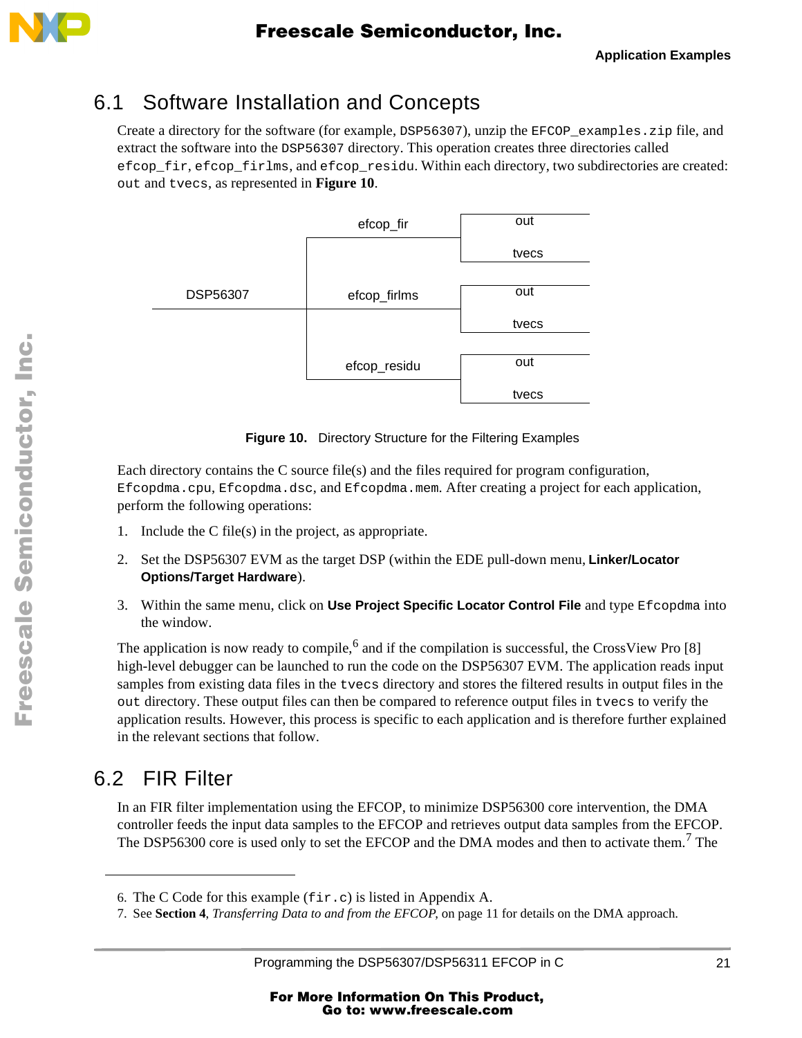## 6.1 Software Installation and Concepts

Create a directory for the software (for example, `DSP56307`), unzip the `EFCOP_examples.zip` file, and extract the software into the `DSP56307` directory. This operation creates three directories called `efcop_fir`, `efcop_firlms`, and `efcop_residu`. Within each directory, two subdirectories are created: `out` and `tvecs`, as represented in **Figure 10**.

```
DSP56307
├── efcop_fir
│   ├── out
│   └── tvecs
├── efcop_firlms
│   ├── out
│   └── tvecs
└── efcop_residu
    ├── out
    └── tvecs
```

**Figure 10.** Directory Structure for the Filtering Examples

Each directory contains the C source file(s) and the files required for program configuration, `Efcopdma.cpu`, `Efcopdma.dsc`, and `Efcopdma.mem`. After creating a project for each application, perform the following operations:

1. Include the C file(s) in the project, as appropriate.
2. Set the DSP56307 EVM as the target DSP (within the EDE pull-down menu, **Linker/Locator Options/Target Hardware**).
3. Within the same menu, click on **Use Project Specific Locator Control File** and type `Efcopdma` into the window.

The application is now ready to compile,[6] and if the compilation is successful, the CrossView Pro [8] high-level debugger can be launched to run the code on the DSP56307 EVM. The application reads input samples from existing data files in the `tvecs` directory and stores the filtered results in output files in the `out` directory. These output files can then be compared to reference output files in `tvecs` to verify the application results. However, this process is specific to each application and is therefore further explained in the relevant sections that follow.

## 6.2 FIR Filter

In an FIR filter implementation using the EFCOP, to minimize DSP56300 core intervention, the DMA controller feeds the input data samples to the EFCOP and retrieves output data samples from the EFCOP. The DSP56300 core is used only to set the EFCOP and the DMA modes and then to activate them.[7] The

---

6. The C Code for this example (`fir.c`) is listed in Appendix A.
7. See **Section 4**, *Transferring Data to and from the EFCOP,* on page 11 for details on the DMA approach.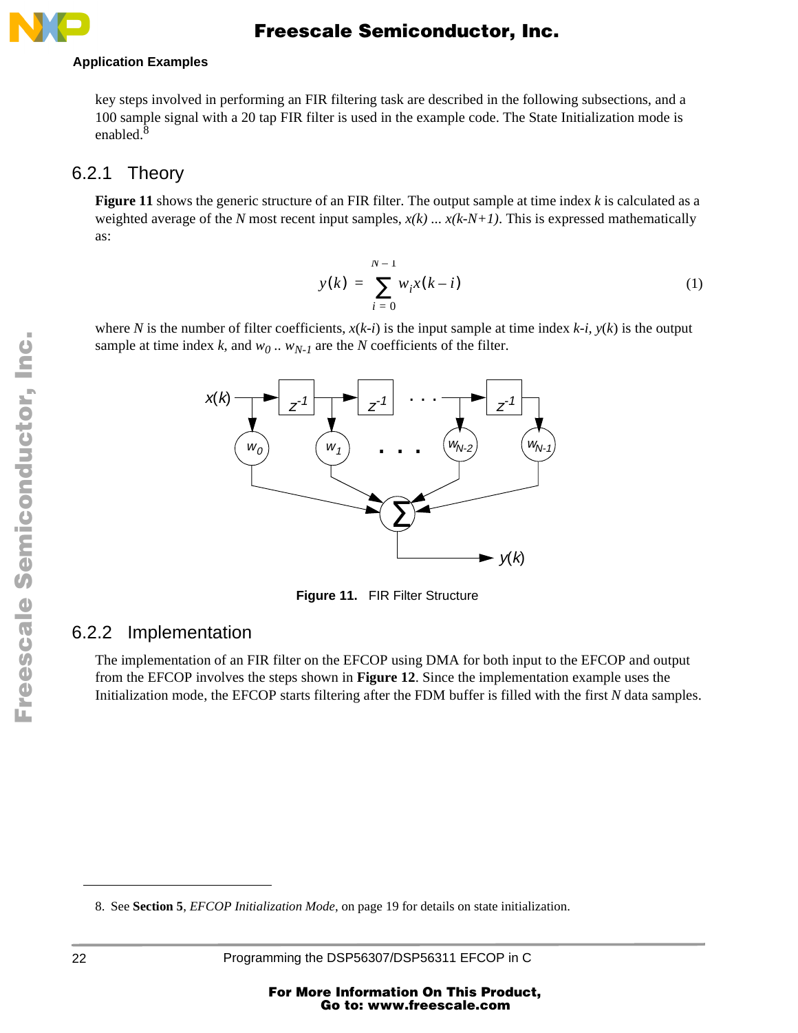key steps involved in performing an FIR filtering task are described in the following subsections, and a 100 sample signal with a 20 tap FIR filter is used in the example code. The State Initialization mode is enabled.[8]

### 6.2.1 Theory

**Figure 11** shows the generic structure of an FIR filter. The output sample at time index $k$ is calculated as a weighted average of the $N$ most recent input samples, $x(k) \ldots x(k-N+1)$. This is expressed mathematically as:

$$y(k) = \sum_{i=0}^{N-1} w_i x(k-i) \tag{1}$$

where $N$ is the number of filter coefficients, $x(k-i)$ is the input sample at time index $k-i$, $y(k)$ is the output sample at time index $k$, and $w_0 \ldots w_{N-1}$ are the $N$ coefficients of the filter.

**Figure 11.** FIR Filter Structure

### 6.2.2 Implementation

The implementation of an FIR filter on the EFCOP using DMA for both input to the EFCOP and output from the EFCOP involves the steps shown in **Figure 12**. Since the implementation example uses the Initialization mode, the EFCOP starts filtering after the FDM buffer is filled with the first $N$ data samples.

---

8. See **Section 5**, *EFCOP Initialization Mode*, on page 19 for details on state initialization.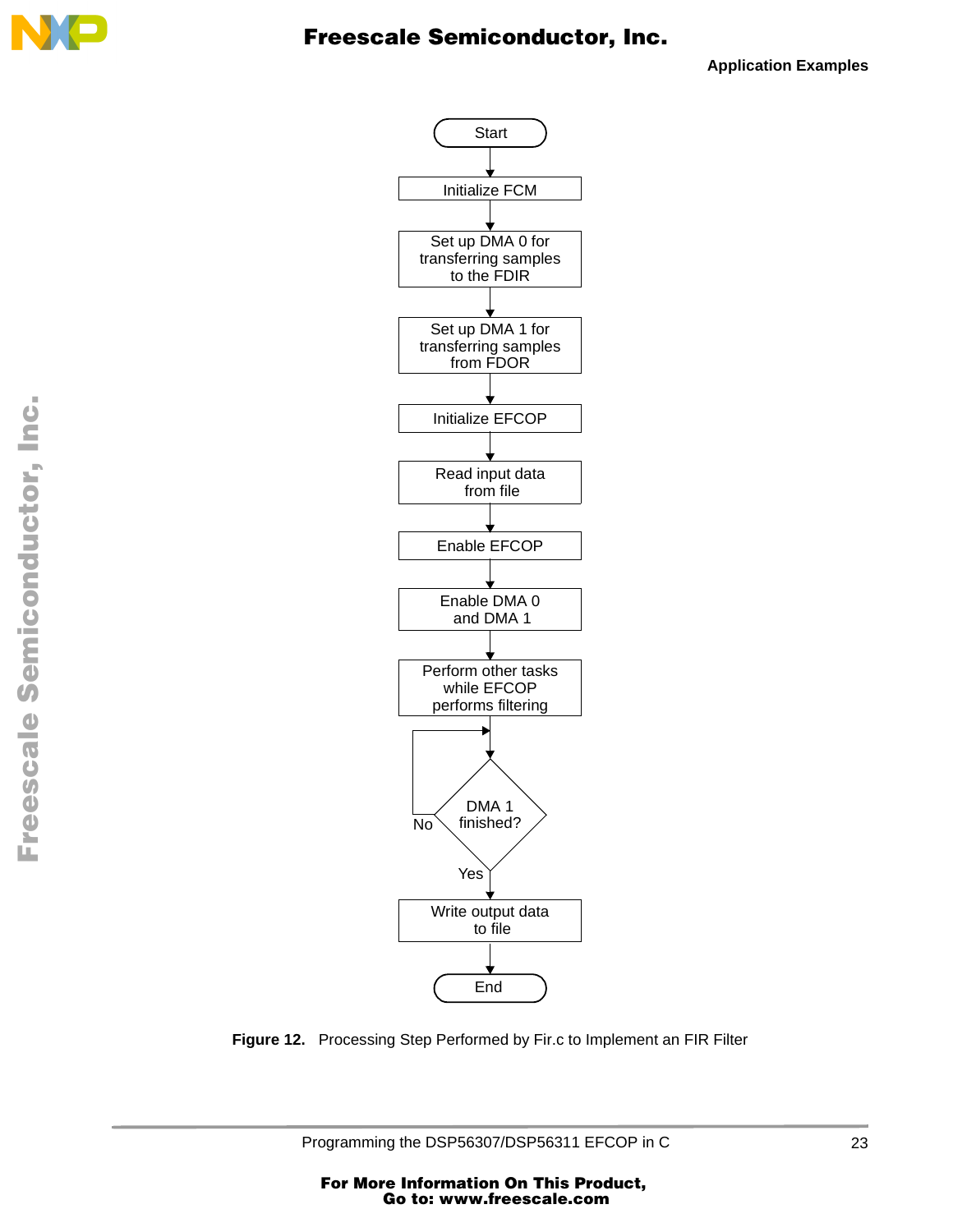Start

Initialize FCM

Set up DMA 0 for transferring samples to the FDIR

Set up DMA 1 for transferring samples from FDOR

Initialize EFCOP

Read input data from file

Enable EFCOP

Enable DMA 0 and DMA 1

Perform other tasks while EFCOP performs filtering

DMA 1 finished? (No: repeat check; Yes: continue)

Write output data to file

End

**Figure 12.** Processing Step Performed by Fir.c to Implement an FIR Filter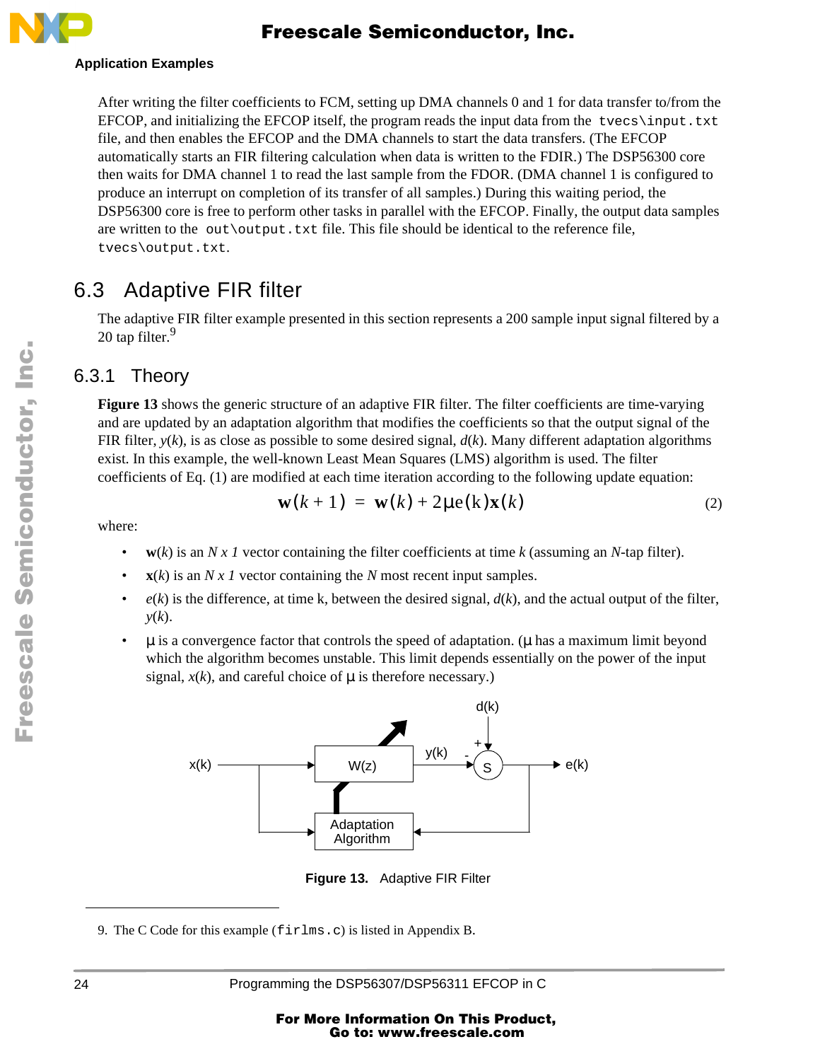**Application Examples**

After writing the filter coefficients to FCM, setting up DMA channels 0 and 1 for data transfer to/from the EFCOP, and initializing the EFCOP itself, the program reads the input data from the `tvecs\input.txt` file, and then enables the EFCOP and the DMA channels to start the data transfers. (The EFCOP automatically starts an FIR filtering calculation when data is written to the FDIR.) The DSP56300 core then waits for DMA channel 1 to read the last sample from the FDOR. (DMA channel 1 is configured to produce an interrupt on completion of its transfer of all samples.) During this waiting period, the DSP56300 core is free to perform other tasks in parallel with the EFCOP. Finally, the output data samples are written to the `out\output.txt` file. This file should be identical to the reference file, `tvecs\output.txt`.

## 6.3 Adaptive FIR filter

The adaptive FIR filter example presented in this section represents a 200 sample input signal filtered by a 20 tap filter.[9]

### 6.3.1 Theory

**Figure 13** shows the generic structure of an adaptive FIR filter. The filter coefficients are time-varying and are updated by an adaptation algorithm that modifies the coefficients so that the output signal of the FIR filter, $y(k)$, is as close as possible to some desired signal, $d(k)$. Many different adaptation algorithms exist. In this example, the well-known Least Mean Squares (LMS) algorithm is used. The filter coefficients of Eq. (1) are modified at each time iteration according to the following update equation:

$$\mathbf{w}(k+1) = \mathbf{w}(k) + 2\mu e(k)\mathbf{x}(k) \qquad (2)$$

where:

- $\mathbf{w}(k)$ is an $N \times 1$ vector containing the filter coefficients at time $k$ (assuming an $N$-tap filter).
- $\mathbf{x}(k)$ is an $N \times 1$ vector containing the $N$ most recent input samples.
- $e(k)$ is the difference, at time k, between the desired signal, $d(k)$, and the actual output of the filter, $y(k)$.
- $\mu$ is a convergence factor that controls the speed of adaptation. ($\mu$ has a maximum limit beyond which the algorithm becomes unstable. This limit depends essentially on the power of the input signal, $x(k)$, and careful choice of $\mu$ is therefore necessary.)

**Figure 13.** Adaptive FIR Filter

9. The C Code for this example (`firlms.c`) is listed in Appendix B.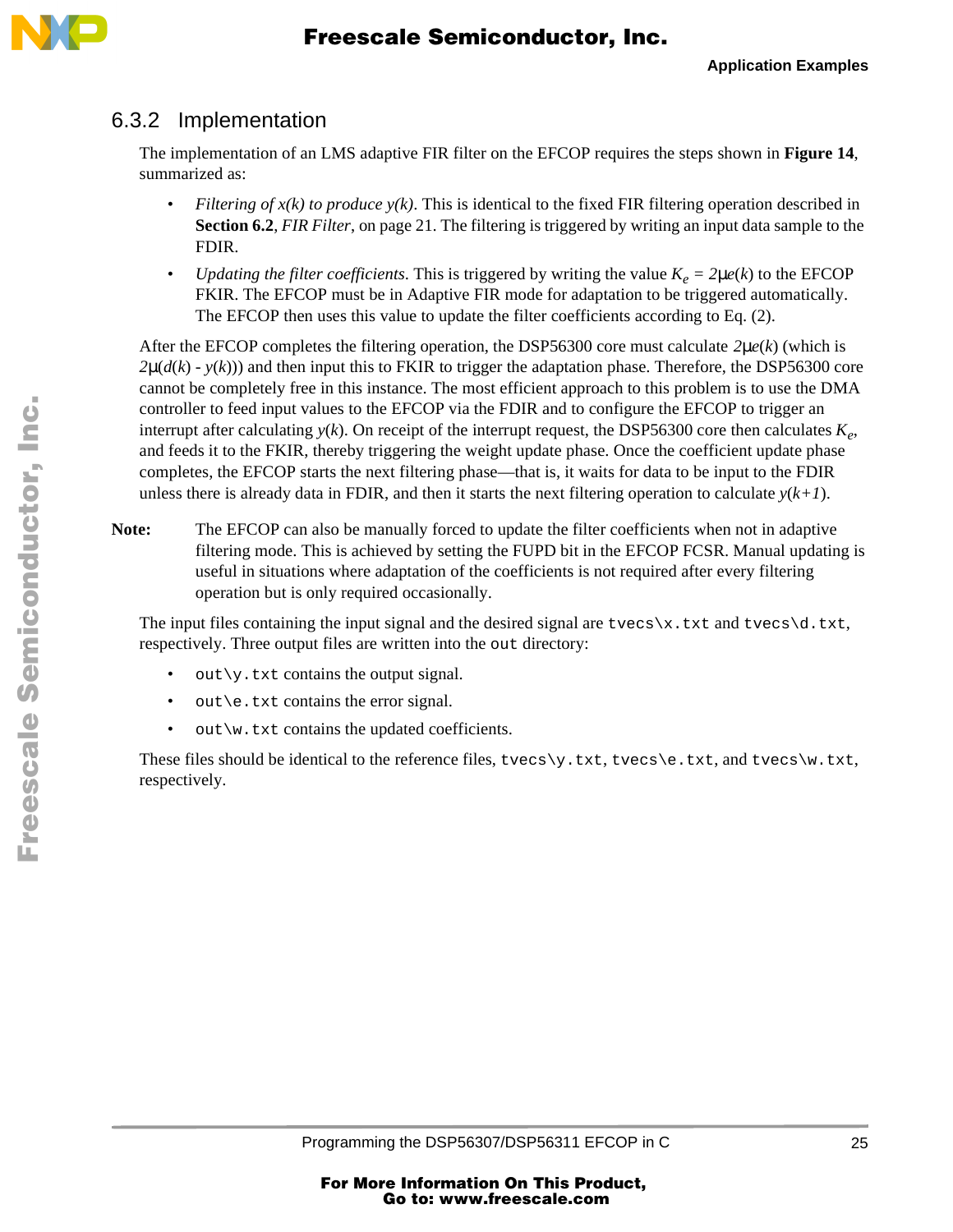### 6.3.2 Implementation

The implementation of an LMS adaptive FIR filter on the EFCOP requires the steps shown in **Figure 14**, summarized as:

- *Filtering of x(k) to produce y(k)*. This is identical to the fixed FIR filtering operation described in **Section 6.2**, *FIR Filter*, on page 21. The filtering is triggered by writing an input data sample to the FDIR.
- *Updating the filter coefficients*. This is triggered by writing the value $K_e = 2\mu e(k)$ to the EFCOP FKIR. The EFCOP must be in Adaptive FIR mode for adaptation to be triggered automatically. The EFCOP then uses this value to update the filter coefficients according to Eq. (2).

After the EFCOP completes the filtering operation, the DSP56300 core must calculate $2\mu e(k)$ (which is $2\mu(d(k) - y(k))$) and then input this to FKIR to trigger the adaptation phase. Therefore, the DSP56300 core cannot be completely free in this instance. The most efficient approach to this problem is to use the DMA controller to feed input values to the EFCOP via the FDIR and to configure the EFCOP to trigger an interrupt after calculating $y(k)$. On receipt of the interrupt request, the DSP56300 core then calculates $K_e$, and feeds it to the FKIR, thereby triggering the weight update phase. Once the coefficient update phase completes, the EFCOP starts the next filtering phase—that is, it waits for data to be input to the FDIR unless there is already data in FDIR, and then it starts the next filtering operation to calculate $y(k+1)$.

**Note:** The EFCOP can also be manually forced to update the filter coefficients when not in adaptive filtering mode. This is achieved by setting the FUPD bit in the EFCOP FCSR. Manual updating is useful in situations where adaptation of the coefficients is not required after every filtering operation but is only required occasionally.

The input files containing the input signal and the desired signal are `tvecs\x.txt` and `tvecs\d.txt`, respectively. Three output files are written into the `out` directory:

- `out\y.txt` contains the output signal.
- `out\e.txt` contains the error signal.
- `out\w.txt` contains the updated coefficients.

These files should be identical to the reference files, `tvecs\y.txt`, `tvecs\e.txt`, and `tvecs\w.txt`, respectively.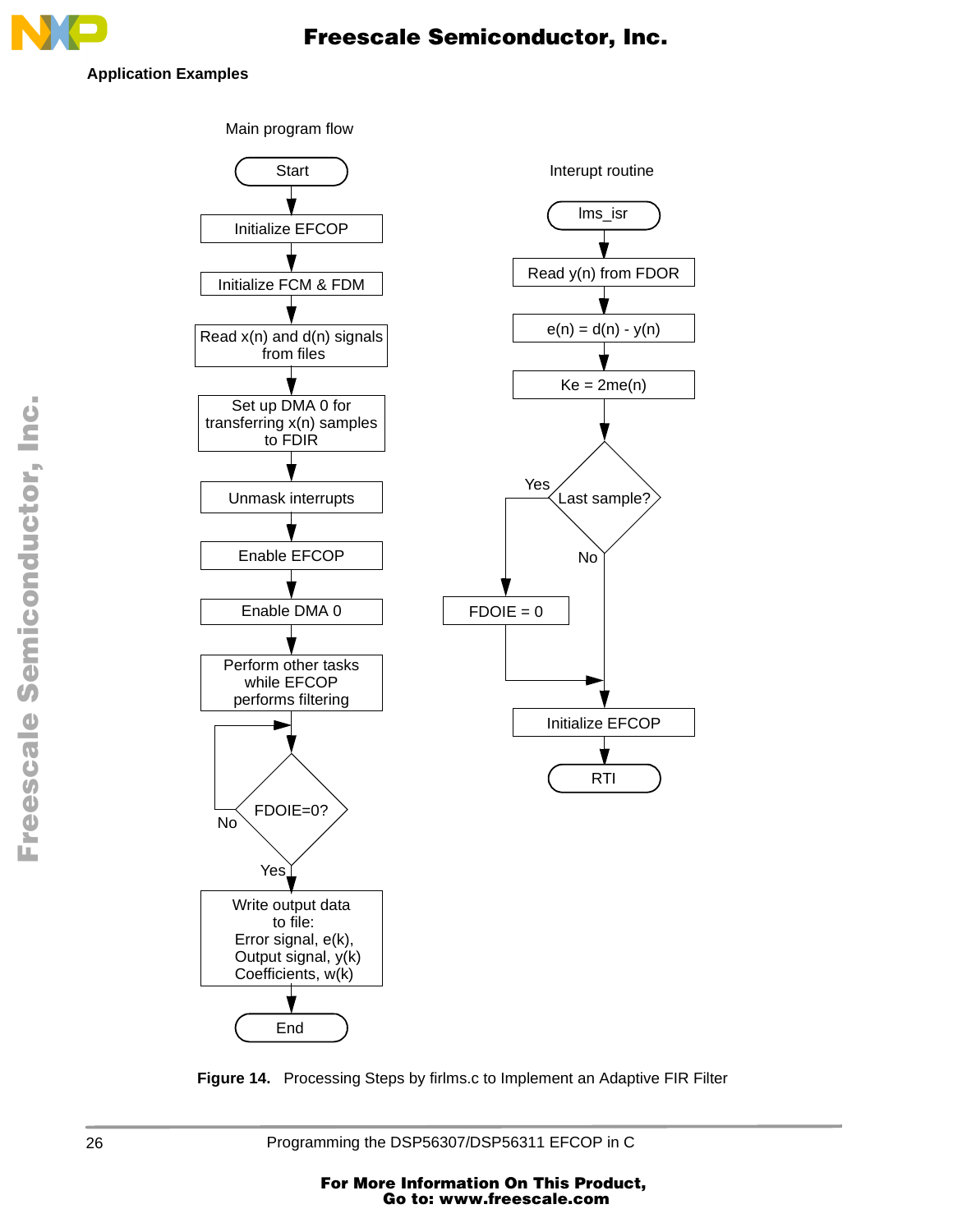Main program flow

- Start
- Initialize EFCOP
- Initialize FCM & FDM
- Read x(n) and d(n) signals from files
- Set up DMA 0 for transferring x(n) samples to FDIR
- Unmask interrupts
- Enable EFCOP
- Enable DMA 0
- Perform other tasks while EFCOP performs filtering
- FDOIE=0?
  - No: repeat FDOIE=0?
  - Yes: continue
- Write output data to file: Error signal, e(k), Output signal, y(k) Coefficients, w(k)
- End

Interupt routine

- lms_isr
- Read y(n) from FDOR
- e(n) = d(n) - y(n)
- Ke = 2me(n)
- Last sample?
  - Yes: FDOIE = 0
  - No: continue
- Initialize EFCOP
- RTI

**Figure 14.** Processing Steps by firlms.c to Implement an Adaptive FIR Filter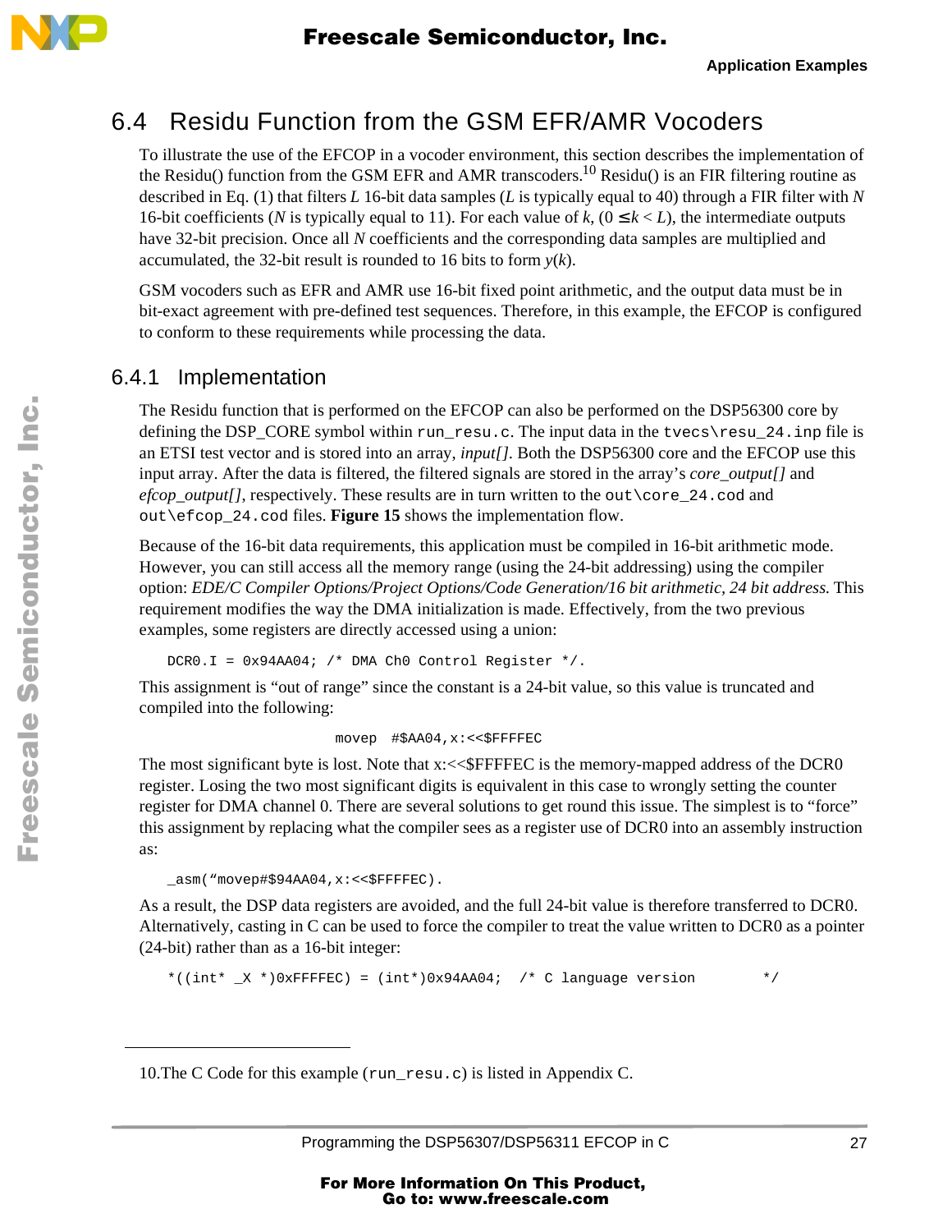## 6.4 Residu Function from the GSM EFR/AMR Vocoders

To illustrate the use of the EFCOP in a vocoder environment, this section describes the implementation of the Residu() function from the GSM EFR and AMR transcoders.[10] Residu() is an FIR filtering routine as described in Eq. (1) that filters $L$ 16-bit data samples ($L$ is typically equal to 40) through a FIR filter with $N$ 16-bit coefficients ($N$ is typically equal to 11). For each value of $k$, ($0 \leq k < L$), the intermediate outputs have 32-bit precision. Once all $N$ coefficients and the corresponding data samples are multiplied and accumulated, the 32-bit result is rounded to 16 bits to form $y(k)$.

GSM vocoders such as EFR and AMR use 16-bit fixed point arithmetic, and the output data must be in bit-exact agreement with pre-defined test sequences. Therefore, in this example, the EFCOP is configured to conform to these requirements while processing the data.

### 6.4.1 Implementation

The Residu function that is performed on the EFCOP can also be performed on the DSP56300 core by defining the DSP_CORE symbol within `run_resu.c`. The input data in the `tvecs\resu_24.inp` file is an ETSI test vector and is stored into an array, *input[]*. Both the DSP56300 core and the EFCOP use this input array. After the data is filtered, the filtered signals are stored in the array's *core_output[]* and *efcop_output[]*, respectively. These results are in turn written to the `out\core_24.cod` and `out\efcop_24.cod` files. **Figure 15** shows the implementation flow.

Because of the 16-bit data requirements, this application must be compiled in 16-bit arithmetic mode. However, you can still access all the memory range (using the 24-bit addressing) using the compiler option: *EDE/C Compiler Options/Project Options/Code Generation/16 bit arithmetic, 24 bit address.* This requirement modifies the way the DMA initialization is made. Effectively, from the two previous examples, some registers are directly accessed using a union:

```
DCR0.I = 0x94AA04; /* DMA Ch0 Control Register */.
```

This assignment is "out of range" since the constant is a 24-bit value, so this value is truncated and compiled into the following:

```
movep  #$AA04,x:<<$FFFFEC
```

The most significant byte is lost. Note that x:<<$FFFFEC is the memory-mapped address of the DCR0 register. Losing the two most significant digits is equivalent in this case to wrongly setting the counter register for DMA channel 0. There are several solutions to get round this issue. The simplest is to "force" this assignment by replacing what the compiler sees as a register use of DCR0 into an assembly instruction as:

```
_asm("movep#$94AA04,x:<<$FFFFEC).
```

As a result, the DSP data registers are avoided, and the full 24-bit value is therefore transferred to DCR0. Alternatively, casting in C can be used to force the compiler to treat the value written to DCR0 as a pointer (24-bit) rather than as a 16-bit integer:

```
*((int* _X *)0xFFFFEC) = (int*)0x94AA04;  /* C language version        */
```

---

10.The C Code for this example (`run_resu.c`) is listed in Appendix C.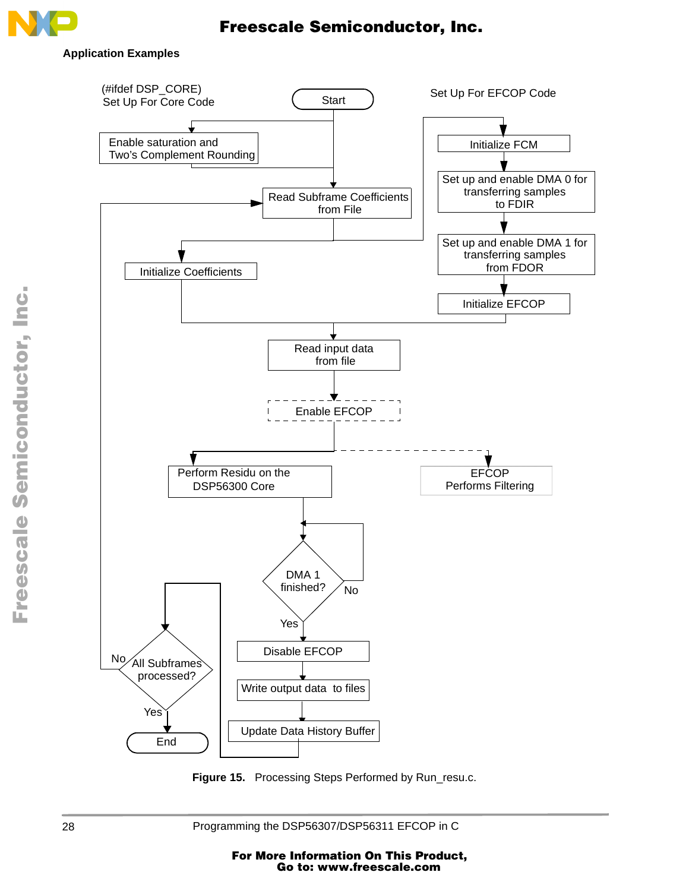## Application Examples

(#ifdef DSP_CORE)
Set Up For Core Code

Start

Set Up For EFCOP Code

Enable saturation and Two's Complement Rounding

Initialize FCM

Set up and enable DMA 0 for transferring samples to FDIR

Read Subframe Coefficients from File

Set up and enable DMA 1 for transferring samples from FDOR

Initialize Coefficients

Initialize EFCOP

Read input data from file

Enable EFCOP

Perform Residu on the DSP56300 Core

EFCOP Performs Filtering

DMA 1 finished?

No

Yes

Disable EFCOP

Write output data to files

Update Data History Buffer

All Subframes processed?

No

Yes

End

**Figure 15.** Processing Steps Performed by Run_resu.c.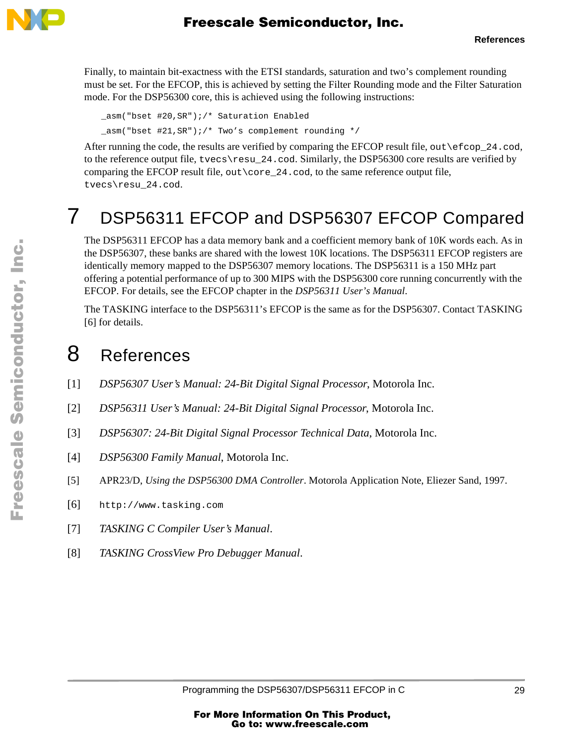Finally, to maintain bit-exactness with the ETSI standards, saturation and two's complement rounding must be set. For the EFCOP, this is achieved by setting the Filter Rounding mode and the Filter Saturation mode. For the DSP56300 core, this is achieved using the following instructions:

```
_asm("bset #20,SR");/* Saturation Enabled
_asm("bset #21,SR");/* Two's complement rounding */
```

After running the code, the results are verified by comparing the EFCOP result file, `out\efcop_24.cod`, to the reference output file, `tvecs\resu_24.cod`. Similarly, the DSP56300 core results are verified by comparing the EFCOP result file, `out\core_24.cod`, to the same reference output file, `tvecs\resu_24.cod`.

# 7 DSP56311 EFCOP and DSP56307 EFCOP Compared

The DSP56311 EFCOP has a data memory bank and a coefficient memory bank of 10K words each. As in the DSP56307, these banks are shared with the lowest 10K locations. The DSP56311 EFCOP registers are identically memory mapped to the DSP56307 memory locations. The DSP56311 is a 150 MHz part offering a potential performance of up to 300 MIPS with the DSP56300 core running concurrently with the EFCOP. For details, see the EFCOP chapter in the *DSP56311 User's Manual*.

The TASKING interface to the DSP56311's EFCOP is the same as for the DSP56307. Contact TASKING [6] for details.

# 8 References

[1] *DSP56307 User's Manual: 24-Bit Digital Signal Processor*, Motorola Inc.

[2] *DSP56311 User's Manual: 24-Bit Digital Signal Processor*, Motorola Inc.

[3] *DSP56307: 24-Bit Digital Signal Processor Technical Data*, Motorola Inc.

[4] *DSP56300 Family Manual*, Motorola Inc.

[5] APR23/D, *Using the DSP56300 DMA Controller*. Motorola Application Note, Eliezer Sand, 1997.

[6] `http://www.tasking.com`

[7] *TASKING C Compiler User's Manual*.

[8] *TASKING CrossView Pro Debugger Manual*.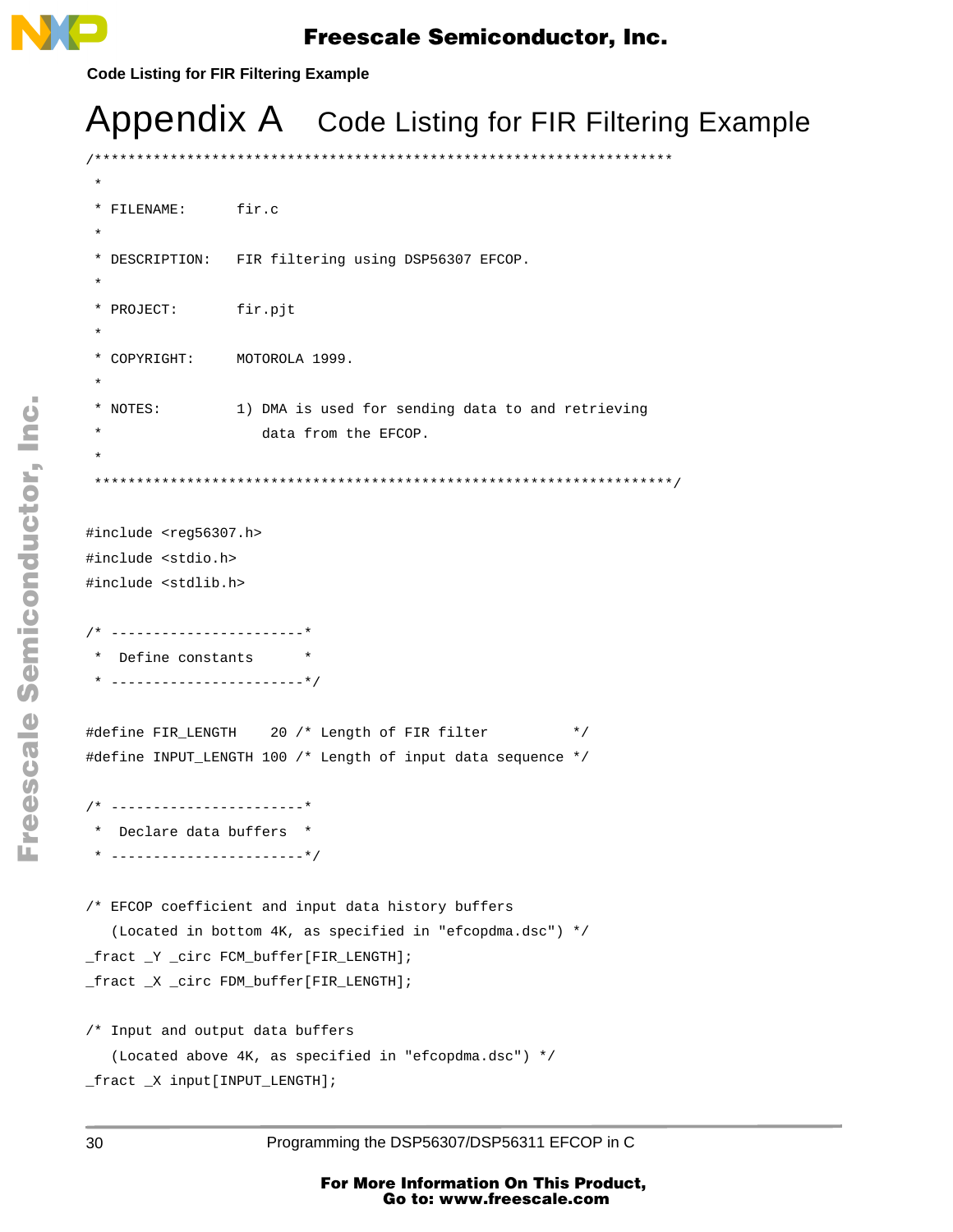# Appendix A Code Listing for FIR Filtering Example

```
/*********************************************************************
 *
 * FILENAME:      fir.c
 *
 * DESCRIPTION:   FIR filtering using DSP56307 EFCOP.
 *
 * PROJECT:       fir.pjt
 *
 * COPYRIGHT:     MOTOROLA 1999.
 *
 * NOTES:         1) DMA is used for sending data to and retrieving
 *                   data from the EFCOP.
 *
 *********************************************************************/

#include <reg56307.h>
#include <stdio.h>
#include <stdlib.h>

/* -----------------------*
 *  Define constants      *
 * -----------------------*/

#define FIR_LENGTH    20 /* Length of FIR filter          */
#define INPUT_LENGTH 100 /* Length of input data sequence */

/* -----------------------*
 *  Declare data buffers  *
 * -----------------------*/

/* EFCOP coefficient and input data history buffers
   (Located in bottom 4K, as specified in "efcopdma.dsc") */
_fract _Y _circ FCM_buffer[FIR_LENGTH];
_fract _X _circ FDM_buffer[FIR_LENGTH];

/* Input and output data buffers
   (Located above 4K, as specified in "efcopdma.dsc") */
_fract _X input[INPUT_LENGTH];
```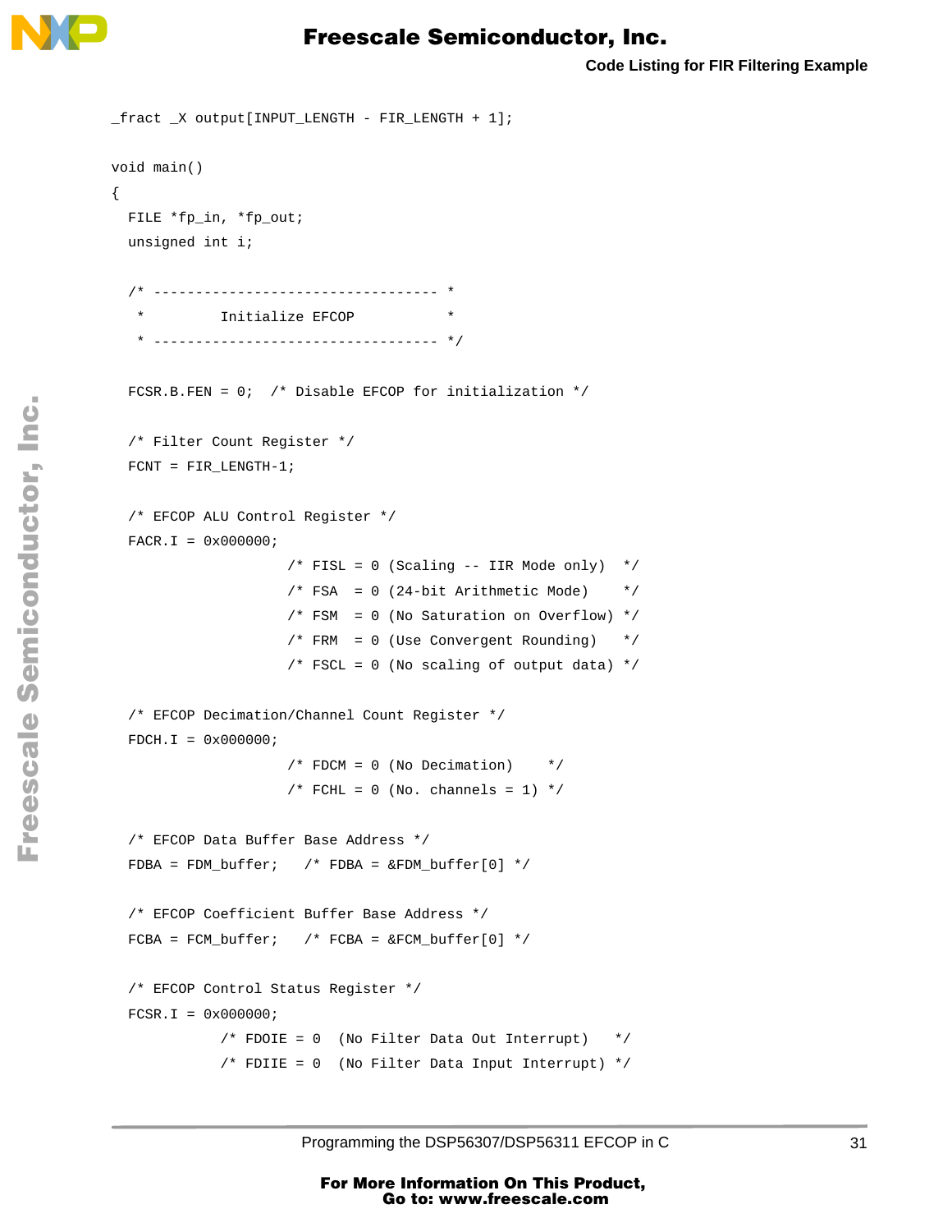```
_fract _X output[INPUT_LENGTH - FIR_LENGTH + 1];

void main()
{
  FILE *fp_in, *fp_out;
  unsigned int i;

  /* ---------------------------------- *
   *         Initialize EFCOP           *
   * ---------------------------------- */

  FCSR.B.FEN = 0;  /* Disable EFCOP for initialization */

  /* Filter Count Register */
  FCNT = FIR_LENGTH-1;

  /* EFCOP ALU Control Register */
  FACR.I = 0x000000;
                   /* FISL = 0 (Scaling -- IIR Mode only)  */
                   /* FSA  = 0 (24-bit Arithmetic Mode)    */
                   /* FSM  = 0 (No Saturation on Overflow) */
                   /* FRM  = 0 (Use Convergent Rounding)   */
                   /* FSCL = 0 (No scaling of output data) */

  /* EFCOP Decimation/Channel Count Register */
  FDCH.I = 0x000000;
                   /* FDCM = 0 (No Decimation)    */
                   /* FCHL = 0 (No. channels = 1) */

  /* EFCOP Data Buffer Base Address */
  FDBA = FDM_buffer;   /* FDBA = &FDM_buffer[0] */

  /* EFCOP Coefficient Buffer Base Address */
  FCBA = FCM_buffer;   /* FCBA = &FCM_buffer[0] */

  /* EFCOP Control Status Register */
  FCSR.I = 0x000000;
           /* FDOIE = 0  (No Filter Data Out Interrupt)   */
           /* FDIIE = 0  (No Filter Data Input Interrupt) */
```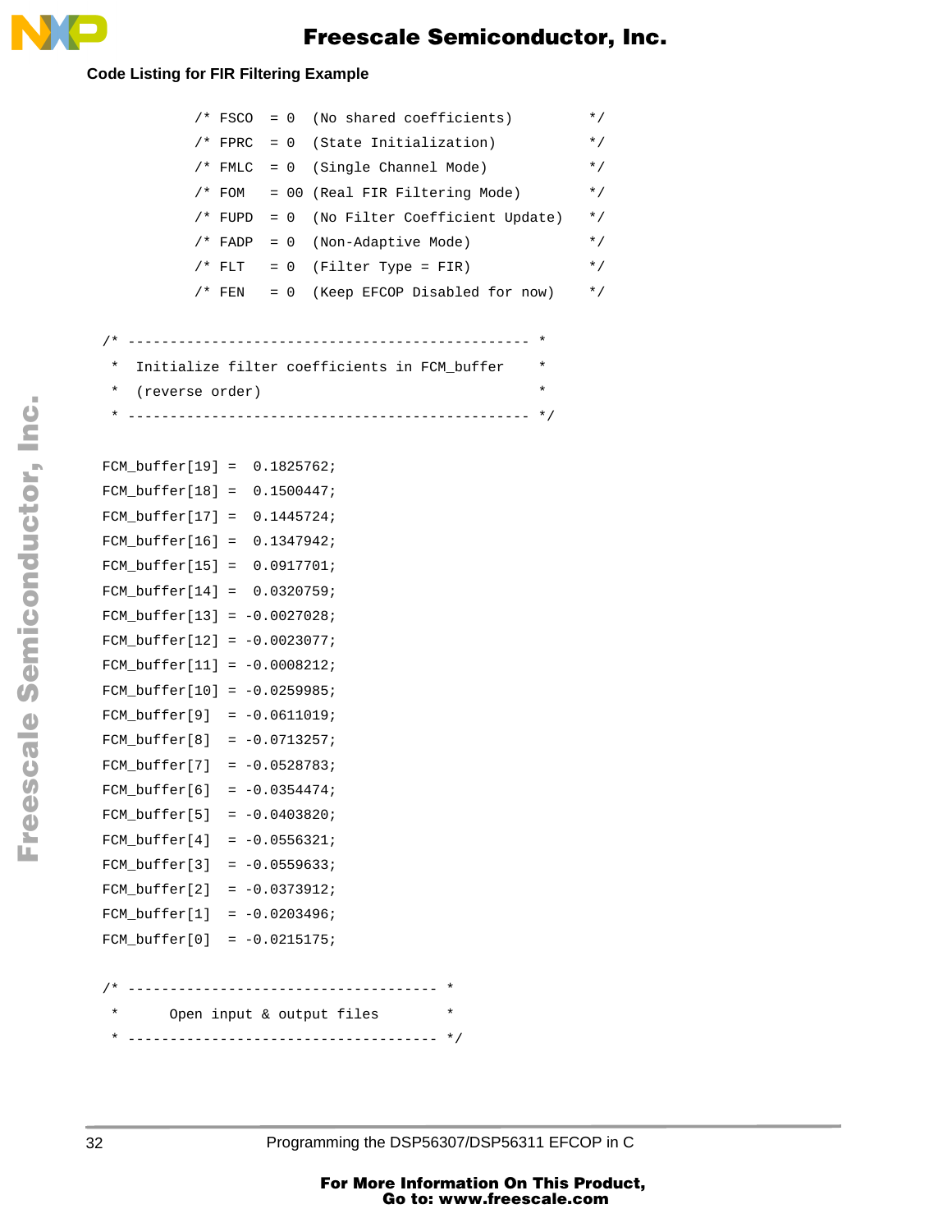**Code Listing for FIR Filtering Example**

```
            /* FSCO  = 0  (No shared coefficients)          */
            /* FPRC  = 0  (State Initialization)            */
            /* FMLC  = 0  (Single Channel Mode)             */
            /* FOM   = 00 (Real FIR Filtering Mode)         */
            /* FUPD  = 0  (No Filter Coefficient Update)    */
            /* FADP  = 0  (Non-Adaptive Mode)               */
            /* FLT   = 0  (Filter Type = FIR)               */
            /* FEN   = 0  (Keep EFCOP Disabled for now)     */

 /* ------------------------------------------------ *
  *  Initialize filter coefficients in FCM_buffer    *
  *  (reverse order)                                 *
  * ------------------------------------------------ */

 FCM_buffer[19] =  0.1825762;
 FCM_buffer[18] =  0.1500447;
 FCM_buffer[17] =  0.1445724;
 FCM_buffer[16] =  0.1347942;
 FCM_buffer[15] =  0.0917701;
 FCM_buffer[14] =  0.0320759;
 FCM_buffer[13] = -0.0027028;
 FCM_buffer[12] = -0.0023077;
 FCM_buffer[11] = -0.0008212;
 FCM_buffer[10] = -0.0259985;
 FCM_buffer[9]  = -0.0611019;
 FCM_buffer[8]  = -0.0713257;
 FCM_buffer[7]  = -0.0528783;
 FCM_buffer[6]  = -0.0354474;
 FCM_buffer[5]  = -0.0403820;
 FCM_buffer[4]  = -0.0556321;
 FCM_buffer[3]  = -0.0559633;
 FCM_buffer[2]  = -0.0373912;
 FCM_buffer[1]  = -0.0203496;
 FCM_buffer[0]  = -0.0215175;

 /* ------------------------------------- *
  *      Open input & output files        *
  * ------------------------------------- */
```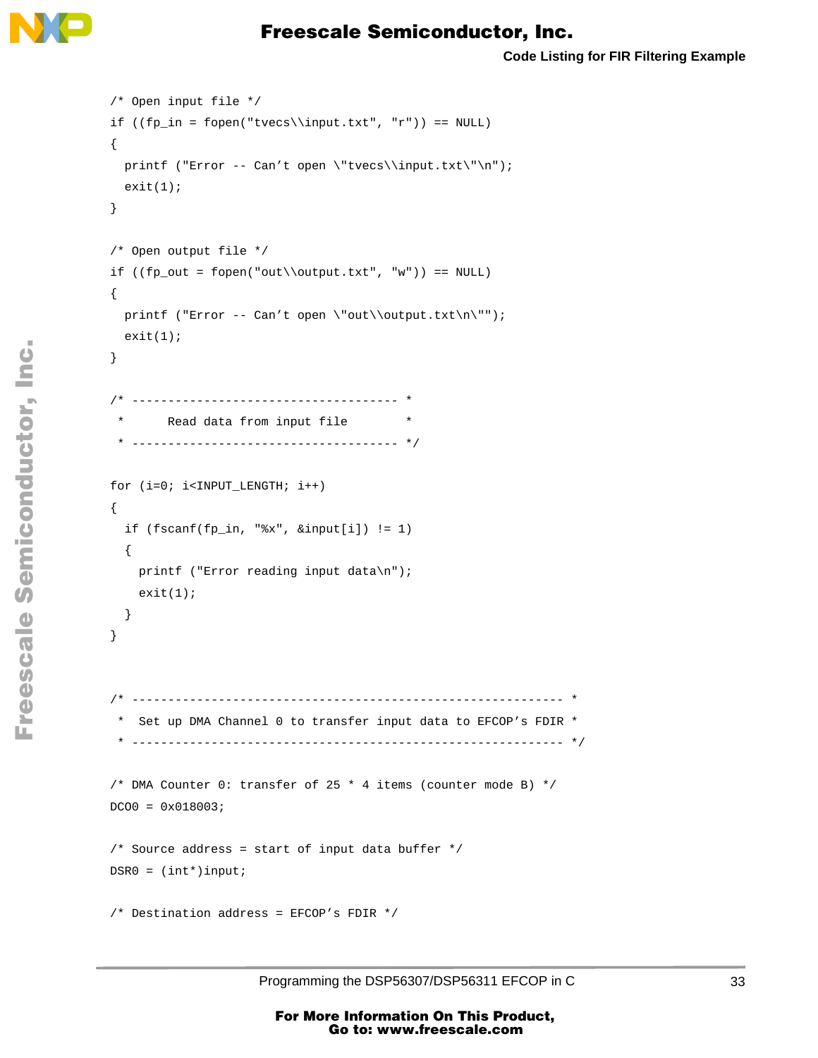```
/* Open input file */
if ((fp_in = fopen("tvecs\\input.txt", "r")) == NULL)
{
  printf ("Error -- Can’t open \"tvecs\\input.txt\"\n");
  exit(1);
}

/* Open output file */
if ((fp_out = fopen("out\\output.txt", "w")) == NULL)
{
  printf ("Error -- Can’t open \"out\\output.txt\n\"");
  exit(1);
}

/* ------------------------------------- *
 *      Read data from input file        *
 * ------------------------------------- */

for (i=0; i<INPUT_LENGTH; i++)
{
  if (fscanf(fp_in, "%x", &input[i]) != 1)
  {
    printf ("Error reading input data\n");
    exit(1);
  }
}


/* ------------------------------------------------------------ *
 *  Set up DMA Channel 0 to transfer input data to EFCOP’s FDIR *
 * ------------------------------------------------------------ */

/* DMA Counter 0: transfer of 25 * 4 items (counter mode B) */
DCO0 = 0x018003;

/* Source address = start of input data buffer */
DSR0 = (int*)input;

/* Destination address = EFCOP’s FDIR */
```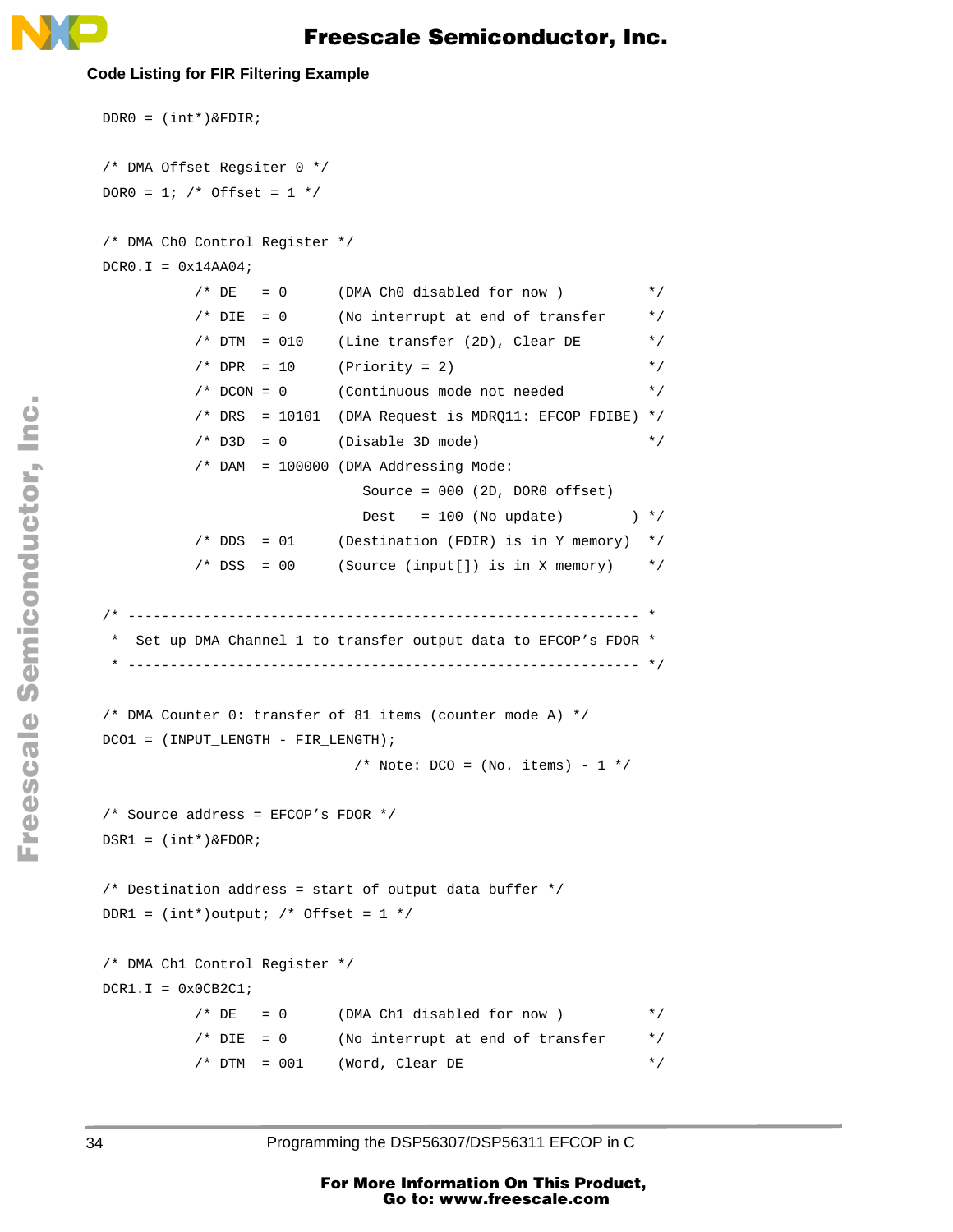**Code Listing for FIR Filtering Example**

```
DDR0 = (int*)&FDIR;

/* DMA Offset Regsiter 0 */
DOR0 = 1; /* Offset = 1 */

/* DMA Ch0 Control Register */
DCR0.I = 0x14AA04;
           /* DE   = 0      (DMA Ch0 disabled for now )           */
           /* DIE  = 0      (No interrupt at end of transfer      */
           /* DTM  = 010    (Line transfer (2D), Clear DE         */
           /* DPR  = 10     (Priority = 2)                        */
           /* DCON = 0      (Continuous mode not needed           */
           /* DRS  = 10101  (DMA Request is MDRQ11: EFCOP FDIBE) */
           /* D3D  = 0      (Disable 3D mode)                     */
           /* DAM  = 100000 (DMA Addressing Mode:
                               Source = 000 (2D, DOR0 offset)
                               Dest   = 100 (No update)        ) */
           /* DDS  = 01     (Destination (FDIR) is in Y memory)  */
           /* DSS  = 00     (Source (input[]) is in X memory)    */

/* ------------------------------------------------------------ *
 *  Set up DMA Channel 1 to transfer output data to EFCOP's FDOR *
 * ------------------------------------------------------------ */

/* DMA Counter 0: transfer of 81 items (counter mode A) */
DCO1 = (INPUT_LENGTH - FIR_LENGTH);
                              /* Note: DCO = (No. items) - 1 */

/* Source address = EFCOP's FDOR */
DSR1 = (int*)&FDOR;

/* Destination address = start of output data buffer */
DDR1 = (int*)output; /* Offset = 1 */

/* DMA Ch1 Control Register */
DCR1.I = 0x0CB2C1;
           /* DE   = 0      (DMA Ch1 disabled for now )           */
           /* DIE  = 0      (No interrupt at end of transfer      */
           /* DTM  = 001    (Word, Clear DE                       */
```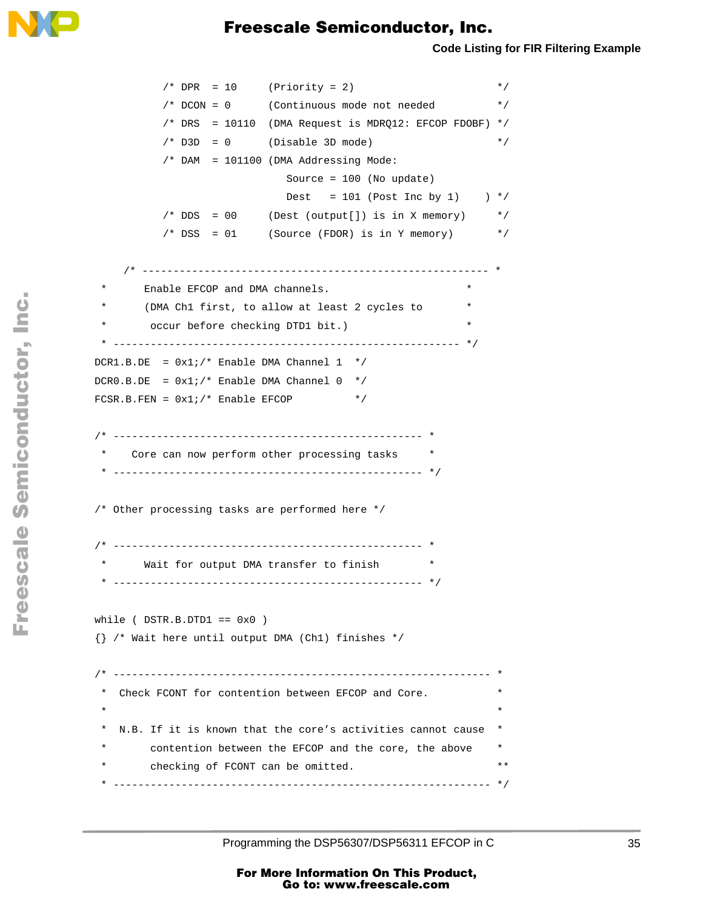```
        /* DPR  = 10     (Priority = 2)                         */
        /* DCON = 0      (Continuous mode not needed            */
        /* DRS  = 10110  (DMA Request is MDRQ12: EFCOP FDOBF) */
        /* D3D  = 0      (Disable 3D mode)                      */
        /* DAM  = 101100 (DMA Addressing Mode:
                            Source = 100 (No update)
                            Dest   = 101 (Post Inc by 1)    ) */
        /* DDS  = 00     (Dest (output[]) is in X memory)       */
        /* DSS  = 01     (Source (FDOR) is in Y memory)         */

    /* -------------------------------------------------------- *
 *      Enable EFCOP and DMA channels.                      *
 *      (DMA Ch1 first, to allow at least 2 cycles to       *
 *       occur before checking DTD1 bit.)                   *
 * -------------------------------------------------------- */
DCR1.B.DE  = 0x1;/* Enable DMA Channel 1  */
DCR0.B.DE  = 0x1;/* Enable DMA Channel 0  */
FCSR.B.FEN = 0x1;/* Enable EFCOP          */

/* -------------------------------------------------- *
 *    Core can now perform other processing tasks     *
 * -------------------------------------------------- */

/* Other processing tasks are performed here */

/* -------------------------------------------------- *
 *      Wait for output DMA transfer to finish        *
 * -------------------------------------------------- */

while ( DSTR.B.DTD1 == 0x0 )
{} /* Wait here until output DMA (Ch1) finishes */

/* ------------------------------------------------------------ *
 *  Check FCONT for contention between EFCOP and Core.          *
 *                                                              *
 *  N.B. If it is known that the core's activities cannot cause *
 *       contention between the EFCOP and the core, the above   *
 *       checking of FCONT can be omitted.                      **
 * ------------------------------------------------------------ */
```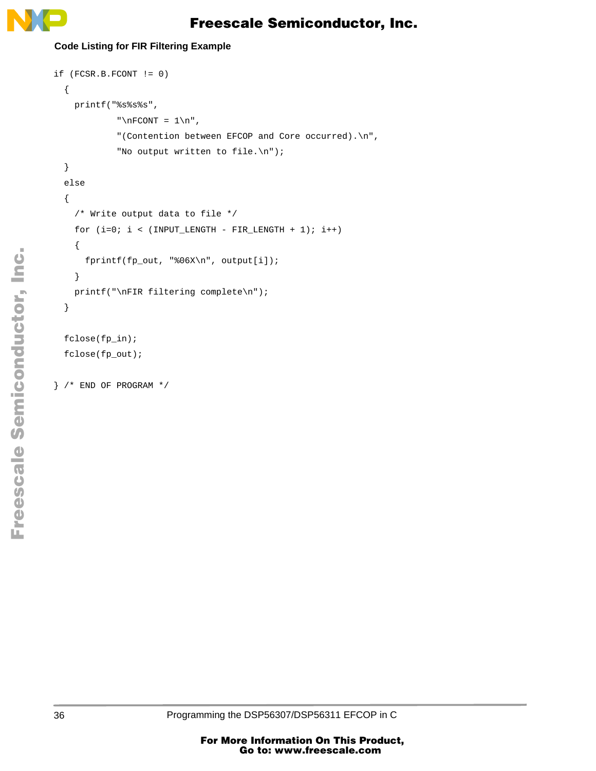```
if (FCSR.B.FCONT != 0)
  {
    printf("%s%s%s",
            "\nFCONT = 1\n",
            "(Contention between EFCOP and Core occurred).\n",
            "No output written to file.\n");
  }
  else
  {
    /* Write output data to file */
    for (i=0; i < (INPUT_LENGTH - FIR_LENGTH + 1); i++)
    {
      fprintf(fp_out, "%06X\n", output[i]);
    }
    printf("\nFIR filtering complete\n");
  }

  fclose(fp_in);
  fclose(fp_out);

} /* END OF PROGRAM */
```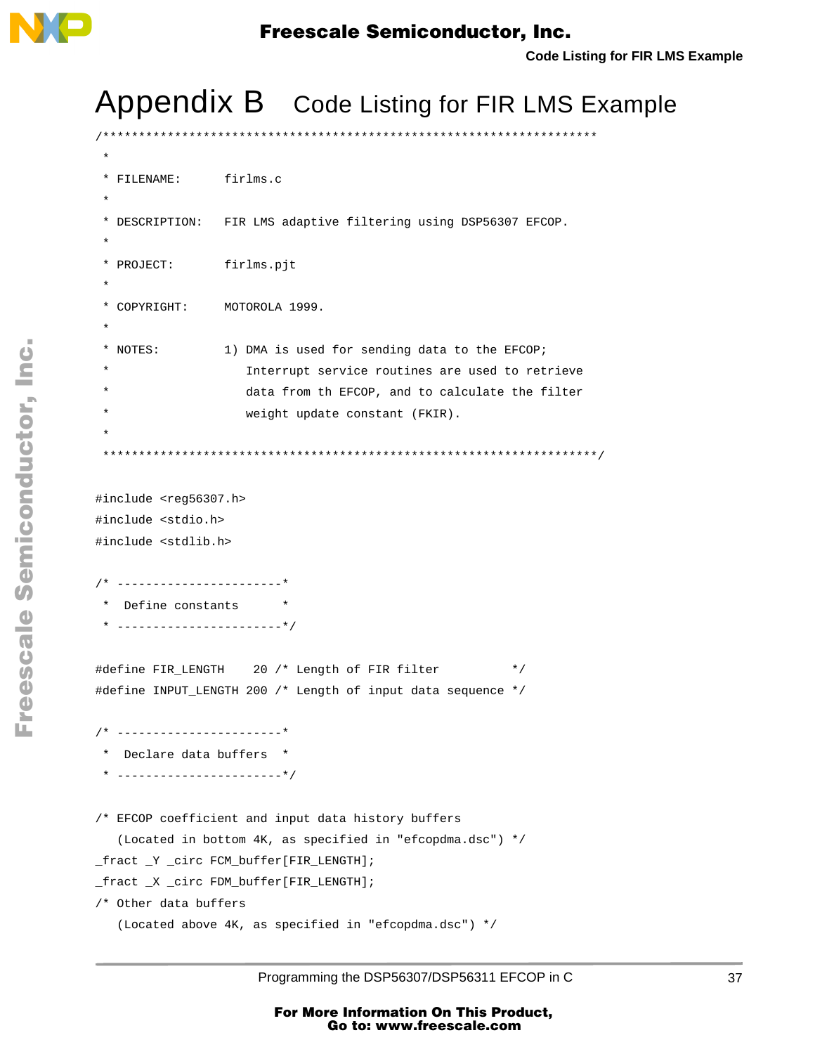# Appendix B  Code Listing for FIR LMS Example

```
/*********************************************************************
 *
 * FILENAME:      firlms.c
 *
 * DESCRIPTION:   FIR LMS adaptive filtering using DSP56307 EFCOP.
 *
 * PROJECT:       firlms.pjt
 *
 * COPYRIGHT:     MOTOROLA 1999.
 *
 * NOTES:         1) DMA is used for sending data to the EFCOP;
 *                   Interrupt service routines are used to retrieve
 *                   data from th EFCOP, and to calculate the filter
 *                   weight update constant (FKIR).
 *
 *********************************************************************/

#include <reg56307.h>
#include <stdio.h>
#include <stdlib.h>

/* -----------------------*
 *  Define constants      *
 * -----------------------*/

#define FIR_LENGTH    20 /* Length of FIR filter          */
#define INPUT_LENGTH 200 /* Length of input data sequence */

/* -----------------------*
 *  Declare data buffers  *
 * -----------------------*/

/* EFCOP coefficient and input data history buffers
   (Located in bottom 4K, as specified in "efcopdma.dsc") */
_fract _Y _circ FCM_buffer[FIR_LENGTH];
_fract _X _circ FDM_buffer[FIR_LENGTH];
/* Other data buffers
   (Located above 4K, as specified in "efcopdma.dsc") */
```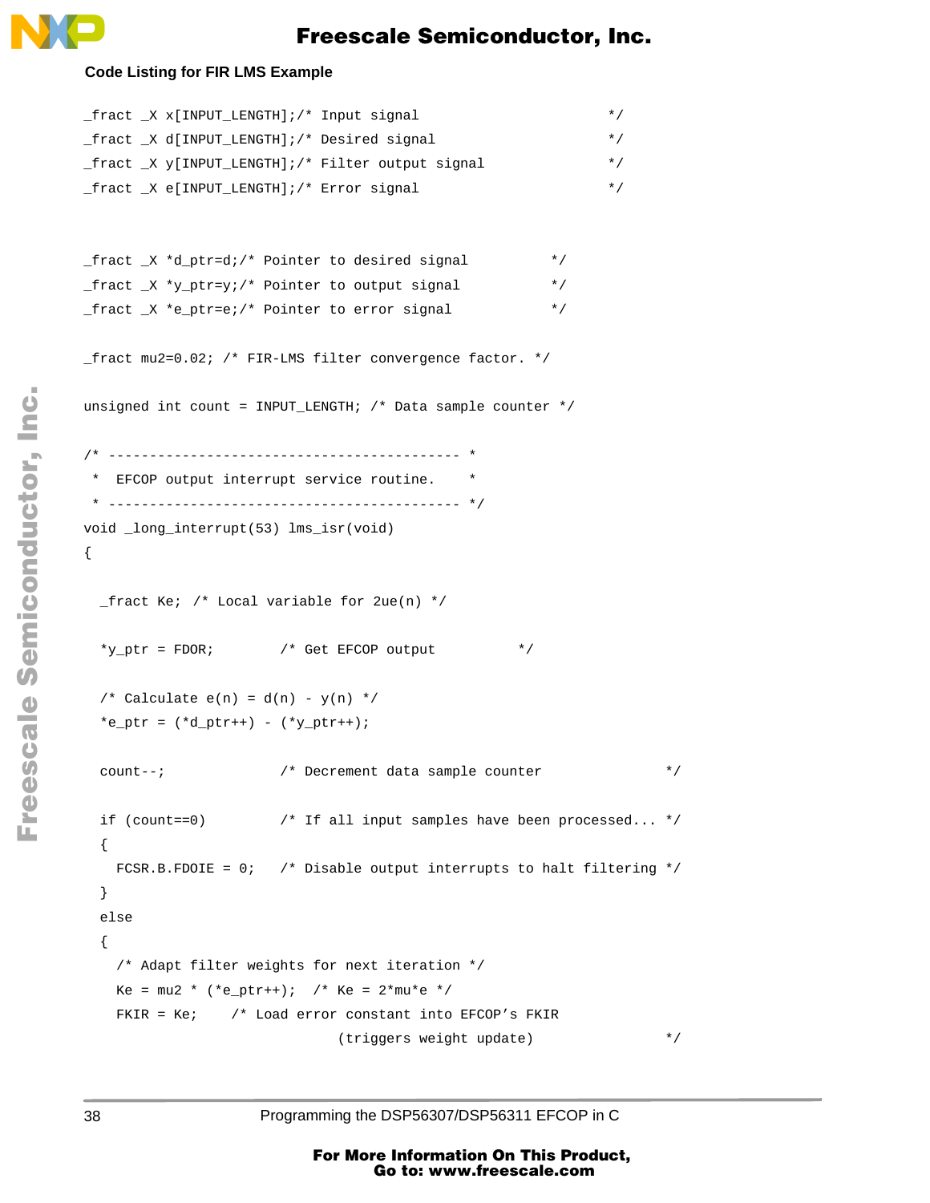**Code Listing for FIR LMS Example**

```
_fract _X x[INPUT_LENGTH];/* Input signal                         */
_fract _X d[INPUT_LENGTH];/* Desired signal                       */
_fract _X y[INPUT_LENGTH];/* Filter output signal                 */
_fract _X e[INPUT_LENGTH];/* Error signal                         */


_fract _X *d_ptr=d;/* Pointer to desired signal          */
_fract _X *y_ptr=y;/* Pointer to output signal           */
_fract _X *e_ptr=e;/* Pointer to error signal            */

_fract mu2=0.02; /* FIR-LMS filter convergence factor. */

unsigned int count = INPUT_LENGTH; /* Data sample counter */

/* ------------------------------------------- *
 *  EFCOP output interrupt service routine.    *
 * ------------------------------------------- */
void _long_interrupt(53) lms_isr(void)
{

  _fract Ke; /* Local variable for 2ue(n) */

  *y_ptr = FDOR;        /* Get EFCOP output          */

  /* Calculate e(n) = d(n) - y(n) */
  *e_ptr = (*d_ptr++) - (*y_ptr++);

  count--;              /* Decrement data sample counter                */

  if (count==0)         /* If all input samples have been processed... */
  {
    FCSR.B.FDOIE = 0;   /* Disable output interrupts to halt filtering */
  }
  else
  {
    /* Adapt filter weights for next iteration */
    Ke = mu2 * (*e_ptr++);  /* Ke = 2*mu*e */
    FKIR = Ke;    /* Load error constant into EFCOP's FKIR
                             (triggers weight update)                */
```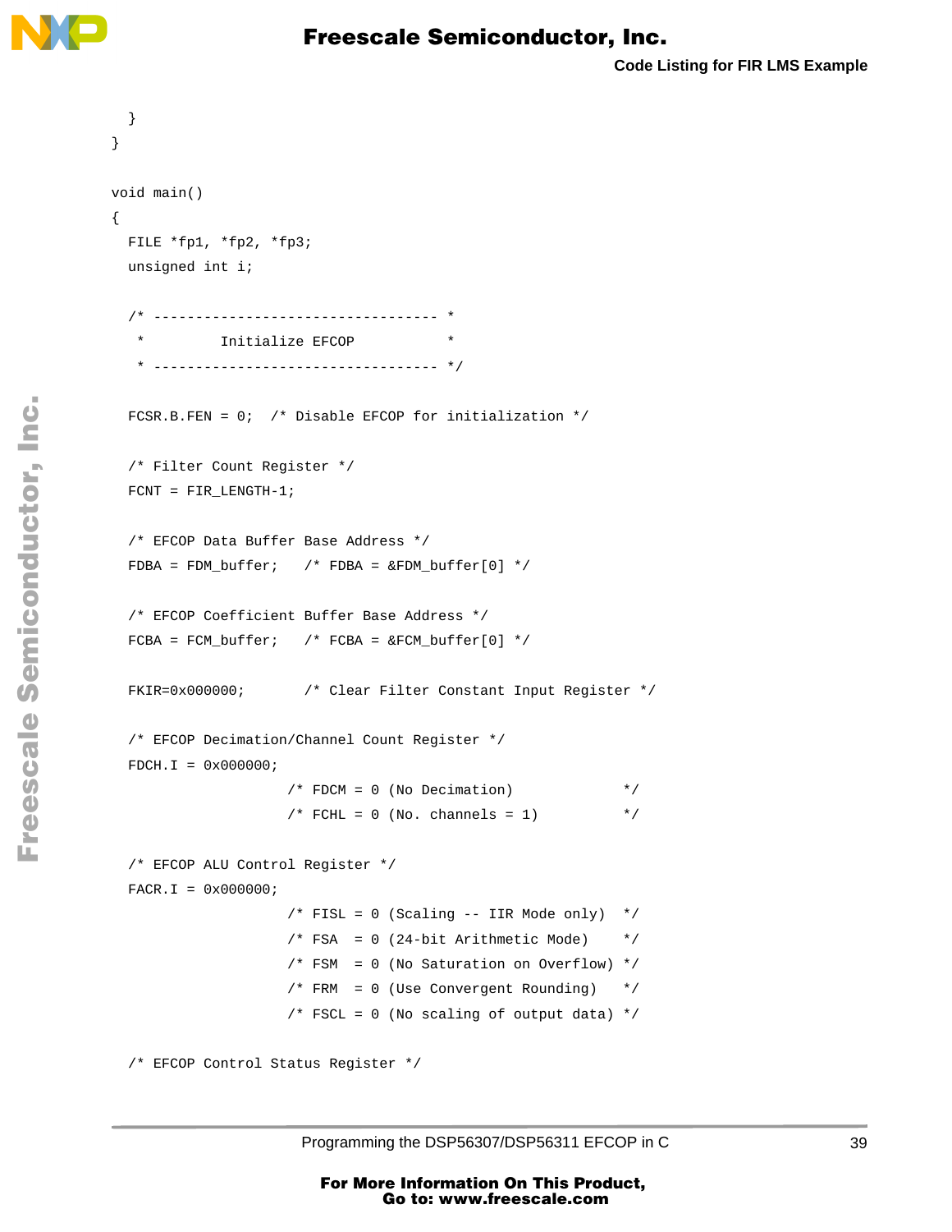```
  }
}

void main()
{
  FILE *fp1, *fp2, *fp3;
  unsigned int i;

  /* ---------------------------------- *
   *         Initialize EFCOP           *
   * ---------------------------------- */

  FCSR.B.FEN = 0;  /* Disable EFCOP for initialization */

  /* Filter Count Register */
  FCNT = FIR_LENGTH-1;

  /* EFCOP Data Buffer Base Address */
  FDBA = FDM_buffer;   /* FDBA = &FDM_buffer[0] */

  /* EFCOP Coefficient Buffer Base Address */
  FCBA = FCM_buffer;   /* FCBA = &FCM_buffer[0] */

  FKIR=0x000000;       /* Clear Filter Constant Input Register */

  /* EFCOP Decimation/Channel Count Register */
  FDCH.I = 0x000000;
                   /* FDCM = 0 (No Decimation)             */
                   /* FCHL = 0 (No. channels = 1)          */

  /* EFCOP ALU Control Register */
  FACR.I = 0x000000;
                   /* FISL = 0 (Scaling -- IIR Mode only)  */
                   /* FSA  = 0 (24-bit Arithmetic Mode)    */
                   /* FSM  = 0 (No Saturation on Overflow) */
                   /* FRM  = 0 (Use Convergent Rounding)   */
                   /* FSCL = 0 (No scaling of output data) */

  /* EFCOP Control Status Register */
```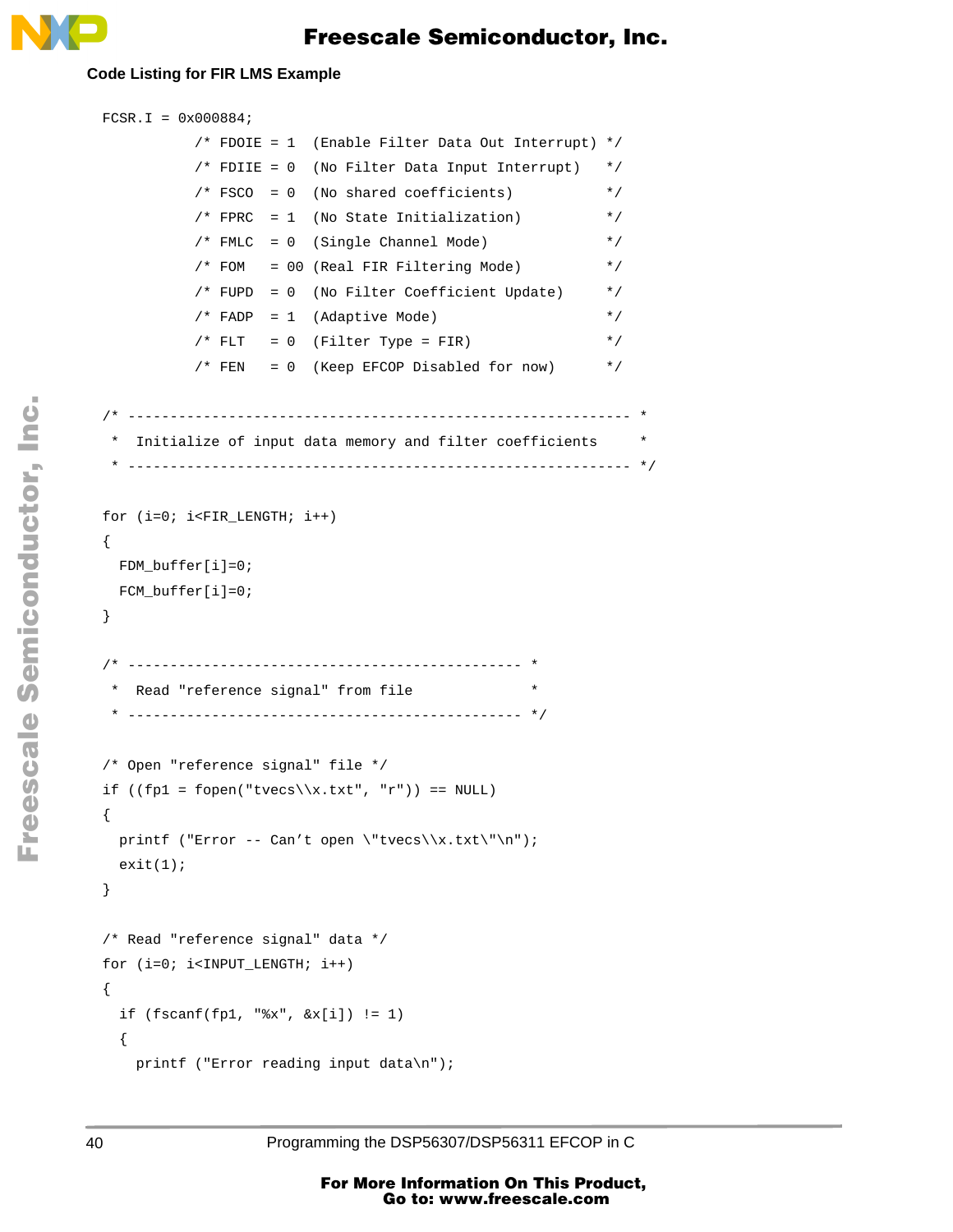**Code Listing for FIR LMS Example**

```
FCSR.I = 0x000884;
           /* FDOIE = 1  (Enable Filter Data Out Interrupt) */
           /* FDIIE = 0  (No Filter Data Input Interrupt)   */
           /* FSCO  = 0  (No shared coefficients)           */
           /* FPRC  = 1  (No State Initialization)          */
           /* FMLC  = 0  (Single Channel Mode)              */
           /* FOM   = 00 (Real FIR Filtering Mode)          */
           /* FUPD  = 0  (No Filter Coefficient Update)     */
           /* FADP  = 1  (Adaptive Mode)                    */
           /* FLT   = 0  (Filter Type = FIR)                */
           /* FEN   = 0  (Keep EFCOP Disabled for now)      */

/* ------------------------------------------------------------ *
 *  Initialize of input data memory and filter coefficients     *
 * ------------------------------------------------------------ */

for (i=0; i<FIR_LENGTH; i++)
{
  FDM_buffer[i]=0;
  FCM_buffer[i]=0;
}

/* ----------------------------------------------- *
 *  Read "reference signal" from file              *
 * ----------------------------------------------- */

/* Open "reference signal" file */
if ((fp1 = fopen("tvecs\\x.txt", "r")) == NULL)
{
  printf ("Error -- Can't open \"tvecs\\x.txt\"\n");
  exit(1);
}

/* Read "reference signal" data */
for (i=0; i<INPUT_LENGTH; i++)
{
  if (fscanf(fp1, "%x", &x[i]) != 1)
  {
    printf ("Error reading input data\n");
```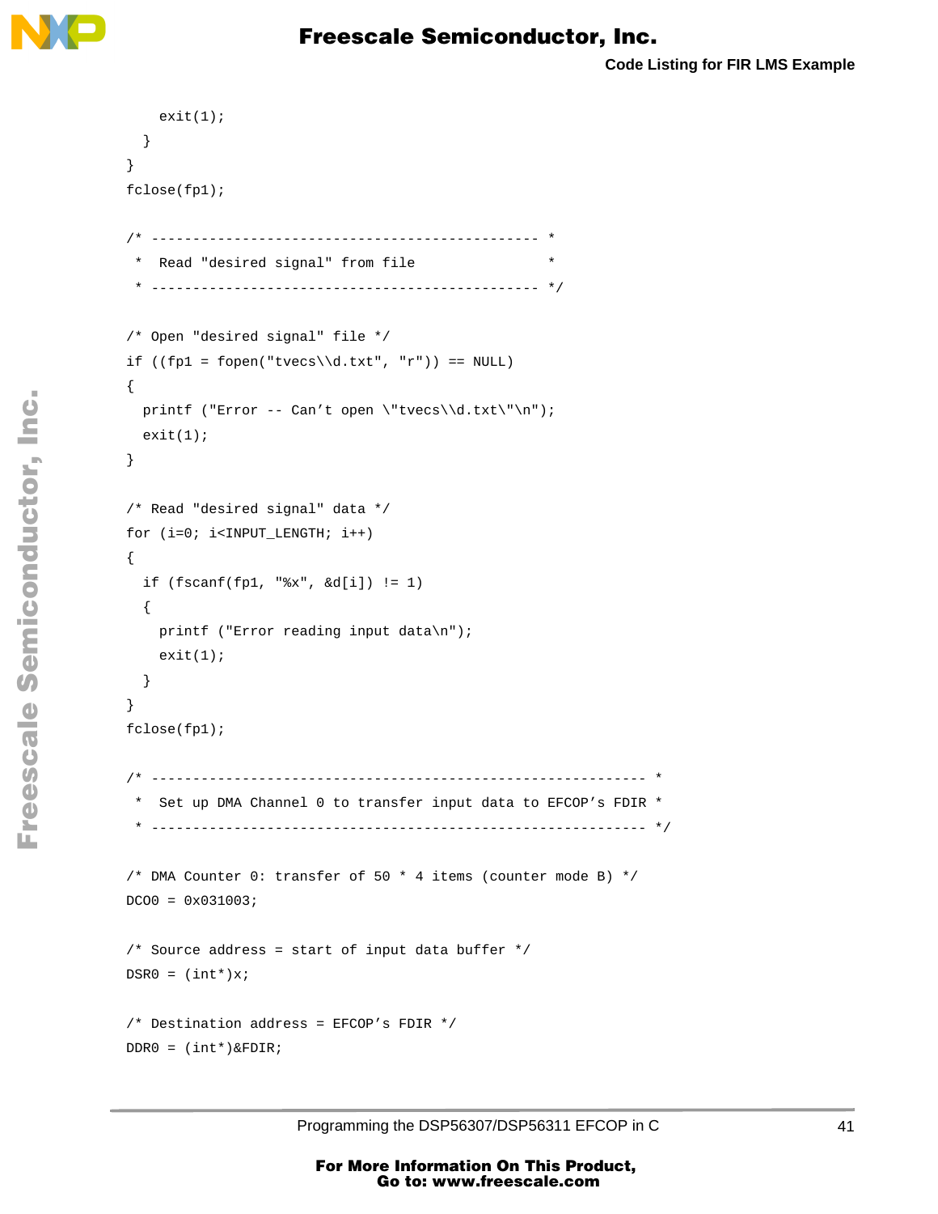```
    exit(1);
  }
}
fclose(fp1);

/* ----------------------------------------------- *
 *  Read "desired signal" from file                *
 * ----------------------------------------------- */

/* Open "desired signal" file */
if ((fp1 = fopen("tvecs\\d.txt", "r")) == NULL)
{
  printf ("Error -- Can't open \"tvecs\\d.txt\"\n");
  exit(1);
}

/* Read "desired signal" data */
for (i=0; i<INPUT_LENGTH; i++)
{
  if (fscanf(fp1, "%x", &d[i]) != 1)
  {
    printf ("Error reading input data\n");
    exit(1);
  }
}
fclose(fp1);

/* ------------------------------------------------------------ *
 *  Set up DMA Channel 0 to transfer input data to EFCOP's FDIR *
 * ------------------------------------------------------------ */

/* DMA Counter 0: transfer of 50 * 4 items (counter mode B) */
DCO0 = 0x031003;

/* Source address = start of input data buffer */
DSR0 = (int*)x;

/* Destination address = EFCOP's FDIR */
DDR0 = (int*)&FDIR;
```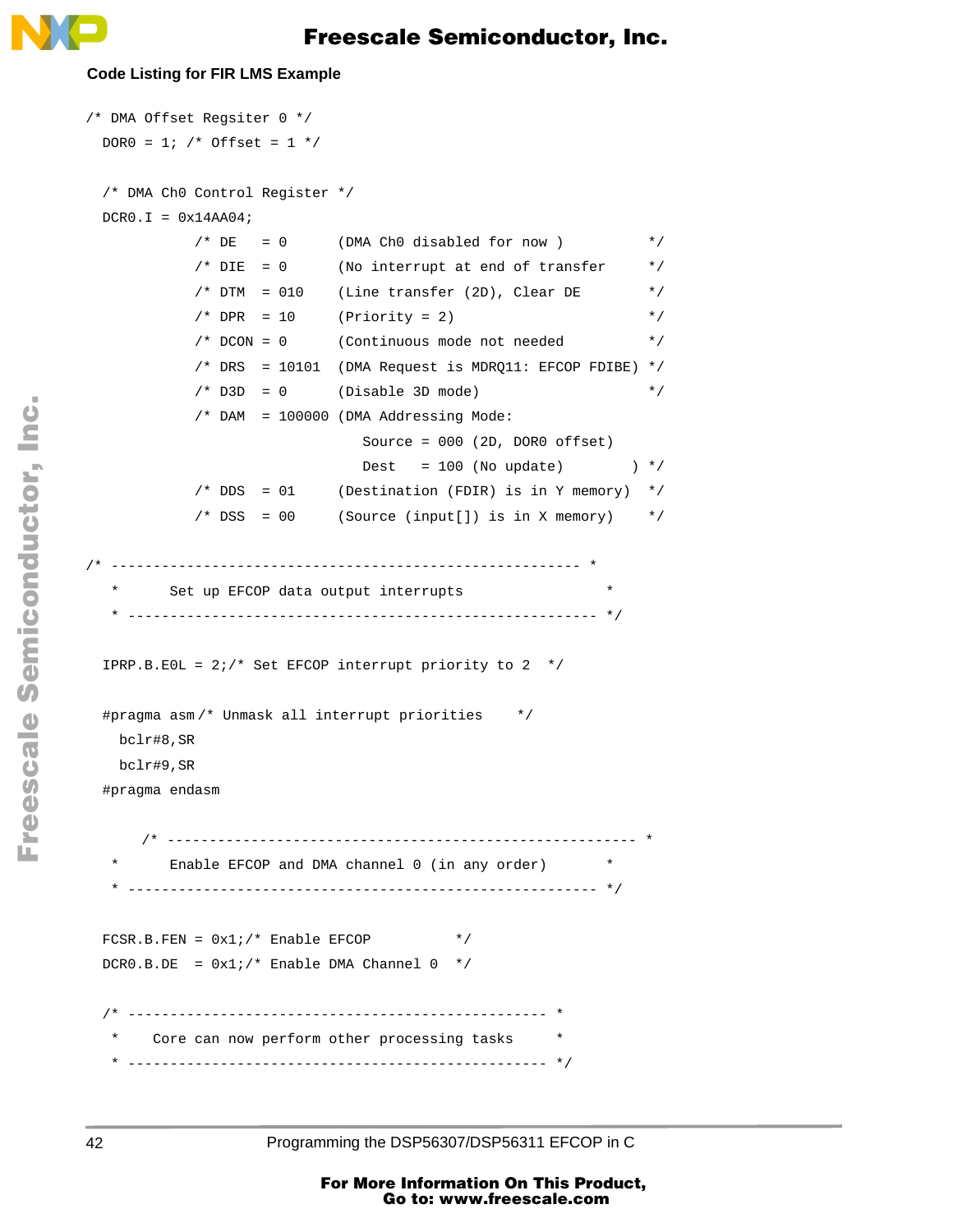**Code Listing for FIR LMS Example**

```
/* DMA Offset Regsiter 0 */
  DOR0 = 1; /* Offset = 1 */

  /* DMA Ch0 Control Register */
  DCR0.I = 0x14AA04;
             /* DE   = 0      (DMA Ch0 disabled for now )          */
             /* DIE  = 0      (No interrupt at end of transfer     */
             /* DTM  = 010    (Line transfer (2D), Clear DE        */
             /* DPR  = 10     (Priority = 2)                       */
             /* DCON = 0      (Continuous mode not needed          */
             /* DRS  = 10101  (DMA Request is MDRQ11: EFCOP FDIBE) */
             /* D3D  = 0      (Disable 3D mode)                    */
             /* DAM  = 100000 (DMA Addressing Mode:
                                 Source = 000 (2D, DOR0 offset)
                                 Dest   = 100 (No update)        ) */
             /* DDS  = 01     (Destination (FDIR) is in Y memory)  */
             /* DSS  = 00     (Source (input[]) is in X memory)    */

/* -------------------------------------------------------- *
   *      Set up EFCOP data output interrupts                *
   * -------------------------------------------------------- */

  IPRP.B.E0L = 2;/* Set EFCOP interrupt priority to 2  */

  #pragma asm/* Unmask all interrupt priorities    */
    bclr#8,SR
    bclr#9,SR
  #pragma endasm

      /* -------------------------------------------------------- *
   *      Enable EFCOP and DMA channel 0 (in any order)       *
   * -------------------------------------------------------- */

  FCSR.B.FEN = 0x1;/* Enable EFCOP          */
  DCR0.B.DE  = 0x1;/* Enable DMA Channel 0  */

  /* -------------------------------------------------- *
   *    Core can now perform other processing tasks     *
   * -------------------------------------------------- */
```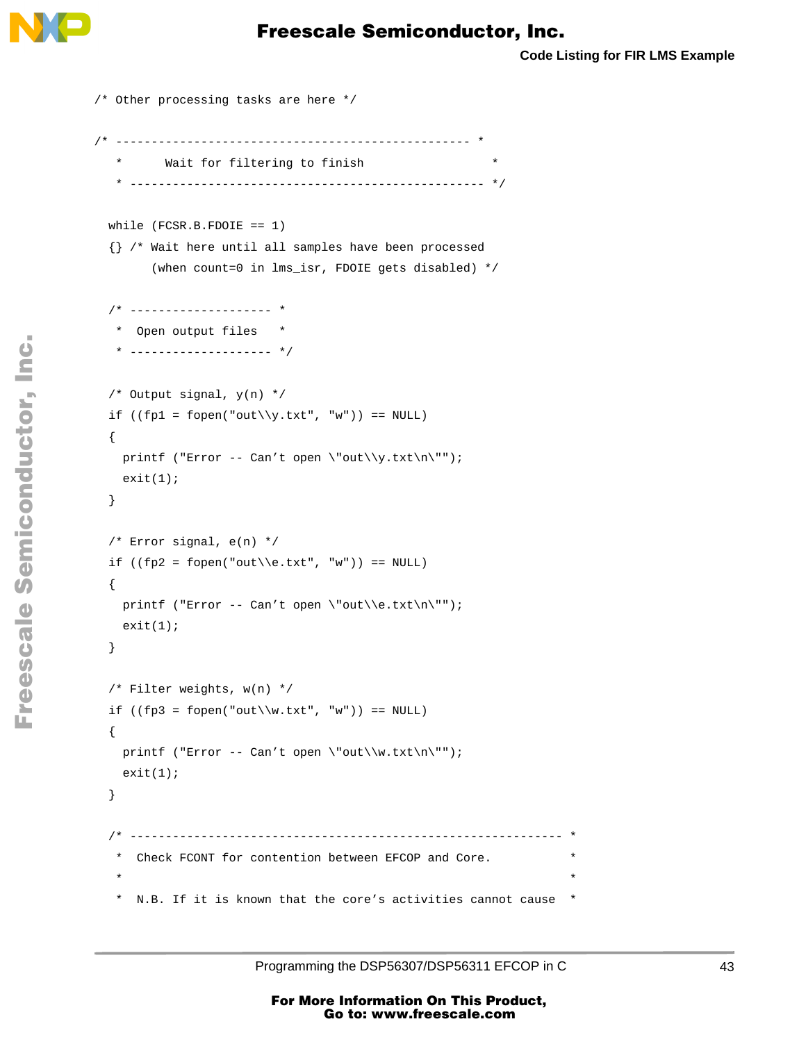```
/* Other processing tasks are here */

/* -------------------------------------------------- *
   *      Wait for filtering to finish                  *
   * -------------------------------------------------- */

  while (FCSR.B.FDOIE == 1)
  {} /* Wait here until all samples have been processed
        (when count=0 in lms_isr, FDOIE gets disabled) */

  /* -------------------- *
   *  Open output files   *
   * -------------------- */

  /* Output signal, y(n) */
  if ((fp1 = fopen("out\\y.txt", "w")) == NULL)
  {
    printf ("Error -- Can’t open \"out\\y.txt\n\"");
    exit(1);
  }

  /* Error signal, e(n) */
  if ((fp2 = fopen("out\\e.txt", "w")) == NULL)
  {
    printf ("Error -- Can’t open \"out\\e.txt\n\"");
    exit(1);
  }

  /* Filter weights, w(n) */
  if ((fp3 = fopen("out\\w.txt", "w")) == NULL)
  {
    printf ("Error -- Can’t open \"out\\w.txt\n\"");
    exit(1);
  }

  /* ------------------------------------------------------------- *
   *  Check FCONT for contention between EFCOP and Core.           *
   *                                                               *
   *  N.B. If it is known that the core’s activities cannot cause  *
```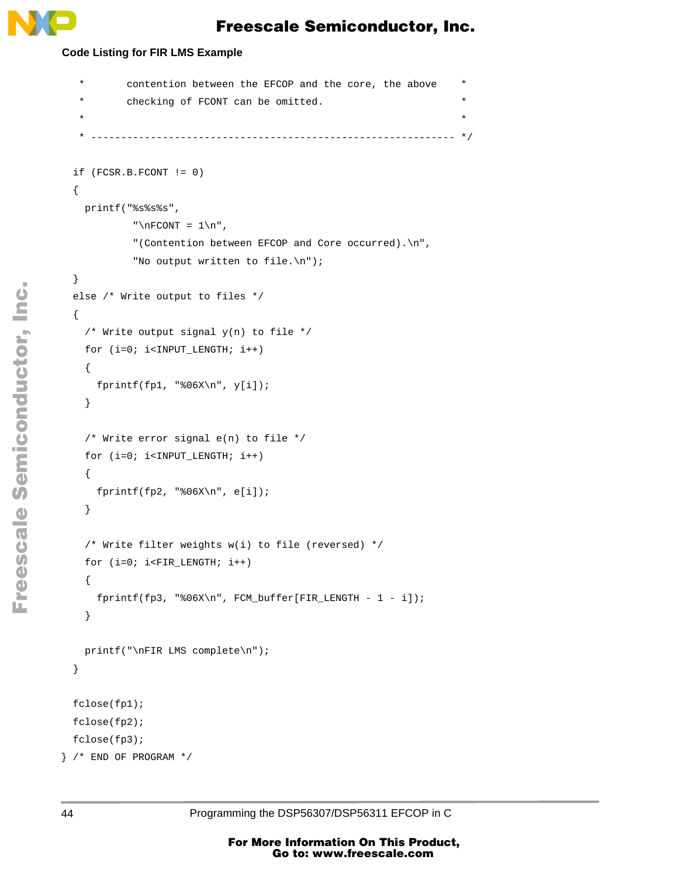```
   *       contention between the EFCOP and the core, the above     *
   *       checking of FCONT can be omitted.                        *
   *                                                                *
   * ------------------------------------------------------------- */

  if (FCSR.B.FCONT != 0)
  {
    printf("%s%s%s",
            "\nFCONT = 1\n",
            "(Contention between EFCOP and Core occurred).\n",
            "No output written to file.\n");
  }
  else /* Write output to files */
  {
    /* Write output signal y(n) to file */
    for (i=0; i<INPUT_LENGTH; i++)
    {
      fprintf(fp1, "%06X\n", y[i]);
    }

    /* Write error signal e(n) to file */
    for (i=0; i<INPUT_LENGTH; i++)
    {
      fprintf(fp2, "%06X\n", e[i]);
    }

    /* Write filter weights w(i) to file (reversed) */
    for (i=0; i<FIR_LENGTH; i++)
    {
      fprintf(fp3, "%06X\n", FCM_buffer[FIR_LENGTH - 1 - i]);
    }

    printf("\nFIR LMS complete\n");
  }

  fclose(fp1);
  fclose(fp2);
  fclose(fp3);
} /* END OF PROGRAM */
```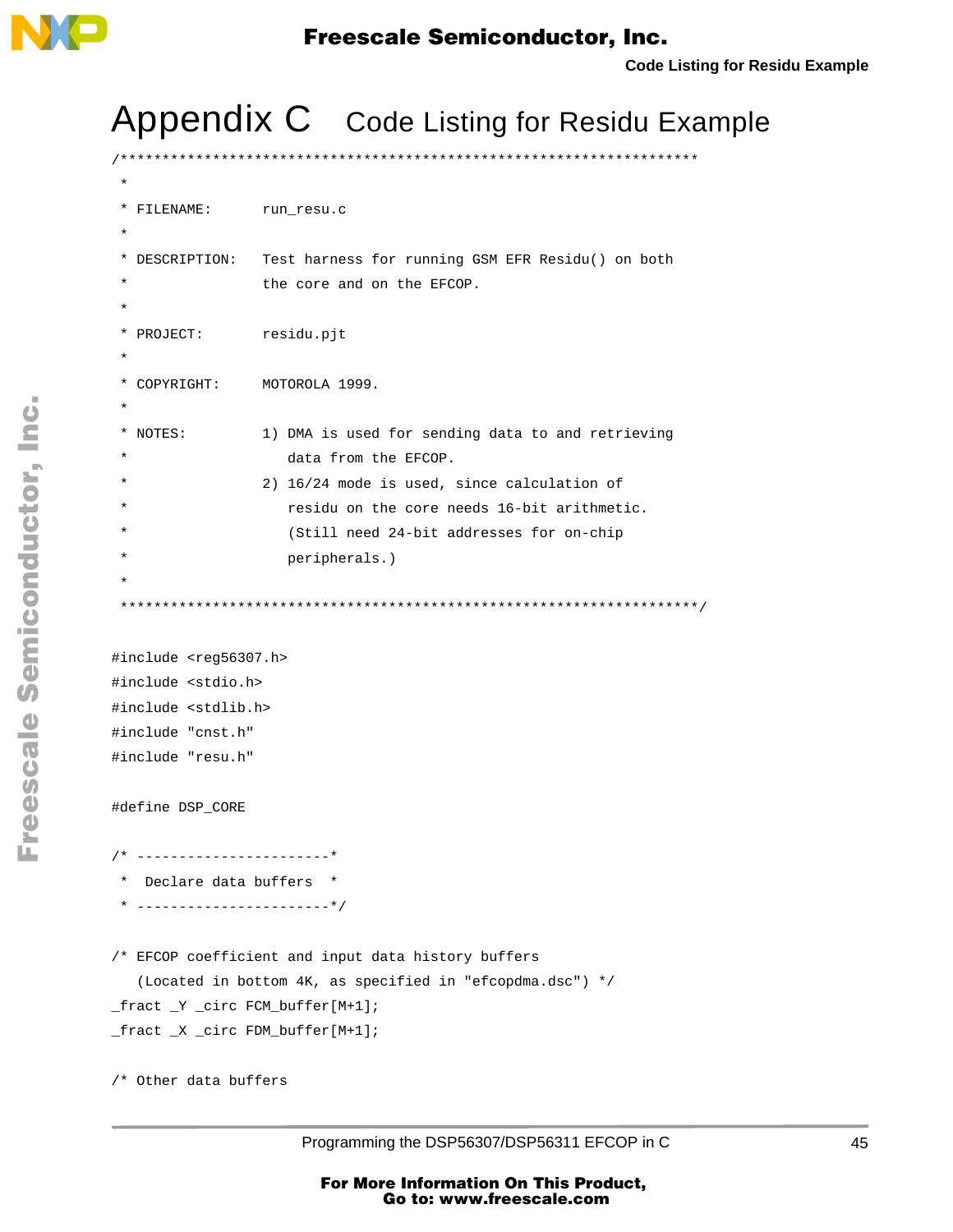# Appendix C Code Listing for Residu Example

```
/**********************************************************************
 *
 * FILENAME:      run_resu.c
 *
 * DESCRIPTION:   Test harness for running GSM EFR Residu() on both
 *                the core and on the EFCOP.
 *
 * PROJECT:       residu.pjt
 *
 * COPYRIGHT:     MOTOROLA 1999.
 *
 * NOTES:         1) DMA is used for sending data to and retrieving
 *                   data from the EFCOP.
 *                2) 16/24 mode is used, since calculation of
 *                   residu on the core needs 16-bit arithmetic.
 *                   (Still need 24-bit addresses for on-chip
 *                   peripherals.)
 *
 **********************************************************************/

#include <reg56307.h>
#include <stdio.h>
#include <stdlib.h>
#include "cnst.h"
#include "resu.h"

#define DSP_CORE

/* -----------------------*
 *  Declare data buffers  *
 * -----------------------*/

/* EFCOP coefficient and input data history buffers
   (Located in bottom 4K, as specified in "efcopdma.dsc") */
_fract _Y _circ FCM_buffer[M+1];
_fract _X _circ FDM_buffer[M+1];

/* Other data buffers
```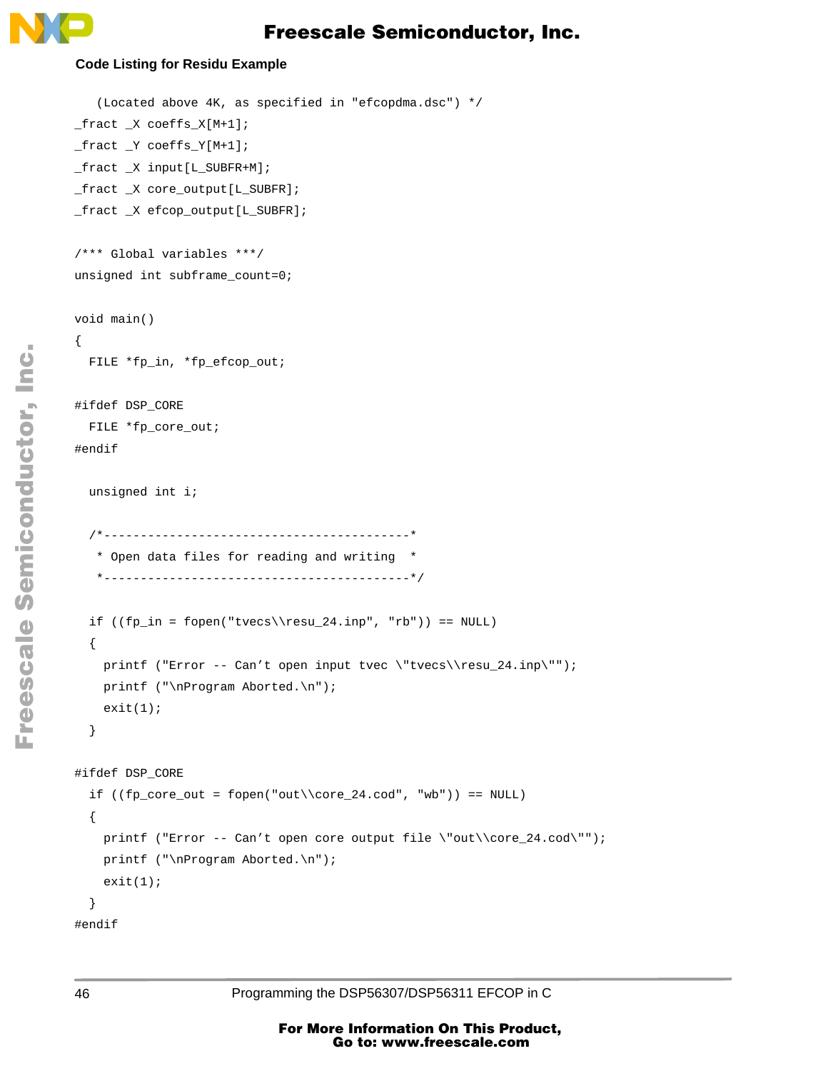**Code Listing for Residu Example**

```
   (Located above 4K, as specified in "efcopdma.dsc") */
_fract _X coeffs_X[M+1];
_fract _Y coeffs_Y[M+1];
_fract _X input[L_SUBFR+M];
_fract _X core_output[L_SUBFR];
_fract _X efcop_output[L_SUBFR];

/*** Global variables ***/
unsigned int subframe_count=0;

void main()
{
  FILE *fp_in, *fp_efcop_out;

#ifdef DSP_CORE
  FILE *fp_core_out;
#endif

  unsigned int i;

  /*-----------------------------------------*
   * Open data files for reading and writing  *
   *-----------------------------------------*/

  if ((fp_in = fopen("tvecs\\resu_24.inp", "rb")) == NULL)
  {
    printf ("Error -- Can't open input tvec \"tvecs\\resu_24.inp\"");
    printf ("\nProgram Aborted.\n");
    exit(1);
  }

#ifdef DSP_CORE
  if ((fp_core_out = fopen("out\\core_24.cod", "wb")) == NULL)
  {
    printf ("Error -- Can't open core output file \"out\\core_24.cod\"");
    printf ("\nProgram Aborted.\n");
    exit(1);
  }
#endif
```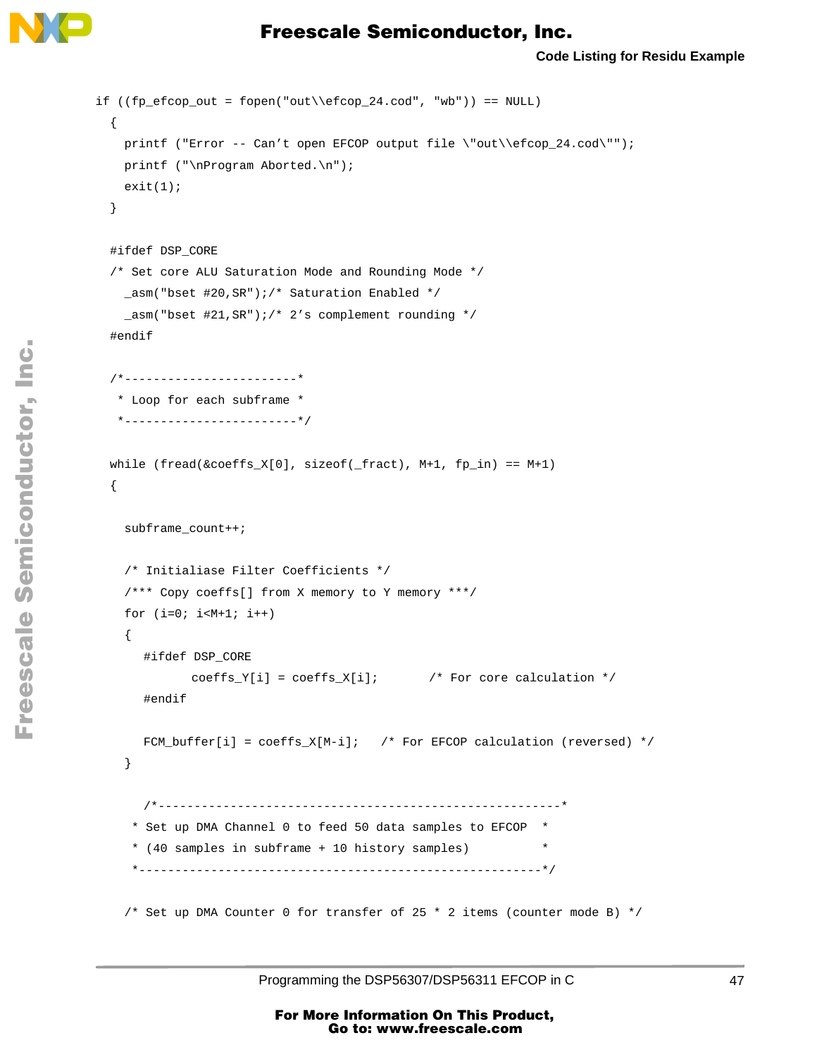```
if ((fp_efcop_out = fopen("out\\efcop_24.cod", "wb")) == NULL)
  {
    printf ("Error -- Can't open EFCOP output file \"out\\efcop_24.cod\"");
    printf ("\nProgram Aborted.\n");
    exit(1);
  }

  #ifdef DSP_CORE
  /* Set core ALU Saturation Mode and Rounding Mode */
    _asm("bset #20,SR");/* Saturation Enabled */
    _asm("bset #21,SR");/* 2's complement rounding */
  #endif

  /*------------------------*
   * Loop for each subframe *
   *------------------------*/

  while (fread(&coeffs_X[0], sizeof(_fract), M+1, fp_in) == M+1)
  {

    subframe_count++;

    /* Initialiase Filter Coefficients */
    /*** Copy coeffs[] from X memory to Y memory ***/
    for (i=0; i<M+1; i++)
    {
      #ifdef DSP_CORE
            coeffs_Y[i] = coeffs_X[i];       /* For core calculation */
      #endif

      FCM_buffer[i] = coeffs_X[M-i];   /* For EFCOP calculation (reversed) */
    }

      /*-------------------------------------------------------*
     * Set up DMA Channel 0 to feed 50 data samples to EFCOP  *
     * (40 samples in subframe + 10 history samples)          *
     *-------------------------------------------------------*/

    /* Set up DMA Counter 0 for transfer of 25 * 2 items (counter mode B) */
```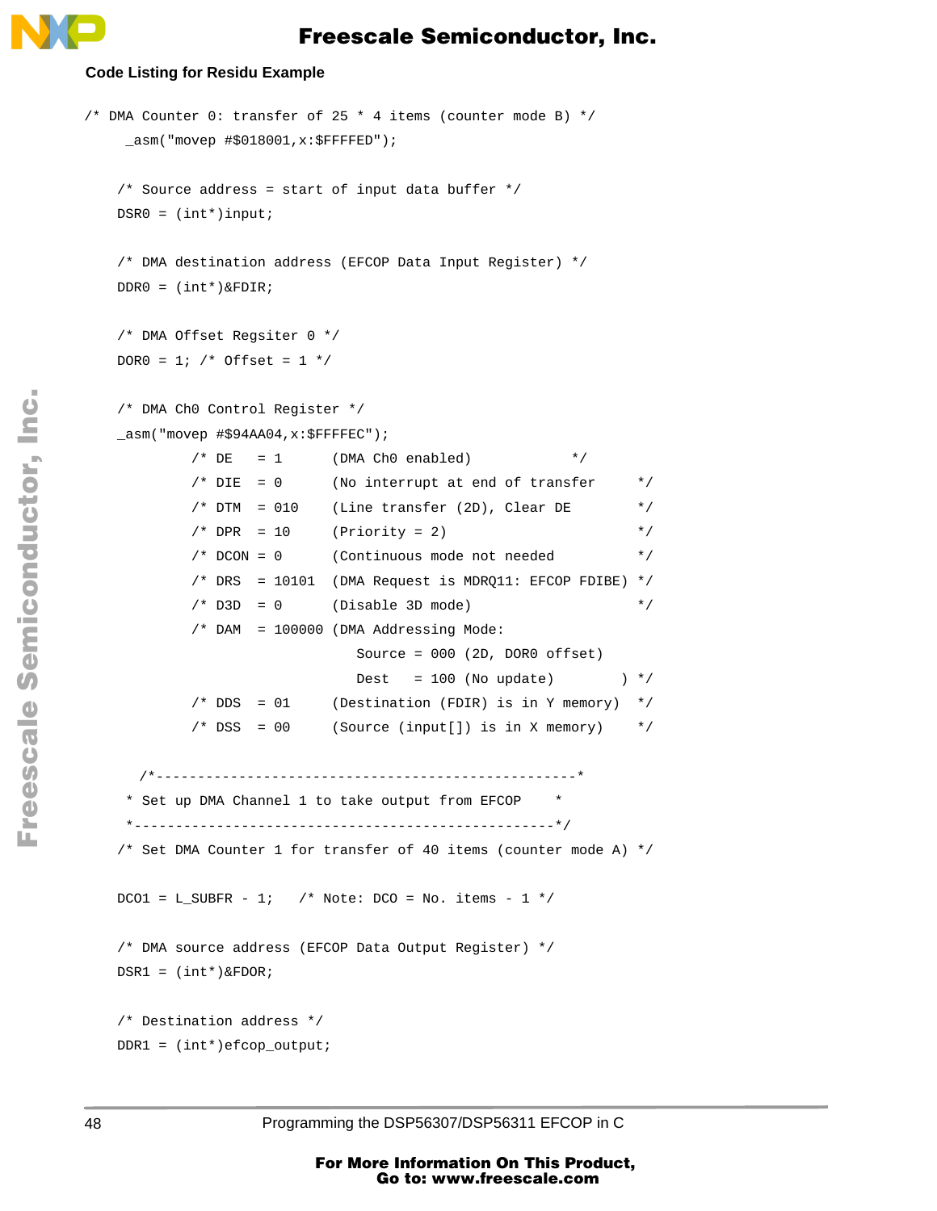**Code Listing for Residu Example**

```
/* DMA Counter 0: transfer of 25 * 4 items (counter mode B) */
     _asm("movep #$018001,x:$FFFFED");

    /* Source address = start of input data buffer */
    DSR0 = (int*)input;

    /* DMA destination address (EFCOP Data Input Register) */
    DDR0 = (int*)&FDIR;

    /* DMA Offset Regsiter 0 */
    DOR0 = 1; /* Offset = 1 */

    /* DMA Ch0 Control Register */
    _asm("movep #$94AA04,x:$FFFFEC");
             /* DE   = 1      (DMA Ch0 enabled)            */
             /* DIE  = 0      (No interrupt at end of transfer     */
             /* DTM  = 010    (Line transfer (2D), Clear DE        */
             /* DPR  = 10     (Priority = 2)                       */
             /* DCON = 0      (Continuous mode not needed          */
             /* DRS  = 10101  (DMA Request is MDRQ11: EFCOP FDIBE) */
             /* D3D  = 0      (Disable 3D mode)                    */
             /* DAM  = 100000 (DMA Addressing Mode:
                                 Source = 000 (2D, DOR0 offset)
                                 Dest   = 100 (No update)        ) */
             /* DDS  = 01     (Destination (FDIR) is in Y memory)  */
             /* DSS  = 00     (Source (input[]) is in X memory)    */

      /*---------------------------------------------------*
     * Set up DMA Channel 1 to take output from EFCOP    *
     *---------------------------------------------------*/
    /* Set DMA Counter 1 for transfer of 40 items (counter mode A) */

    DCO1 = L_SUBFR - 1;   /* Note: DCO = No. items - 1 */

    /* DMA source address (EFCOP Data Output Register) */
    DSR1 = (int*)&FDOR;

    /* Destination address */
    DDR1 = (int*)efcop_output;
```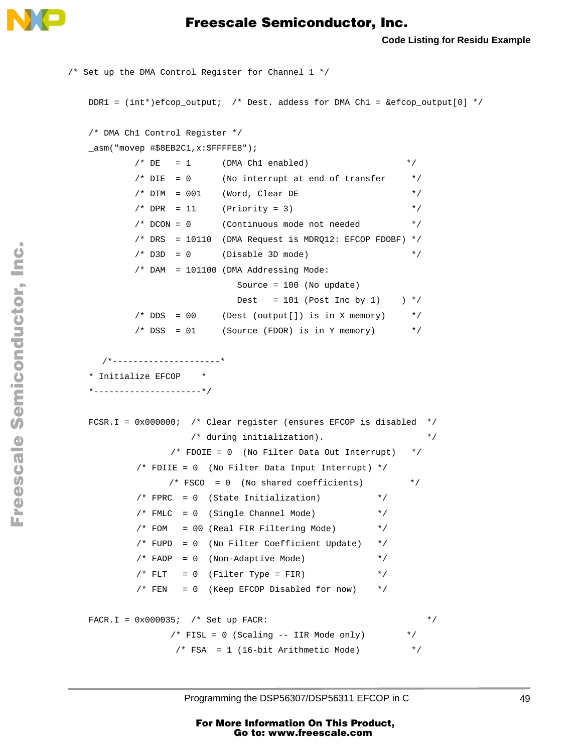```
/* Set up the DMA Control Register for Channel 1 */

    DDR1 = (int*)efcop_output;  /* Dest. addess for DMA Ch1 = &efcop_output[0] */

    /* DMA Ch1 Control Register */
    _asm("movep #$8EB2C1,x:$FFFFE8");
             /* DE   = 1      (DMA Ch1 enabled)                    */
             /* DIE  = 0      (No interrupt at end of transfer      */
             /* DTM  = 001    (Word, Clear DE                       */
             /* DPR  = 11     (Priority = 3)                        */
             /* DCON = 0      (Continuous mode not needed           */
             /* DRS  = 10110  (DMA Request is MDRQ12: EFCOP FDOBF) */
             /* D3D  = 0      (Disable 3D mode)                     */
             /* DAM  = 101100 (DMA Addressing Mode:
                                 Source = 100 (No update)
                                 Dest   = 101 (Post Inc by 1)    ) */
             /* DDS  = 00     (Dest (output[]) is in X memory)      */
             /* DSS  = 01     (Source (FDOR) is in Y memory)        */

      /*---------------------*
    * Initialize EFCOP    *
    *---------------------*/

    FCSR.I = 0x000000;  /* Clear register (ensures EFCOP is disabled  */
                        /* during initialization).                    */
                    /* FDOIE = 0  (No Filter Data Out Interrupt)    */
             /* FDIIE = 0  (No Filter Data Input Interrupt) */
                    /* FSCO  = 0  (No shared coefficients)         */
             /* FPRC  = 0  (State Initialization)           */
             /* FMLC  = 0  (Single Channel Mode)            */
             /* FOM   = 00 (Real FIR Filtering Mode)        */
             /* FUPD  = 0  (No Filter Coefficient Update)   */
             /* FADP  = 0  (Non-Adaptive Mode)              */
             /* FLT   = 0  (Filter Type = FIR)              */
             /* FEN   = 0  (Keep EFCOP Disabled for now)    */

    FACR.I = 0x000035;  /* Set up FACR:                               */
                    /* FISL = 0 (Scaling -- IIR Mode only)        */
                     /* FSA  = 1 (16-bit Arithmetic Mode)          */
```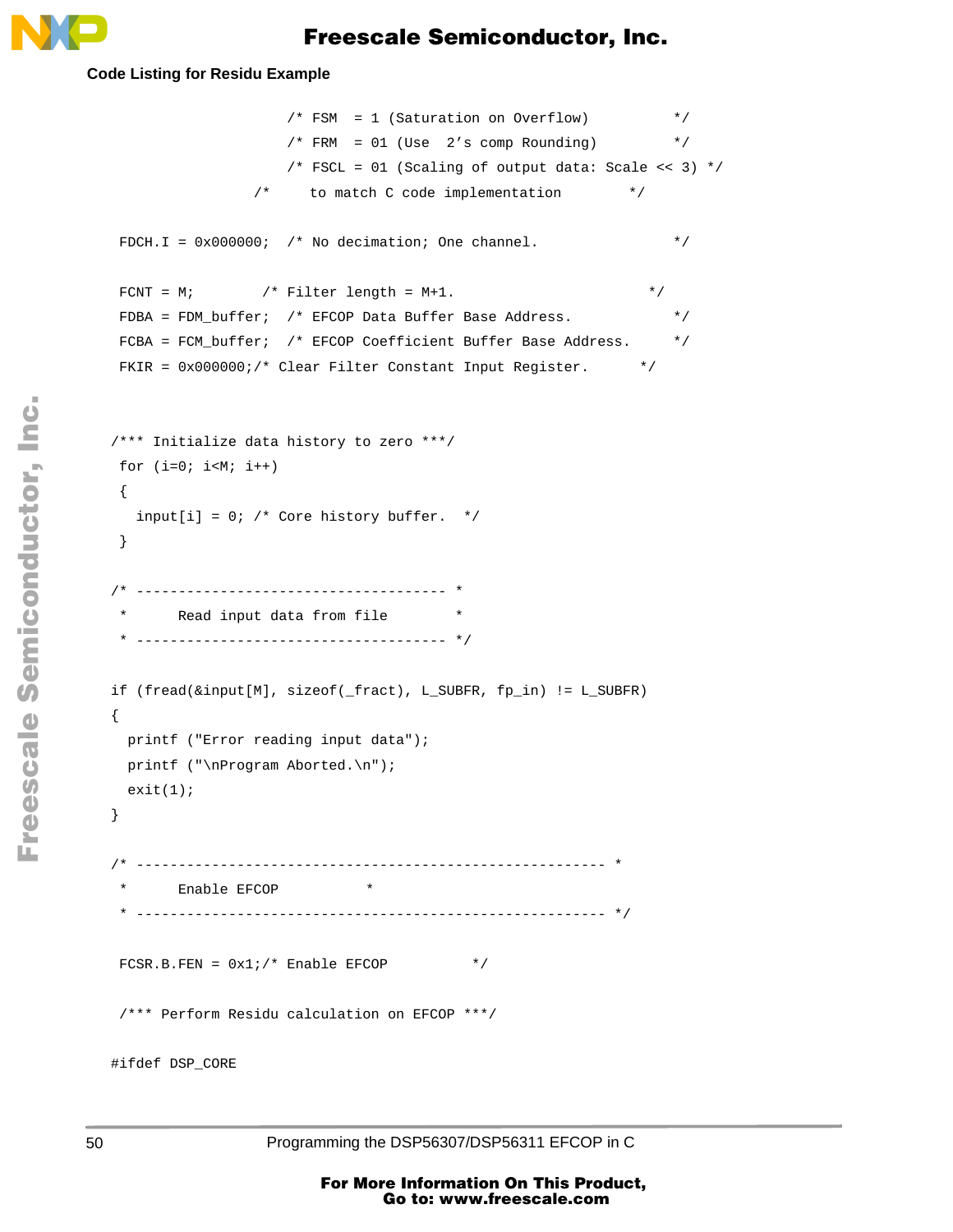```
                        /* FSM  = 1 (Saturation on Overflow)          */
                        /* FRM  = 01 (Use  2's comp Rounding)         */
                        /* FSCL = 01 (Scaling of output data: Scale << 3) */
                    /*     to match C code implementation        */

    FDCH.I = 0x000000;  /* No decimation; One channel.                */

    FCNT = M;        /* Filter length = M+1.                        */
    FDBA = FDM_buffer;  /* EFCOP Data Buffer Base Address.            */
    FCBA = FCM_buffer;  /* EFCOP Coefficient Buffer Base Address.     */
    FKIR = 0x000000;/* Clear Filter Constant Input Register.      */



   /*** Initialize data history to zero ***/
    for (i=0; i<M; i++)
    {
      input[i] = 0; /* Core history buffer.  */
    }

   /* ------------------------------------- *
    *      Read input data from file        *
    * ------------------------------------- */

   if (fread(&input[M], sizeof(_fract), L_SUBFR, fp_in) != L_SUBFR)
   {
     printf ("Error reading input data");
     printf ("\nProgram Aborted.\n");
     exit(1);
   }

   /* -------------------------------------------------------- *
    *      Enable EFCOP          *
    * -------------------------------------------------------- */

    FCSR.B.FEN = 0x1;/* Enable EFCOP          */

    /*** Perform Residu calculation on EFCOP ***/

   #ifdef DSP_CORE
```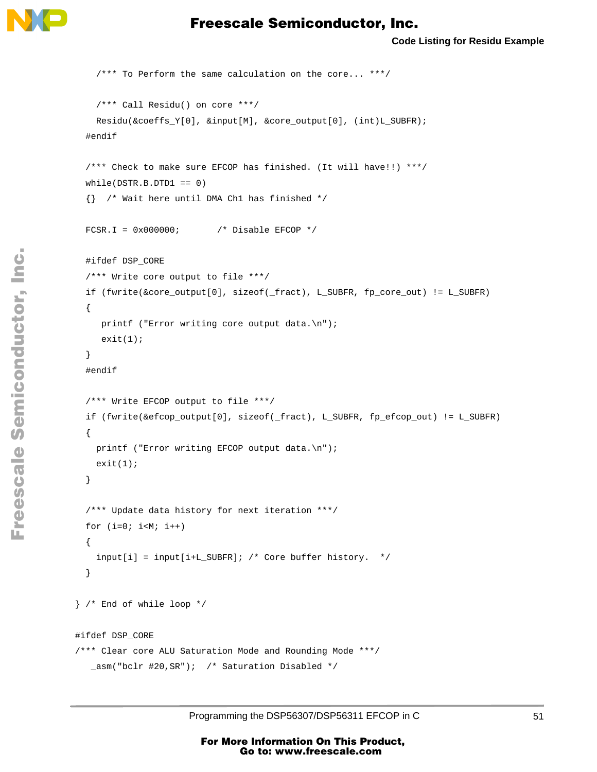```
    /*** To Perform the same calculation on the core... ***/

    /*** Call Residu() on core ***/
    Residu(&coeffs_Y[0], &input[M], &core_output[0], (int)L_SUBFR);
  #endif

  /*** Check to make sure EFCOP has finished. (It will have!!) ***/
  while(DSTR.B.DTD1 == 0)
  {}  /* Wait here until DMA Ch1 has finished */

  FCSR.I = 0x000000;       /* Disable EFCOP */

  #ifdef DSP_CORE
  /*** Write core output to file ***/
  if (fwrite(&core_output[0], sizeof(_fract), L_SUBFR, fp_core_out) != L_SUBFR)
  {
     printf ("Error writing core output data.\n");
     exit(1);
  }
  #endif

  /*** Write EFCOP output to file ***/
  if (fwrite(&efcop_output[0], sizeof(_fract), L_SUBFR, fp_efcop_out) != L_SUBFR)
  {
    printf ("Error writing EFCOP output data.\n");
    exit(1);
  }

  /*** Update data history for next iteration ***/
  for (i=0; i<M; i++)
  {
    input[i] = input[i+L_SUBFR]; /* Core buffer history.  */
  }

} /* End of while loop */

#ifdef DSP_CORE
/*** Clear core ALU Saturation Mode and Rounding Mode ***/
   _asm("bclr #20,SR");  /* Saturation Disabled */
```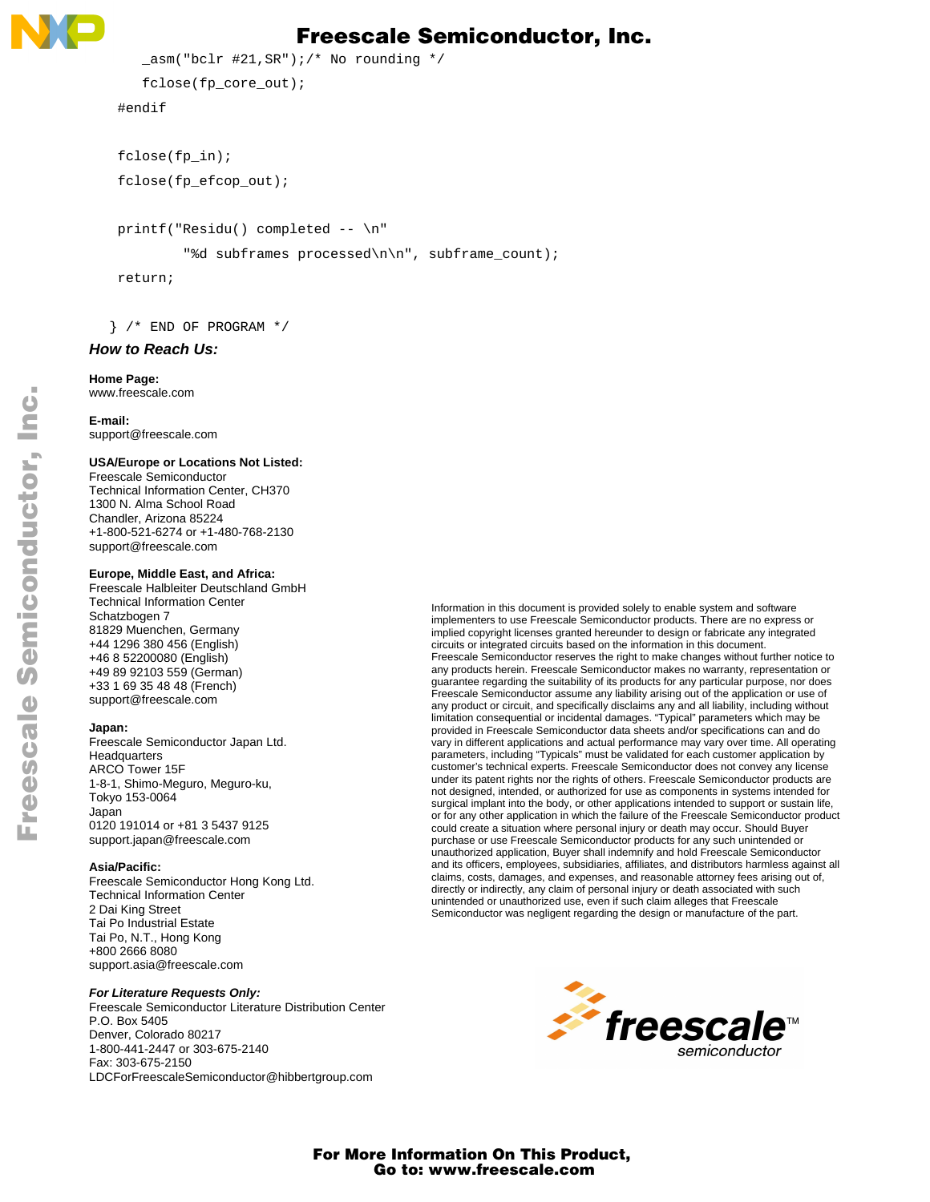```
    _asm("bclr #21,SR");/* No rounding */
    fclose(fp_core_out);
  #endif

  fclose(fp_in);
  fclose(fp_efcop_out);

  printf("Residu() completed -- \n"
          "%d subframes processed\n\n", subframe_count);
  return;

} /* END OF PROGRAM */
```

### *How to Reach Us:*

**Home Page:**
www.freescale.com

**E-mail:**
support@freescale.com

**USA/Europe or Locations Not Listed:**
Freescale Semiconductor
Technical Information Center, CH370
1300 N. Alma School Road
Chandler, Arizona 85224
+1-800-521-6274 or +1-480-768-2130
support@freescale.com

**Europe, Middle East, and Africa:**
Freescale Halbleiter Deutschland GmbH
Technical Information Center
Schatzbogen 7
81829 Muenchen, Germany
+44 1296 380 456 (English)
+46 8 52200080 (English)
+49 89 92103 559 (German)
+33 1 69 35 48 48 (French)
support@freescale.com

**Japan:**
Freescale Semiconductor Japan Ltd.
Headquarters
ARCO Tower 15F
1-8-1, Shimo-Meguro, Meguro-ku,
Tokyo 153-0064
Japan
0120 191014 or +81 3 5437 9125
support.japan@freescale.com

**Asia/Pacific:**
Freescale Semiconductor Hong Kong Ltd.
Technical Information Center
2 Dai King Street
Tai Po Industrial Estate
Tai Po, N.T., Hong Kong
+800 2666 8080
support.asia@freescale.com

***For Literature Requests Only:***
Freescale Semiconductor Literature Distribution Center
P.O. Box 5405
Denver, Colorado 80217
1-800-441-2447 or 303-675-2140
Fax: 303-675-2150
LDCForFreescaleSemiconductor@hibbertgroup.com

Information in this document is provided solely to enable system and software implementers to use Freescale Semiconductor products. There are no express or implied copyright licenses granted hereunder to design or fabricate any integrated circuits or integrated circuits based on the information in this document.
Freescale Semiconductor reserves the right to make changes without further notice to any products herein. Freescale Semiconductor makes no warranty, representation or guarantee regarding the suitability of its products for any particular purpose, nor does Freescale Semiconductor assume any liability arising out of the application or use of any product or circuit, and specifically disclaims any and all liability, including without limitation consequential or incidental damages. "Typical" parameters which may be provided in Freescale Semiconductor data sheets and/or specifications can and do vary in different applications and actual performance may vary over time. All operating parameters, including "Typicals" must be validated for each customer application by customer's technical experts. Freescale Semiconductor does not convey any license under its patent rights nor the rights of others. Freescale Semiconductor products are not designed, intended, or authorized for use as components in systems intended for surgical implant into the body, or other applications intended to support or sustain life, or for any other application in which the failure of the Freescale Semiconductor product could create a situation where personal injury or death may occur. Should Buyer purchase or use Freescale Semiconductor products for any such unintended or unauthorized application, Buyer shall indemnify and hold Freescale Semiconductor and its officers, employees, subsidiaries, affiliates, and distributors harmless against all claims, costs, damages, and expenses, and reasonable attorney fees arising out of, directly or indirectly, any claim of personal injury or death associated with such unintended or unauthorized use, even if such claim alleges that Freescale Semiconductor was negligent regarding the design or manufacture of the part.

freescale™ semiconductor

**For More Information On This Product,
Go to: www.freescale.com**